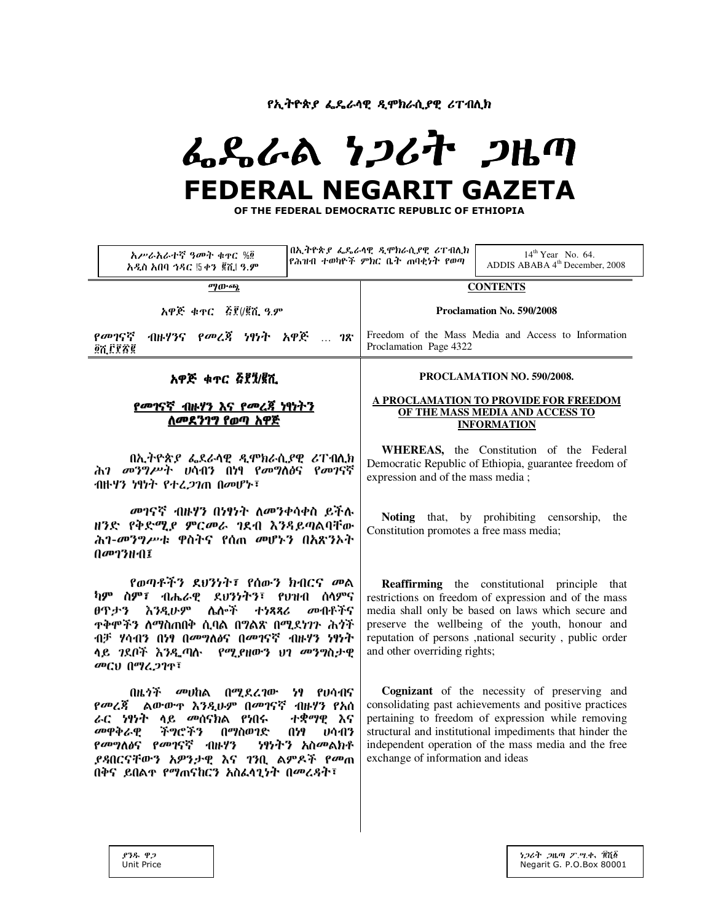የኢትዮጵያ ፌዴራላዊ ዲሞክራሲያዊ ሪፐብሊክ

# ፌዴራል ነጋሪት ጋዜጣ

# FEDERAL NEGARIT GAZETA

OF THE FEDERAL DEMOCRATIC REPUBLIC OF ETHIOPIA

| አሥራአራተኛ ዓመት ቁጥር ፳፬ አዲስ አበባ ኅዳር ፲፭ ቀን ፪ሺ፩ ዓ.ም | በኢትዮጵያ ፌዴራላዊ ዲሞክራሲያዊ ሪፐብሊክ የሕዝብ ተወካዮች ምክር ቤት ጠባቂነት የወጣ | 14th Year No. 64. ADDIS ABABA 4th December, 2008 |
|---|---|---|

| ማውጫ | CONTENTS |
|---|---|
| አዋጅ ቁጥር ፭፻/፪ሺ ዓ.ም | Proclamation No. 590/2008 |
| የመገናኛ ብዙሃንና የመረጃ ነፃነት አዋጅ … ገጽ ፬ሺ፫፻፳፪ | Freedom of the Mass Media and Access to Information Proclamation Page 4322 |

## አዋጅ ቁጥር ፭፻፺/፪ሺ

### የመገናኛ ብዙሃን እና የመረጃ ነፃነትን ለመደንገግ የወጣ አዋጅ

በኢትዮጵያ ፌዴራላዊ ዲሞክራሲያዊ ሪፐብሊክ ሕገ መንግሥት ሀሳብን በነፃ የመግለፅና የመገናኛ ብዙሃን ነፃነት የተረጋገጠ በመሆኑ፣

መገናኛ ብዙሃን በነፃነት ለመንቀሳቀስ ይችሉ ዘንድ የቅድሚያ ምርመራ ገደብ እንዳይጣልባቸው ሕገ-መንግሥቱ ዋስትና የሰጠ መሆኑን በአጽንኦት በመገንዘብ፤

የወጣቶችን ደህንነት፣ የሰውን ክብርና መልካም ስም፣ ብሔራዊ ደህንነትን፣ የህዝብ ሰላምና ፀጥታን እንዲሁም ሌሎች ተነጻጻሪ መብቶችና ጥቅሞችን ለማስጠበቅ ሲባል በግልጽ በሚደነገጉ ሕጎች ብቻ ሃሳብን በነፃ በመግለፅና በመገናኛ ብዙሃን ነፃነት ላይ ገደቦች እንዲጣሉ የሚያዘውን ህገ መንግስታዊ መርህ በማረጋገጥ፣

በዜጎች መሀከል በሚደረገው ነፃ የሀሳብና የመረጃ ልውውጥ እንዲሁም በመገናኛ ብዙሃን የአሰራር ነፃነት ላይ መሰናክል የነበሩ ተቋማዊ እና መዋቅራዊ ችግሮችን በማስወገድ በነፃ ሀሳብን የመግለፅና የመገናኛ ብዙሃን ነፃነትን አስመልክቶ ያዳበርናቸውን አዎንታዊ እና ገንቢ ልምዶች የመጠበቅና ይበልጥ የማጠናከርን አስፈላጊነት በመረዳት፣

## PROCLAMATION NO. 590/2008.

### A PROCLAMATION TO PROVIDE FOR FREEDOM OF THE MASS MEDIA AND ACCESS TO INFORMATION

**WHEREAS,** the Constitution of the Federal Democratic Republic of Ethiopia, guarantee freedom of expression and of the mass media ;

**Noting** that, by prohibiting censorship, the Constitution promotes a free mass media;

**Reaffirming** the constitutional principle that restrictions on freedom of expression and of the mass media shall only be based on laws which secure and preserve the wellbeing of the youth, honour and reputation of persons ,national security , public order and other overriding rights;

**Cognizant** of the necessity of preserving and consolidating past achievements and positive practices pertaining to freedom of expression while removing structural and institutional impediments that hinder the independent operation of the mass media and the free exchange of information and ideas

ያንዱ ዋጋ
Unit Price

ነጋሪት ጋዜጣ ፖ.ሣ.ቁ. ፹ሺ፩
Negarit G. P.O.Box 80001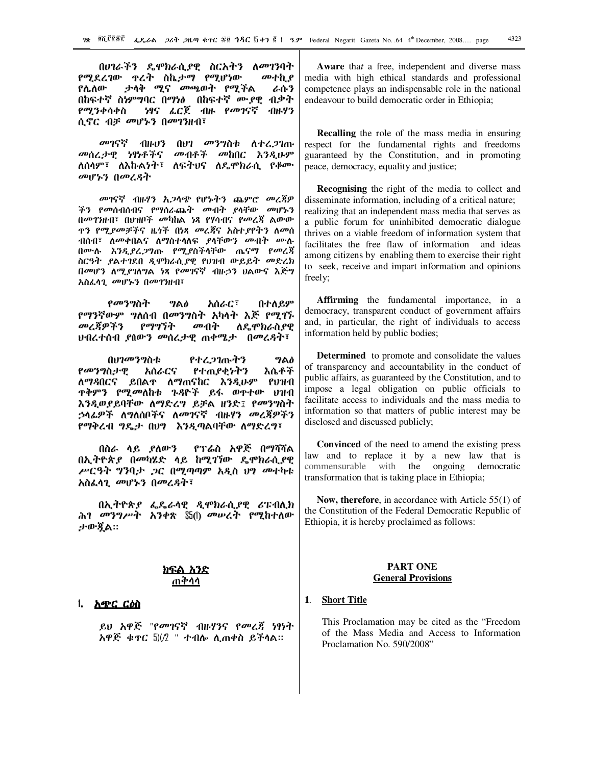በሀገራችን ዴሞክራሲያዊ ስርአትን ለመገንባት የሚደረገው ጥረት ስኬታማ የሚሆነው መተኪያ የሌለው ታላቅ ሚና መጫወት የሚችል ራሱን በከፍተኛ ስነምግባር በማነፅ በከፍተኛ ሙያዊ ብቃት የሚንቀሳቀስ ነፃና ፈርጀ ብዙ የመገናኛ ብዙሃን ሲኖር ብቻ መሆኑን በመገንዘብ፣

መገናኛ ብዙሀን በህገ መንግስቱ ለተረጋገጡ መሰረታዊ ነፃነቶችና መብቶች መከበር እንዲሁም ለሰላም፣ ለእኩልነት፣ ለፍትህና ለዴሞክራሲ የቆሙ መሆኑን በመረዳት

መገናኛ ብዙሃን አጋላጭ የሆኑትን ጨምሮ መረጃዎችን የመሰብሰብና የማሰራጨት መብት ያላቸው መሆኑን በመገንዘብ፣ በህዝቦች መካከል ነጻ የሃሳብና የመረጃ ልውውጥን የሚያመቻችና ዜጎች በነጻ መረጃና አስተያየትን ለመሰብሰብ፣ ለመቀበልና ለማስተላለፍ ያላቸውን መብት ሙሉ በሙሉ እንዲያረጋግጡ የሚያስችላቸው ጤናማ የመረጃ ስርዓት ያልተገደበ ዲሞክራሲያዊ የህዝብ ውይይት መድረክ በመሆን ለሚያገለግል ነጻ የመገናኛ ብዙኃን ህልውና እጅግ አስፈላጊ መሆኑን በመገንዘብ፣

የመንግስት ግልፅ አሰራር፣ በተለይም የማንኛውም ግለሰብ በመንግስት አካላት እጅ የሚገኙ መረጃዎችን የማግኘት መብት ለዴሞክራሲያዊ ህብረተሰብ ያለውን መሰረታዊ ጠቀሜታ በመረዳት፣

በህገመንግስቱ የተረጋገጡትን ግልፅ የመንግስታዊ አሰራርና የተጠያቂነትን እሴቶች ለማዳበርና ይበልጥ ለማጠናከር እንዲሁም የህዝብ ጥቅምን የሚመለከቱ ጉዳዮች ይፋ ወጥተው ህዝብ እንዲወያይባቸው ለማድረግ ይቻል ዘንድ፤ የመንግስት ኃላፊዎች ለግለሰቦችና ለመገናኛ ብዙሃን መረጃዎችን የማቅረብ ግዴታ በህግ እንዲጣልባቸው ለማድረግ፣

በስራ ላይ ያለውን የፕሬስ አዋጅ በማሻሻል በኢትዮጵያ በመካሄድ ላይ ከሚገኘው ዴሞክራሲያዊ ሥርዓት ግንባታ ጋር በሚጣጣም አዲስ ህግ መተካቱ አስፈላጊ መሆኑን በመረዳት፣

በኢትዮጵያ ፌዴራላዊ ዲሞክራሲያዊ ሪፑብሊክ ሕገ መንግሥት አንቀጽ ፶፭(፩) መሠረት የሚከተለው ታውጇል።

## ክፍል አንድ
## ጠቅላላ

### ፩. አጭር ርዕስ

ይህ አዋጅ "የመገናኛ ብዙሃንና የመረጃ ነፃነት አዋጅ ቁጥር ፭፻፺/፪ " ተብሎ ሊጠቀስ ይችላል።

**Aware** that a free, independent and diverse mass media with high ethical standards and professional competence plays an indispensable role in the national endeavour to build democratic order in Ethiopia;

**Recalling** the role of the mass media in ensuring respect for the fundamental rights and freedoms guaranteed by the Constitution, and in promoting peace, democracy, equality and justice;

**Recognising** the right of the media to collect and disseminate information, including of a critical nature; realizing that an independent mass media that serves as a public forum for uninhibited democratic dialogue thrives on a viable freedom of information system that facilitates the free flaw of information and ideas among citizens by enabling them to exercise their right to seek, receive and impart information and opinions freely;

**Affirming** the fundamental importance, in a democracy, transparent conduct of government affairs and, in particular, the right of individuals to access information held by public bodies;

**Determined** to promote and consolidate the values of transparency and accountability in the conduct of public affairs, as guaranteed by the Constitution, and to impose a legal obligation on public officials to facilitate access to individuals and the mass media to information so that matters of public interest may be disclosed and discussed publicly;

**Convinced** of the need to amend the existing press law and to replace it by a new law that is commensurable with the ongoing democratic transformation that is taking place in Ethiopia;

**Now, therefore**, in accordance with Article 55(1) of the Constitution of the Federal Democratic Republic of Ethiopia, it is hereby proclaimed as follows:

## PART ONE
## General Provisions

### 1. Short Title

This Proclamation may be cited as the "Freedom of the Mass Media and Access to Information Proclamation No. 590/2008"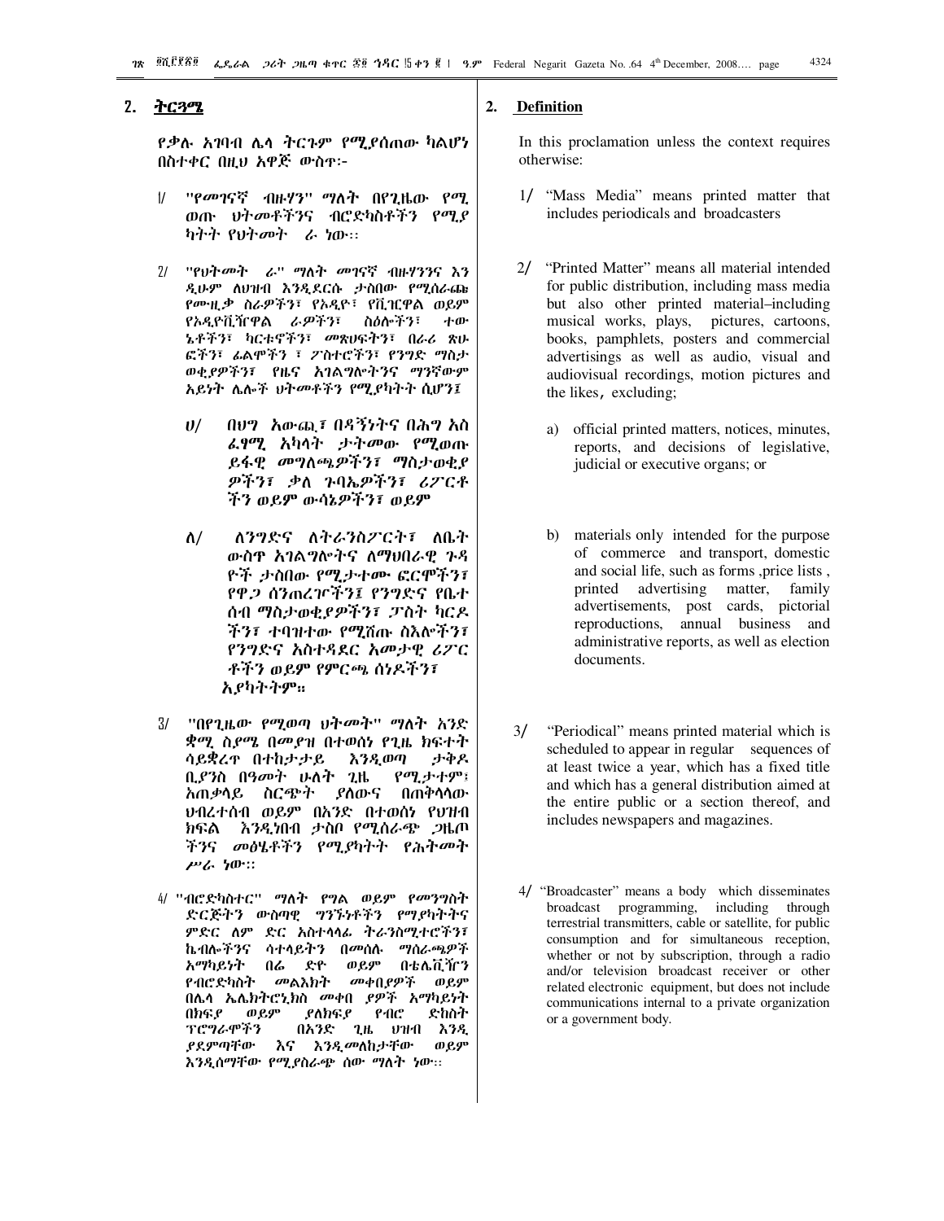## 2. ትርጓሜ

የቃሉ አገባብ ሌላ ትርጉም የሚያሰጠው ካልሆነ በስተቀር በዚህ አዋጅ ውስጥ፦

1/ "የመገናኛ ብዙሃን" ማለት በየጊዜው የሚወጡ ህትመቶችንና ብሮድካስቶችን የሚያካትት የህትመት ሥራ ነው፡፡

2/ "የህትመት ሥራ" ማለት መገናኛ ብዙሃንንና እንዲሁም ለህዝብ እንዲደርሱ ታስበው የሚሰራጩ የሙዚቃ ስራዎችን፣ የኦዲዮ፣ የቪዲዮ ወይም የኦዲዮቪዥዋል ሥራዎችን፣ ስዕሎችን፣ ተውኔቶችን፣ ካርቱኖችን፣ መጽሀፍትን፣ በራሪ ጽሁፎችን፣ ፊልሞችን ፣ ፖስተሮችን፣ የንግድ ማስታወቂያዎችን፣ የዜና አገልግሎትንና ማንኛውም አይነት ሌሎች ህትመቶችን የሚያካትት ሲሆን፤

ሀ/ በህግ አውጪ፣ በዳኝነትና በሕግ አስፈፃሚ አካላት ታትመው የሚወጡ ይፋዊ መግለጫዎችን፣ ማስታወቂያዎችን፣ ቃለ ጉባኤዎችን፣ ሪፖርቶችን ወይም ውሳኔዎችን፣ ወይም

ለ/ ለንግድና ለትራንስፖርት፣ ለቤት ውስጥ አገልግሎትና ለማህበራዊ ጉዳዮች ታስበው የሚታተሙ ፎርሞችን፣ የዋጋ ሰንጠረዦችን፤ የንግድና የቤተሰብ ማስታወቂያዎችን፣ ፖስት ካርዶችን፣ ተባዝተው የሚሸጡ ስእሎችን፣ የንግድና አስተዳደር አመታዊ ሪፖርቶችን ወይም የምርጫ ሰነዶችን፣ አያካትትም።

3/ "በየጊዜው የሚወጣ ህትመት" ማለት አንድ ቋሚ ስያሜ በመያዝ በተወሰነ የጊዜ ክፍተት ሳይቋረጥ በተከታታይ እንዲወጣ ታቅዶ ቢያንስ በዓመት ሁለት ጊዜ የሚታተም፣ አጠቃላይ ስርጭት ያለውና በጠቅላላው ህብረተሰብ ወይም በአንድ በተወሰነ የህዝብ ክፍል እንዲነበብ ታስቦ የሚሰራጭ ጋዜጦችንና መፅሄቶችን የሚያካትት የሕትመት ሥራ ነው::

4/ "ብሮድካስተር" ማለት የግል ወይም የመንግስት ድርጅትን ውስጣዊ ግንኙነቶችን የማያካትትና ምድር ለም ድር አስተላላፊ ትራንስሚተሮችን፣ ኬብሎችንና ሳተላይትን በመሰሉ ማሰራጫዎች አማካይነት በሬ ድዮ ወይም በቴሌቪዥን የብሮድካስት መልእክት መቀበያዎች ወይም በሌላ ኤሌክትሮኒክስ መቀበ ያዎች አማካይነት በክፍያ ወይም ያለክፍያ የብሮ ድካስት ፕሮግራሞችን በአንድ ጊዜ ህዝብ እንዲያደምጣቸው እና እንዲመለከታቸው ወይም እንዲሰማቸው የሚያሰራጭ ሰው ማለት ነው።

## 2. Definition

In this proclamation unless the context requires otherwise:

1/ "Mass Media" means printed matter that includes periodicals and broadcasters

2/ "Printed Matter" means all material intended for public distribution, including mass media but also other printed material–including musical works, plays, pictures, cartoons, books, pamphlets, posters and commercial advertisings as well as audio, visual and audiovisual recordings, motion pictures and the likes, excluding;

a) official printed matters, notices, minutes, reports, and decisions of legislative, judicial or executive organs; or

b) materials only intended for the purpose of commerce and transport, domestic and social life, such as forms ,price lists , printed advertising matter, family advertisements, post cards, pictorial reproductions, annual business and administrative reports, as well as election documents.

3/ "Periodical" means printed material which is scheduled to appear in regular sequences of at least twice a year, which has a fixed title and which has a general distribution aimed at the entire public or a section thereof, and includes newspapers and magazines.

4/ "Broadcaster" means a body which disseminates broadcast programming, including through terrestrial transmitters, cable or satellite, for public consumption and for simultaneous reception, whether or not by subscription, through a radio and/or television broadcast receiver or other related electronic equipment, but does not include communications internal to a private organization or a government body.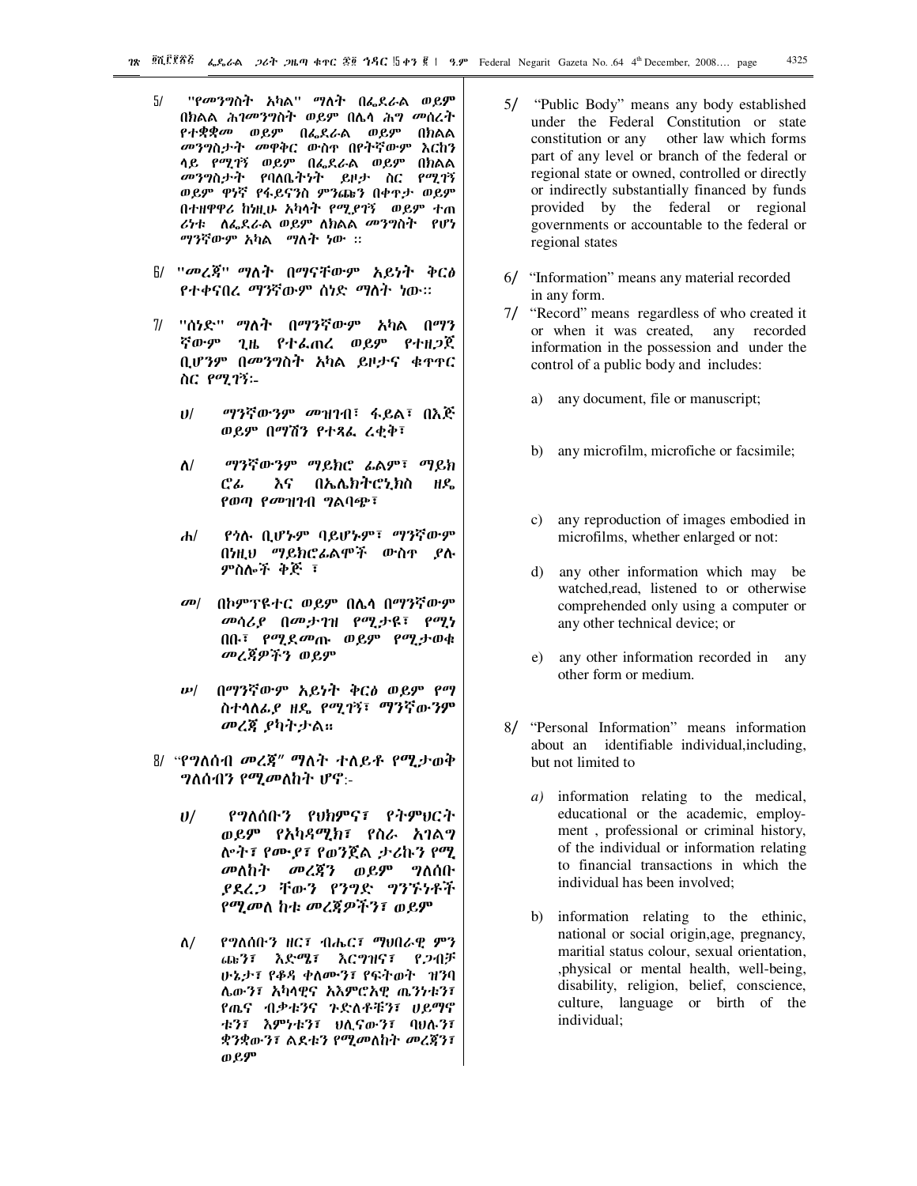5/ "የመንግስት አካል" ማለት በፌደራል ወይም በክልል ሕገመንግስት ወይም በሌላ ሕግ መሰረት የተቋቋመ ወይም በፌደራል ወይም በክልል መንግስታት መዋቅር ውስጥ በየትኛውም እርከን ላይ የሚገኝ ወይም በፌደራል ወይም በክልል መንግስታት የባለቤትነት ይዞታ ስር የሚገኝ ወይም ዋነኛ የፋይናንስ ምንጩን በቀጥታ ወይም በተዘዋዋሪ ከነዚሁ አካላት የሚያገኝ ወይም ተጠ ሪነቱ ለፌደራል ወይም ለክልል መንግስት የሆነ ማንኛውም አካል ማለት ነው ።

6/ "መረጃ" ማለት በማናቸውም አይነት ቅርፅ የተቀናበረ ማንኛውም ሰነድ ማለት ነው።

7/ "ሰነድ" ማለት በማንኛውም አካል በማን ኛውም ጊዜ የተፈጠረ ወይም የተዘጋጀ ቢሆንም በመንግስት አካል ይዞታና ቁጥጥር ስር የሚገኝ:-

ሀ/ ማንኛውንም መዝገብ፣ ፋይል፣ በእጅ ወይም በማሽን የተጻፈ ረቂቅ፣

ለ/ ማንኛውንም ማይክሮ ፊልም፣ ማይክ ሮፊ እና በኤሌክትሮኒክስ ዘዴ የወጣ የመዝገብ ግልባጭ፣

ሐ/ የጎላ ቢሆንም ባይሆንም፣ ማንኛውም በነዚህ ማይክሮፊልሞች ውስጥ ያሉ ምስሎች ቅጅ ፣

መ/ በኮምፕዩተር ወይም በሌላ በማንኛውም መሳሪያ በመታገዝ የሚታዩ፣ የሚነበቡ፣ የሚደመጡ ወይም የሚታወቁ መረጃዎችን ወይም

ሠ/ በማንኛውም አይነት ቅርፅ ወይም የማ ስተላለፊያ ዘዴ የሚገኝ፣ ማንኛውንም መረጃ ያካትታል።

8/ "የግለሰብ መረጃ" ማለት ተለይቶ የሚታወቅ ግለሰብን የሚመለከት ሆኖ:-

ሀ/ የግለሰቡን የህክምና፣ የትምህርት ወይም የአካዳሚክ፣ የስራ አገልግ ሎት፣ የሙያ፣ የወንጀል ታሪኩን የሚ መለከት መረጃን ወይም ግለሰቡ ያደረጋ ቸውን የንግድ ግንኙነቶች የሚመለ ከቱ መረጃዎችን፣ ወይም

ለ/ የግለሰቡን ዘር፣ ብሔር፣ ማህበራዊ ምን ጩን፣ እድሜ፣ እርግዝና፣ የጋብቻ ሁኔታ፣ የቆዳ ቀለሙን፣ የፍትወት ዝንባ ሌውን፣ አካላዊና አእምሮአዊ ጤንነቱን፣ የጤና ብቃቱንና ጉድለቶቹን፣ ሀይማኖ ቱን፣ እምነቱን፣ ህሊናውን፣ ባህሉን፣ ቋንቋውን፣ ልደቱን የሚመለከት መረጃን፣ ወይም

5/ "Public Body" means any body established under the Federal Constitution or state constitution or any other law which forms part of any level or branch of the federal or regional state or owned, controlled or directly or indirectly substantially financed by funds provided by the federal or regional governments or accountable to the federal or regional states

6/ "Information" means any material recorded in any form.

7/ "Record" means regardless of who created it or when it was created, any recorded information in the possession and under the control of a public body and includes:

a) any document, file or manuscript;

b) any microfilm, microfiche or facsimile;

c) any reproduction of images embodied in microfilms, whether enlarged or not:

d) any other information which may be watched,read, listened to or otherwise comprehended only using a computer or any other technical device; or

e) any other information recorded in any other form or medium.

8/ "Personal Information" means information about an identifiable individual,including, but not limited to

*a)* information relating to the medical, educational or the academic, employment , professional or criminal history, of the individual or information relating to financial transactions in which the individual has been involved;

b) information relating to the ethinic, national or social origin,age, pregnancy, maritial status colour, sexual orientation, ,physical or mental health, well-being, disability, religion, belief, conscience, culture, language or birth of the individual;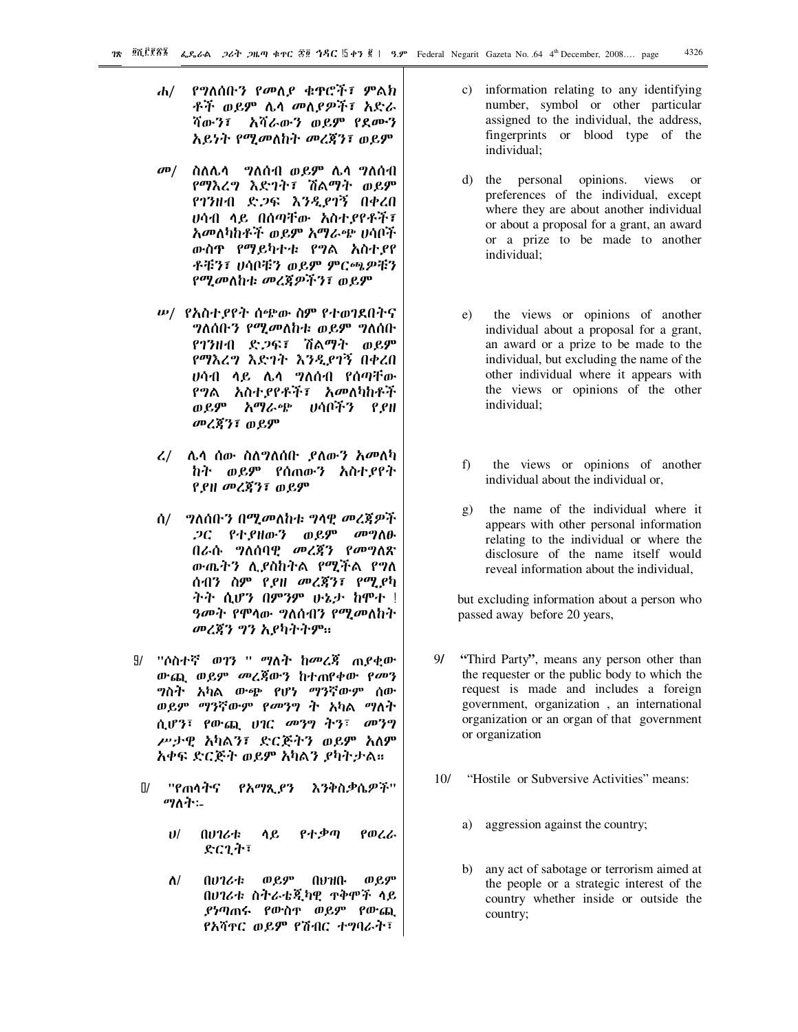ሐ/ የግለሰቡን የመለያ ቁጥሮች፣ ምልክቶች ወይም ሌላ መለያዎች፣ አድራሻውን፣ አሻራውን ወይም የደሙን አይነት የሚመለከት መረጃን፣ ወይም

መ/ ስለሌላ ግለሰብ ወይም ሌላ ግለሰብ የማእረግ እድገት፣ ሽልማት ወይም የገንዘብ ድጋፍ እንዲያገኝ በቀረበ ሀሳብ ላይ በሰጣቸው አስተያየቶች፣ አመለካከቶች ወይም አማራጭ ሀሳቦች ውስጥ የማይካተቱ የግል አስተያየቶቹን፣ ሀሳቦቹን ወይም ምርጫዎቹን የሚመለከቱ መረጃዎችን፣ ወይም

ሠ/ የአስተያየት ሰጭው ስም የተወገደበትና ግለሰቡን የሚመለከቱ ወይም ግለሰቡ የገንዘብ ድጋፍ፣ ሽልማት ወይም የማእረግ እድገት እንዲያገኝ በቀረበ ሀሳብ ላይ ሌላ ግለሰብ የሰጣቸው የግል አስተያየቶች፣ አመለካከቶች ወይም አማራጭ ሀሳቦችን የያዘ መረጃን፣ ወይም

ረ/ ሌላ ሰው ስለግለሰቡ ያለውን አመለካከት ወይም የሰጠውን አስተያየት የያዘ መረጃን፣ ወይም

ሰ/ ግለሰቡን በሚመለከቱ ግላዊ መረጃዎች ጋር የተያዘውን ወይም መግለፁ በራሱ ግለሰባዊ መረጃን የመግለጽ ውጤትን ሊያስከትል የሚችል የግለሰብን ስም የያዘ መረጃን፣ የሚያካትት ሲሆን በምንም ሁኔታ ከሞተ ፳ ዓመት የሞላው ግለሰብን የሚመለከት መረጃን ግን አያካትትም።

፱/ "ሶስተኛ ወገን " ማለት ከመረጃ ጠያቂው ውጪ ወይም መረጃውን ከተጠየቀው የመንግስት አካል ውጭ የሆነ ማንኛውም ሰው ወይም ማንኛውም የመንግ ት አካል ማለት ሲሆን፣ የውጪ ሀገር መንግ ትን፣ መንግሥታዊ አካልን፣ ድርጅትን ወይም አለም አቀፍ ድርጅት ወይም አካልን ያካትታል።

፲/ "የጠላትና የአማጺያን እንቅስቃሴዎች" ማለት፦

ሀ/ በሀገሪቱ ላይ የተቃጣ የወረራ ድርጊት፣

ለ/ በሀገሪቱ ወይም በህዝቡ ወይም በሀገሪቱ ስትራቴጂካዊ ጥቅሞች ላይ ያነጣጠሩ የውስጥ ወይም የውጪ የአሻጥር ወይም የሽብር ተግባራት፣

c) information relating to any identifying number, symbol or other particular assigned to the individual, the address, fingerprints or blood type of the individual;

d) the personal opinions. views or preferences of the individual, except where they are about another individual or about a proposal for a grant, an award or a prize to be made to another individual;

e) the views or opinions of another individual about a proposal for a grant, an award or a prize to be made to the individual, but excluding the name of the other individual where it appears with the views or opinions of the other individual;

f) the views or opinions of another individual about the individual or,

g) the name of the individual where it appears with other personal information relating to the individual or where the disclosure of the name itself would reveal information about the individual,

but excluding information about a person who passed away before 20 years,

9/ "Third Party", means any person other than the requester or the public body to which the request is made and includes a foreign government, organization , an international organization or an organ of that government or organization

10/ "Hostile or Subversive Activities" means:

a) aggression against the country;

b) any act of sabotage or terrorism aimed at the people or a strategic interest of the country whether inside or outside the country;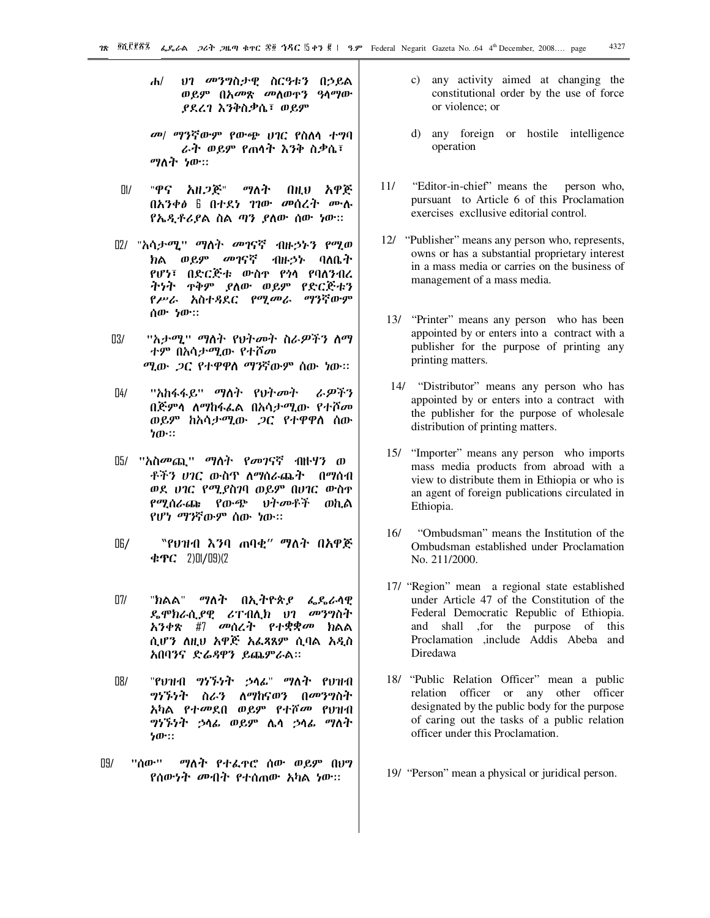ሐ/ ህገ መንግስታዊ ስርዓቱን በኃይል ወይም በአመጽ መለወጥን ዓላማው ያደረገ እንቅስቃሴ፣ ወይም

መ/ ማንኛውም የውጭ ሀገር የስለላ ተግባራት ወይም የጠላት እንቅ ስቃሴ፣

ማለት ነው::

፲፩/ "ዋና አዘጋጅ" ማለት በዚህ አዋጅ በአንቀፅ ፮ በተደነ ገገው መሰረት ሙሉ የኤዲቶሪያል ስል ጣን ያለው ሰው ነው::

፲፪/ "አሳታሚ" ማለት መገናኛ ብዙኃኑን የሚወክል ወይም መገናኛ ብዙኃኑ ባለቤት የሆነ፣ በድርጅቱ ውስጥ የጎላ የባለንብረትነት ጥቅም ያለው ወይም የድርጅቱን የሥራ አስተዳደር የሚመራ ማንኛውም ሰው ነው::

፲፫/ "አታሚ" ማለት የህትመት ስራዎችን ለማተም በአሳታሚው የተሾመ ሚው ጋር የተዋዋለ ማንኛውም ሰው ነው::

፲፬/ "አከፋፋይ" ማለት የህትመት ራዎችን በጅምላ ለማከፋፈል በአሳታሚው የተሾመ ወይም ከአሳታሚው ጋር የተዋዋለ ሰው ነው::

፲፭/ "አስመጪ" ማለት የመገናኛ ብዙሃን ወ ቶችን ሀገር ውስጥ ለማሰራጨት በማሰብ ወደ ሀገር የሚያስገባ ወይም በሀገር ውስጥ የሚሰራጩ የውጭ ህትመቶች ወኪል የሆነ ማንኛውም ሰው ነው::

፲፮/ "የህዝብ እንባ ጠባቂ" ማለት በአዋጅ ቁጥር ፪፻፲፩/፲፱፻፺፪

፲፯/ "ክልል" ማለት በኢትዮጵያ ፌዴራላዊ ዴሞክራሲያዊ ሪፐብሊክ ህገ መንግስት አንቀጽ ፵፯ መሰረት የተቋቋመ ክልል ሲሆን ለዚህ አዋጅ አፈጻጸም ሲባል አዲስ አበባንና ድሬዳዋን ይጨምራል::

፲፰/ "የህዝብ ግንኙነት ኃላፊ" ማለት የህዝብ ግንኙነት ስራን ለማከናወን በመንግስት አካል የተመደበ ወይም የተሾመ የህዝብ ግንኙነት ኃላፊ ወይም ሌላ ኃላፊ ማለት ነው::

፲፱/ "ሰው" ማለት የተፈጥሮ ሰው ወይም በህግ የሰውነት መብት የተሰጠው አካል ነው::

c) any activity aimed at changing the constitutional order by the use of force or violence; or

d) any foreign or hostile intelligence operation

11/ "Editor-in-chief" means the person who, pursuant to Article 6 of this Proclamation exercises excllusive editorial control.

12/ "Publisher" means any person who, represents, owns or has a substantial proprietary interest in a mass media or carries on the business of management of a mass media.

13/ "Printer" means any person who has been appointed by or enters into a contract with a publisher for the purpose of printing any printing matters.

14/ "Distributor" means any person who has appointed by or enters into a contract with the publisher for the purpose of wholesale distribution of printing matters.

15/ "Importer" means any person who imports mass media products from abroad with a view to distribute them in Ethiopia or who is an agent of foreign publications circulated in Ethiopia.

16/ "Ombudsman" means the Institution of the Ombudsman established under Proclamation No. 211/2000.

17/ "Region" mean a regional state established under Article 47 of the Constitution of the Federal Democratic Republic of Ethiopia. and shall ,for the purpose of this Proclamation ,include Addis Abeba and Diredawa

18/ "Public Relation Officer" mean a public relation officer or any other officer designated by the public body for the purpose of caring out the tasks of a public relation officer under this Proclamation.

19/ "Person" mean a physical or juridical person.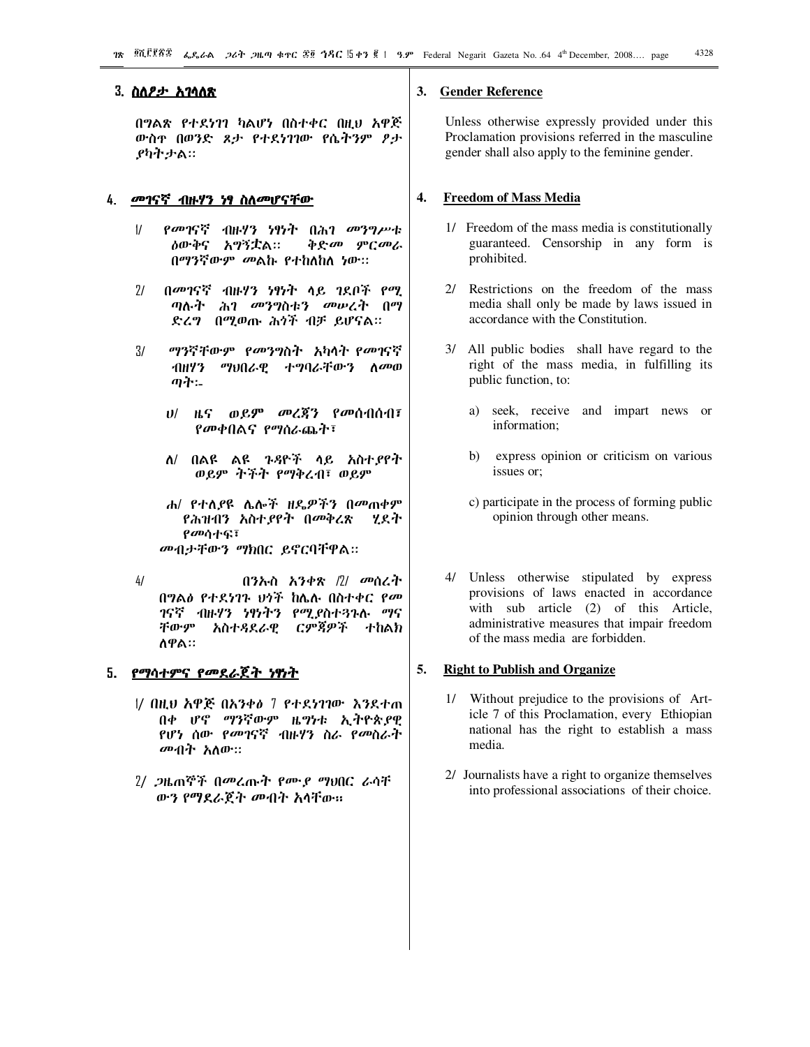### 3. ስለፆታ አገላለጽ

በግልጽ የተደነገገ ካልሆነ በስተቀር በዚህ አዋጅ ውስጥ በወንድ ጾታ የተደነገገው የሴትንም ፆታ ያካትታል፡፡

### 4. መገናኛ ብዙሃን ነፃ ስለመሆናቸው

1/ የመገናኛ ብዙሃን ነፃነት በሕገ መንግሥቱ ዕውቅና አግኝቷል፡፡ ቅድመ ምርመራ በማንኛውም መልኩ የተከለከለ ነው፡፡

2/ በመገናኛ ብዙሃን ነፃነት ላይ ገደቦች የሚ ጣሉት ሕገ መንግስቱን መሠረት በማ ድረግ በሚወጡ ሕጎች ብቻ ይሆናል፡፡

3/ ማንኛቸውም የመንግስት አካላት የመገናኛ ብዙሃን ማህበራዊ ተግባራቸውን ለመወ ጣት፡-

ሀ/ ዜና ወይም መረጃን የመሰብሰብ፣ የመቀበልና የማሰራጨት፣

ለ/ በልዩ ልዩ ጉዳዮች ላይ አስተያየት ወይም ትችት የማቅረብ፣ ወይም

ሐ/ የተለያዩ ሌሎች ዘዴዎችን በመጠቀም የሕዝብን አስተያየት በመቅረጽ ሂደት የመሳተፍ፣

መብታቸውን ማክበር ይኖርባቸዋል፡፡

4/ በንኡስ አንቀጽ /2/ መሰረት በግልፅ የተደነገጉ ህጎች ከሌሉ በስተቀር የመ ገናኛ ብዙሃን ነፃነትን የሚያስተጓጉሉ ማና ቸውም አስተዳደራዊ ርምጃዎች ተከልክ ለዋል፡፡

### 5. የማሳተምና የመደራጀት ነፃነት

1/ በዚህ አዋጅ በአንቀፅ 7 የተደነገገው እንደተጠ በቀ ሆኖ ማንኛውም ዜግነቱ ኢትዮጵያዊ የሆነ ሰው የመገናኛ ብዙሃን ስራ የመስራት መብት አለው፡፡

2/ ጋዜጠኞች በመረጡት የሙያ ማህበር ራሳቸ ውን የማደራጀት መብት አላቸው፡፡

### 3. Gender Reference

Unless otherwise expressly provided under this Proclamation provisions referred in the masculine gender shall also apply to the feminine gender.

### 4. Freedom of Mass Media

1/ Freedom of the mass media is constitutionally guaranteed. Censorship in any form is prohibited.

2/ Restrictions on the freedom of the mass media shall only be made by laws issued in accordance with the Constitution.

3/ All public bodies shall have regard to the right of the mass media, in fulfilling its public function, to:

a) seek, receive and impart news or information;

b) express opinion or criticism on various issues or;

c) participate in the process of forming public opinion through other means.

4/ Unless otherwise stipulated by express provisions of laws enacted in accordance with sub article (2) of this Article, administrative measures that impair freedom of the mass media are forbidden.

### 5. Right to Publish and Organize

1/ Without prejudice to the provisions of Article 7 of this Proclamation, every Ethiopian national has the right to establish a mass media.

2/ Journalists have a right to organize themselves into professional associations of their choice.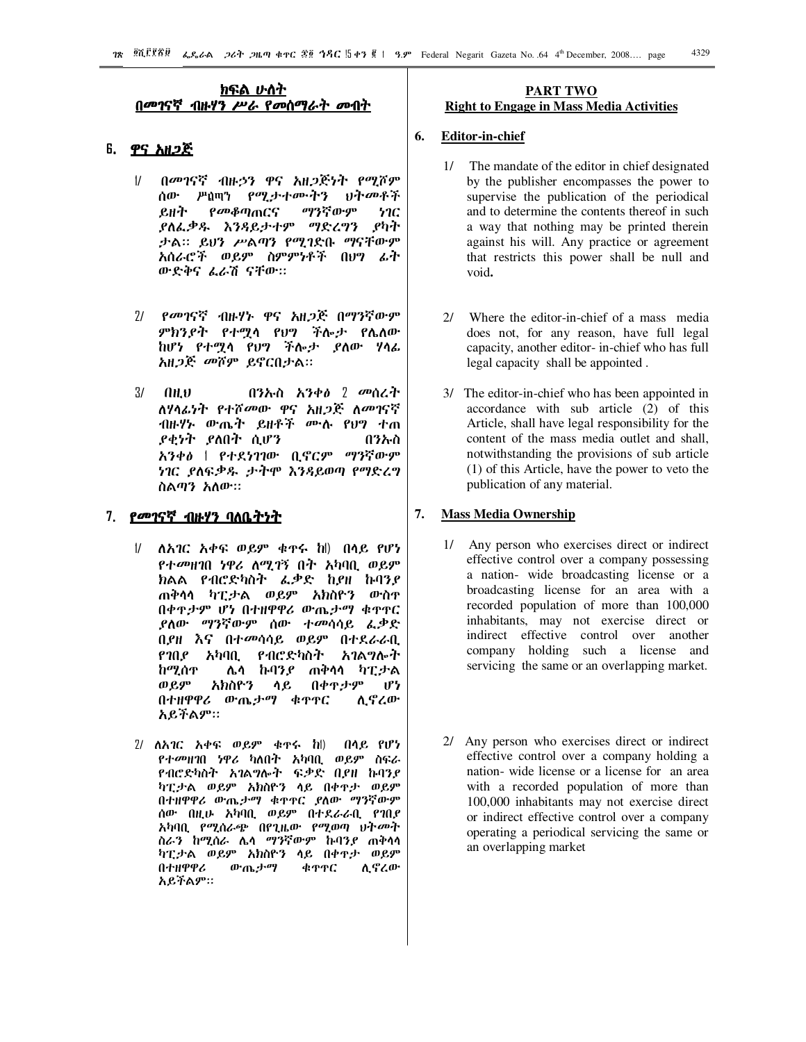## ክፍል ሁለት
## በመገናኛ ብዙሃን ሥራ የመሰማራት መብት

### ፮. ዋና አዘጋጅ

፩/ በመገናኛ ብዙኃን ዋና አዘጋጅነት የሚሾም ሰው ሥልጣን የሚታተሙትን ህትመቶች ይዘት የመቆጣጠርና ማንኛውም ነገር ያለፈቃዱ እንዳይታተም ማድረግን ያካት ታል። ይህን ሥልጣን የሚገድቡ ማናቸውም አሰራሮች ወይም ስምምነቶች በህግ ፊት ውድቅና ፈራሽ ናቸው።

፪/ የመገናኛ ብዙሃኑ ዋና አዘጋጅ በማንኛውም ምክንያት የተሟላ የህግ ችሎታ የሌለው ከሆነ የተሟላ የህግ ችሎታ ያለው ሃላፊ አዘጋጅ መሾም ይኖርበታል።

፫/ በዚህ በንኡስ አንቀፅ ፪ መሰረት ለሃላፊነት የተሾመው ዋና አዘጋጅ ለመገናኛ ብዙሃኑ ውጤት ይዘቶች ሙሉ የህግ ተጠያቂነት ያለበት ሲሆን በንኡስ አንቀፅ ፩ የተደነገገው ቢኖርም ማንኛውም ነገር ያለፍቃዱ ታትሞ እንዳይወጣ የማድረግ ስልጣን አለው።

### ፯. የመገናኛ ብዙሃን ባለቤትነት

፩/ ለአገር አቀፍ ወይም ቁጥሩ ከ፩፻ሺ በላይ የሆነ የተመዘገበ ነዋሪ ለሚገኝ በት አካባቢ ወይም ክልል የብሮድካስት ፈቃድ ከያዘ ኩባንያ ጠቅላላ ካፒታል ወይም አክስዮን ውስጥ በቀጥታም ሆነ በተዘዋዋሪ ውጤታማ ቁጥጥር ያለው ማንኛውም ሰው ተመሳሳይ ፈቃድ በያዘ እና በተመሳሳይ ወይም በተደራራቢ የገበያ አካባቢ የብሮድካስት አገልግሎት ከሚሰጥ ሌላ ኩባንያ ጠቅላላ ካፒታል ወይም አክስዮን ላይ በቀጥታም ሆነ በተዘዋዋሪ ውጤታማ ቁጥጥር ሊኖረው አይችልም።

፪/ ለአገር አቀፍ ወይም ቁጥሩ ከ፩፻ሺ በላይ የሆነ የተመዘገበ ነዋሪ ካለበት አካባቢ ወይም ስፍራ የብሮድካስት አገልግሎት ፍቃድ በያዘ ኩባንያ ካፒታል ወይም አክስዮን ላይ በቀጥታ ወይም በተዘዋዋሪ ውጤታማ ቁጥጥር ያለው ማንኛውም ሰው በዚሁ አካባቢ ወይም በተደራራቢ የገበያ አካባቢ የሚሰራጭ በየጊዜው የሚወጣ ህትመት ስራን ከሚሰራ ሌላ ማንኛውም ኩባንያ ጠቅላላ ካፒታል ወይም አክስዮን ላይ በቀጥታ ወይም በተዘዋዋሪ ውጤታማ ቁጥጥር ሊኖረው አይችልም።

## PART TWO
## Right to Engage in Mass Media Activities

### 6. Editor-in-chief

1/ The mandate of the editor in chief designated by the publisher encompasses the power to supervise the publication of the periodical and to determine the contents thereof in such a way that nothing may be printed therein against his will. Any practice or agreement that restricts this power shall be null and void**.**

2/ Where the editor-in-chief of a mass media does not, for any reason, have full legal capacity, another editor- in-chief who has full legal capacity shall be appointed .

3/ The editor-in-chief who has been appointed in accordance with sub article (2) of this Article, shall have legal responsibility for the content of the mass media outlet and shall, notwithstanding the provisions of sub article (1) of this Article, have the power to veto the publication of any material.

### 7. Mass Media Ownership

1/ Any person who exercises direct or indirect effective control over a company possessing a nation- wide broadcasting license or a broadcasting license for an area with a recorded population of more than 100,000 inhabitants, may not exercise direct or indirect effective control over another company holding such a license and servicing the same or an overlapping market.

2/ Any person who exercises direct or indirect effective control over a company holding a nation- wide license or a license for an area with a recorded population of more than 100,000 inhabitants may not exercise direct or indirect effective control over a company operating a periodical servicing the same or an overlapping market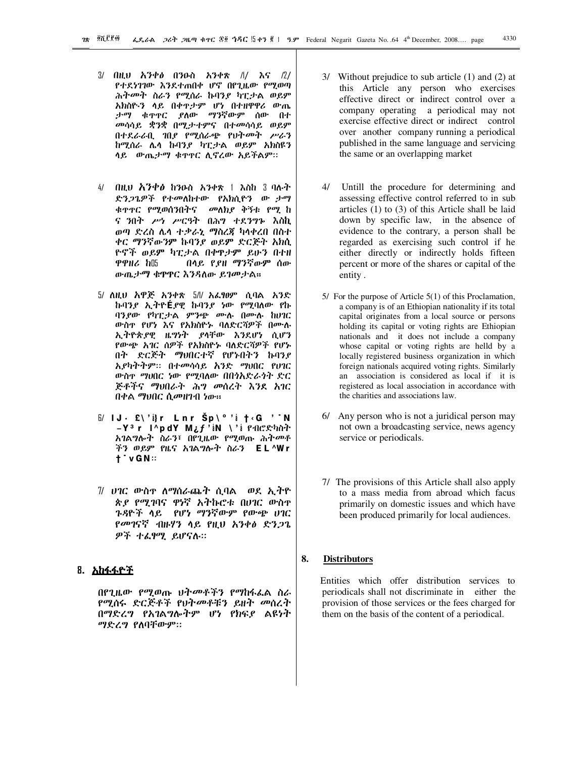3/ በዚህ አንቀፅ በንዑስ አንቀጽ /1/ እና /2/ የተደነገገው እንደተጠበቀ ሆኖ በየጊዜው የሚወጣ ሕትመት ስራን የሚሰራ ኩባንያ ካፒታል ወይም አክስዮን ላይ በቀጥታም ሆነ በተዘዋዋሪ ውጤታማ ቁጥጥር ያለው ማንኛውም ሰው በተመሳሳይ ቋንቋ በሚታተምና በተመሳሳይ ወይም በተደራራቢ ገበያ የሚሰራጭ የህትመት ሥራን ከሚሰራ ሌላ ኩባንያ ካፒታል ወይም አክስዩን ላይ ውጤታማ ቁጥጥር ሊኖረው አይችልም፡፡

4/ በዚህ አንቀፅ ከንዑስ አንቀጽ 1 እስከ 3 ባሉት ድንጋጌዎች የተመለከተው የአክሲዮን ውጤታማ ቁጥጥር የሚወሰንበትና መለኪያ ቅኝቱ የሚከናንበት ሥነ ሥርዓት በሕግ ተደንግጐ እስኪወጣ ድረስ ሌላ ተቃራኒ ማስረጃ ካላቀረበ በስተቀር ማንኛውንም ኩባንያ ወይም ድርጅት አክሲዮኖች ወይም ካፒታል በቀጥታም ይሁን በተዘዋዋሪ ከ15 በላይ የያዘ ማንኛውም ሰው ውጤታማ ቁጥጥር እንዳለው ይገመታል።

5/ ለዚህ አዋጅ አንቀጽ 5/1/ አፈፃፀም ሲባል አንድ ኩባንያ ኢትዮጵያዊ ኩባንያ ነው የሚባለው የኩባንያው የካፒታል ምንጭ ሙሉ በሙሉ ከሀገር ውስጥ የሆነ እና የአክስዮኑ ባለድርሻዎች በሙሉ ኢትዮጵያዊ ዜግነት ያላቸው እንደሆነ ሲሆን የውጭ አገር ሰዎች የአክስዮኑ ባለድርሻዎች የሆኑበት ድርጅት ማህበርተኛ የሆኑበትን ኩባንያ አያካትትም፡፡ በተመሳሳይ አንድ ማህበር የሀገር ውስጥ ማህበር ነው የሚባለው በበጎአድራጎት ድርጅቶችና ማህበራት ሕግ መሰረት እንደ አገር በቀል ማህበር ሲመዘገብ ነው።

6/ IJ· £\'i}r Lnr Šp\°'i †‹G '¨N –Y³r I^pdY M¿ƒ'iN \'i የብሮድካስት አገልግሎት ስራን፣ በየጊዜው የሚወጡ ሕትመቶችን ወይም የዜና አገልግሎት ስራን EL^Wr †¨vGN፡፡

7/ ሀገር ውስጥ ለማሰራጨት ሲባል ወደ ኢትዮጵያ የሚገባና ዋነኛ አትኩሮቱ በሀገር ውስጥ ጉዳዮች ላይ የሆነ ማንኛውም የውጭ ሀገር የመገናኛ ብዙሃን ላይ የዚህ አንቀፅ ድንጋጌዎች ተፈፃሚ ይሆናሉ፡፡

## 8. አከፋፋዮች

በየጊዜው የሚወጡ ህትመቶችን የማከፋፈል ስራ የሚሰሩ ድርጅቶች የህትመቶቹን ይዘት መሰረት በማድረግ የአገልግሎትም ሆነ የክፍያ ልዩነት ማድረግ የለባቸውም፡፡

3/ Without prejudice to sub article (1) and (2) at this Article any person who exercises effective direct or indirect control over a company operating a periodical may not exercise effective direct or indirect control over another company running a periodical published in the same language and servicing the same or an overlapping market

4/ Untill the procedure for determining and assessing effective control referred to in sub articles (1) to (3) of this Article shall be laid down by specific law, in the absence of evidence to the contrary, a person shall be regarded as exercising such control if he either directly or indirectly holds fifteen percent or more of the shares or capital of the entity .

5/ For the purpose of Article 5(1) of this Proclamation, a company is of an Ethiopian nationality if its total capital originates from a local source or persons holding its capital or voting rights are Ethiopian nationals and it does not include a company whose capital or voting rights are helld by a locally registered business organization in which foreign nationals acquired voting rights. Similarly an association is considered as local if it is registered as local association in accordance with the charities and associations law.

6/ Any person who is not a juridical person may not own a broadcasting service, news agency service or periodicals.

7/ The provisions of this Article shall also apply to a mass media from abroad which facus primarily on domestic issues and which have been produced primarily for local audiences.

## 8. Distributors

Entities which offer distribution services to periodicals shall not discriminate in either the provision of those services or the fees charged for them on the basis of the content of a periodical.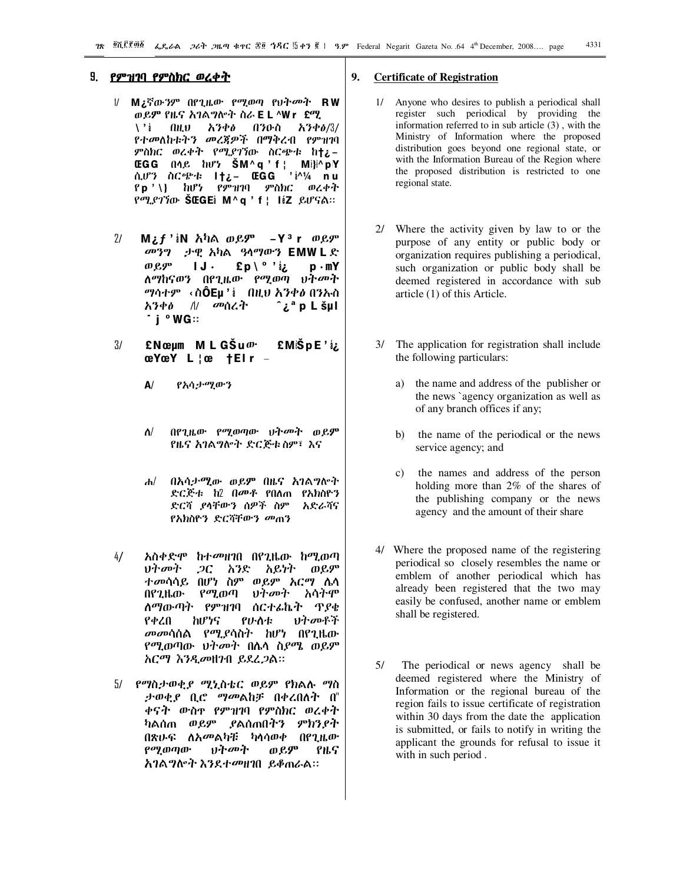## ፱. የምዝገባ የምስክር ወረቀት

፩/ M¿ኛውንም በየጊዜው የሀትመት RW ወይም የዜና አገልግሎት ስራ E L ^Wr £ሚ \ ' ፥ በዚህ አንቀፅ በንዑስ አንቀፅ/3/ የተመለከቱትን መረጃዎች በማቅረብ የምዝገባ ምስክር ወረቀት የሚያገኘው ስርጭቱ ከ†¿– ŒGG በላይ ከሆነ ŠM^q ' f ¦ M፥^pY ሲሆን ስርጭቱ l†¿– ŒGG ' ፥^¼ n u የp ' \} ከሆነ የምዝገባ ምስክር ወረቀት የሚያገኘው ŠŒGE፥ M^q ' f ¦ l፥Z ይሆናል።

፪/ M¿f ' ፥N አካል ወይም –Y³r ወይም መንግ ታዊ አካል ዓላማውን EMW L ድ ወይም l J · £p\° ' ፥¿ p·mY ለማከናወን በየጊዜው የሚወጣ ህትመት ማሳተም ‹ስÔEµ ' ፥ በዚህ አንቀፅ በንኡስ አንቀፅ /፩/ መሰረት ˆ¿ªp L šµl ˆj°WG።

፫/ £Nœµm M L GŠuው £MŠpE ' ፥¿ œYœY L ¦œ †El r –

ሀ/ የአሳታሚውን

ለ/ በየጊዜው የሚወጣው ህትመት ወይም የዜና አገልግሎት ድርጅቱ ስም፣ እና

ሐ/ በአሳታሚው ወይም በዜና አገልግሎት ድርጅቱ ከ2 በመቶ የበለጠ የአክስዮን ድርሻ ያላቸውን ሰዎች ስም አድራሻና የአክስዮን ድርሻቸውን መጠን

፬/ አስቀድሞ ከተመዘገበ በየጊዜው ከሚወጣ ህትመት ጋር አንድ አይነት ወይም ተመሳሳይ በሆነ ስም ወይም አርማ ሌላ በየጊዜው የሚወጣ ህትመት አሳትሞ ለማውጣት የምዝገባ ሰርተፊኬት ጥያቄ የቀረበ ከሆነና የሁለቱ ህትመቶች መመሳሰል የሚያሳስት ከሆነ በየጊዜው የሚወጣው ህትመት በሌላ ስያሜ ወይም አርማ እንዲመዘገብ ይደረጋል።

፭/ የማስታወቂያ ሚኒስቴር ወይም የክልሉ ማስ ታወቂያ ቢሮ ማመልከቻ በቀረበለት በ፴ ቀናት ውስጥ የምዝገባ የምስክር ወረቀት ካልሰጠ ወይም ያልሰጠበትን ምክንያት በጽሁፍ ለአመልካቹ ካላሳወቀ በየጊዜው የሚወጣው ህትመት ወይም የዜና አገልግሎት እንደተመዘገበ ይቆጠራል።

## 9. Certificate of Registration

1/ Anyone who desires to publish a periodical shall register such periodical by providing the information referred to in sub article (3) , with the Ministry of Information where the proposed distribution goes beyond one regional state, or with the Information Bureau of the Region where the proposed distribution is restricted to one regional state.

2/ Where the activity given by law to or the purpose of any entity or public body or organization requires publishing a periodical, such organization or public body shall be deemed registered in accordance with sub article (1) of this Article.

3/ The application for registration shall include the following particulars:

a) the name and address of the publisher or the news `agency organization as well as of any branch offices if any;

b) the name of the periodical or the news service agency; and

c) the names and address of the person holding more than 2% of the shares of the publishing company or the news agency and the amount of their share

4/ Where the proposed name of the registering periodical so closely resembles the name or emblem of another periodical which has already been registered that the two may easily be confused, another name or emblem shall be registered.

5/ The periodical or news agency shall be deemed registered where the Ministry of Information or the regional bureau of the region fails to issue certificate of registration within 30 days from the date the application is submitted, or fails to notify in writing the applicant the grounds for refusal to issue it with in such period .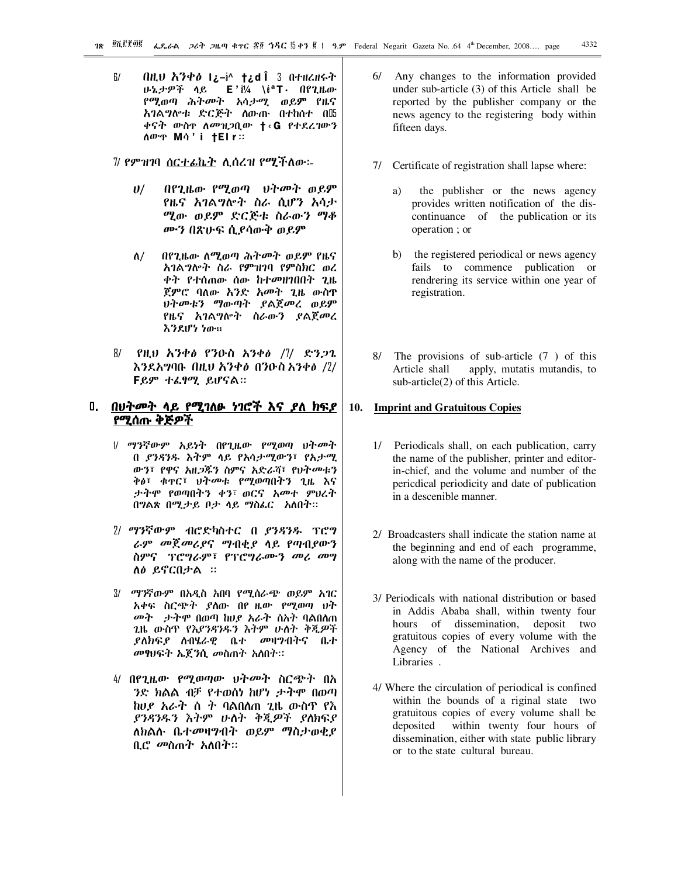6/ በዚህ አንቀፅ ንዑስ አንቀፅ 3 በተዘረዘሩት ሁኔታዎች ላይ ለውጥ ሲደረግ በየጊዜው የሚወጣ ሕትመት አሳታሚ ወይም የዜና አገልግሎቱ ድርጅት ለውጡ በተከሰተ በ15 ቀናት ውስጥ ለመዝጋቢው አካል የተደረገውን ለውጥ ማሳወቅ አለበት።

7/ የምዝገባ ሰርተፊኬት ሊሰረዝ የሚችለው፡-

ሀ/ በየጊዜው የሚወጣ ህትመት ወይም የዜና አገልግሎት ስራ ሲሆን አሳታሚው ወይም ድርጅቱ ስራውን ማቆሙን በጽሁፍ ሲያሳውቅ ወይም

ለ/ በየጊዜው ለሚወጣ ሕትመት ወይም የዜና አገልግሎት ስራ የምዝገባ የምስክር ወረቀት የተሰጠው ሰው ከተመዘገበበት ጊዜ ጀምሮ ባለው አንድ አመት ጊዜ ውስጥ ህትመቱን ማውጣት ያልጀመረ ወይም የዜና አገልግሎት ስራውን ያልጀመረ እንደሆነ ነው።

8/ የዚህ አንቀፅ የንዑስ አንቀፅ /7/ ድንጋጌ እንደአግባቡ በዚህ አንቀፅ በንዑስ አንቀፅ /2/ ላይም ተፈፃሚ ይሆናል።

## ፲. በህትመት ላይ የሚገለፁ ነገሮች እና ያለ ክፍያ የሚሰጡ ቅጅዎች

1/ ማንኛውም አይነት በየጊዜው የሚወጣ ህትመት በ ያንዳንዱ እትም ላይ የአሳታሚውን፣ የአታሚውን፣ የዋና አዘጋጁን ስምና አድራሻ፣ የህትመቱን ቅፅ፣ ቁጥር፣ ህትመቱ የሚወጣበትን ጊዜ እና ታትሞ የወጣበትን ቀን፣ ወርና አመተ ምህረት በግልጽ በሚታይ ቦታ ላይ ማስፈር አለበት።

2/ ማንኛውም ብሮድካስተር በ ያንዳንዱ ፕሮግራም መጀመሪያና ማብቂያ ላይ የጣቢያውን ስምና ፕሮግራም፣ የፕሮግራሙን መሪ መግለፅ ይኖርበታል ።

3/ ማንኛውም በአዲስ አበባ የሚሰራጭ ወይም አገር አቀፍ ስርጭት ያለው በየ ዜው የሚወጣ ህትመት ታትሞ በወጣ ከሀያ አራት ሰአት ባልበለጠ ጊዜ ውስጥ የእያንዳንዱን እትም ሁለት ቅጂዎች ያለክፍያ ለብሄራዊ ቤተ መዛግብትና ቤተ መፃህፍት ኤጀንሲ መስጠት አለበት።

4/ በየጊዜው የሚወጣው ህትመት ስርጭት በአንድ ክልል ብቻ የተወሰነ ከሆነ ታትሞ በወጣ ከሀያ አራት ሰ ት ባልበለጠ ጊዜ ውስጥ የእያንዳንዱን እትም ሁለት ቅጂዎች ያለክፍያ ለክልሉ ቤተመዛግብት ወይም ማስታወቂያ ቢሮ መስጠት አለበት።

6/ Any changes to the information provided under sub-article (3) of this Article shall be reported by the publisher company or the news agency to the registering body within fifteen days.

7/ Certificate of registration shall lapse where:

a) the publisher or the news agency provides written notification of the discontinuance of the publication or its operation ; or

b) the registered periodical or news agency fails to commence publication or rendrering its service within one year of registration.

8/ The provisions of sub-article (7 ) of this Article shall apply, mutatis mutandis, to sub-article(2) of this Article.

## 10. Imprint and Gratuitous Copies

1/ Periodicals shall, on each publication, carry the name of the publisher, printer and editor-in-chief, and the volume and number of the pericdical periodicity and date of publication in a descenible manner.

2/ Broadcasters shall indicate the station name at the beginning and end of each programme, along with the name of the producer.

3/ Periodicals with national distribution or based in Addis Ababa shall, within twenty four hours of dissemination, deposit two gratuitous copies of every volume with the Agency of the National Archives and Libraries .

4/ Where the circulation of periodical is confined within the bounds of a riginal state two gratuitous copies of every volume shall be deposited within twenty four hours of dissemination, either with state public library or to the state cultural bureau.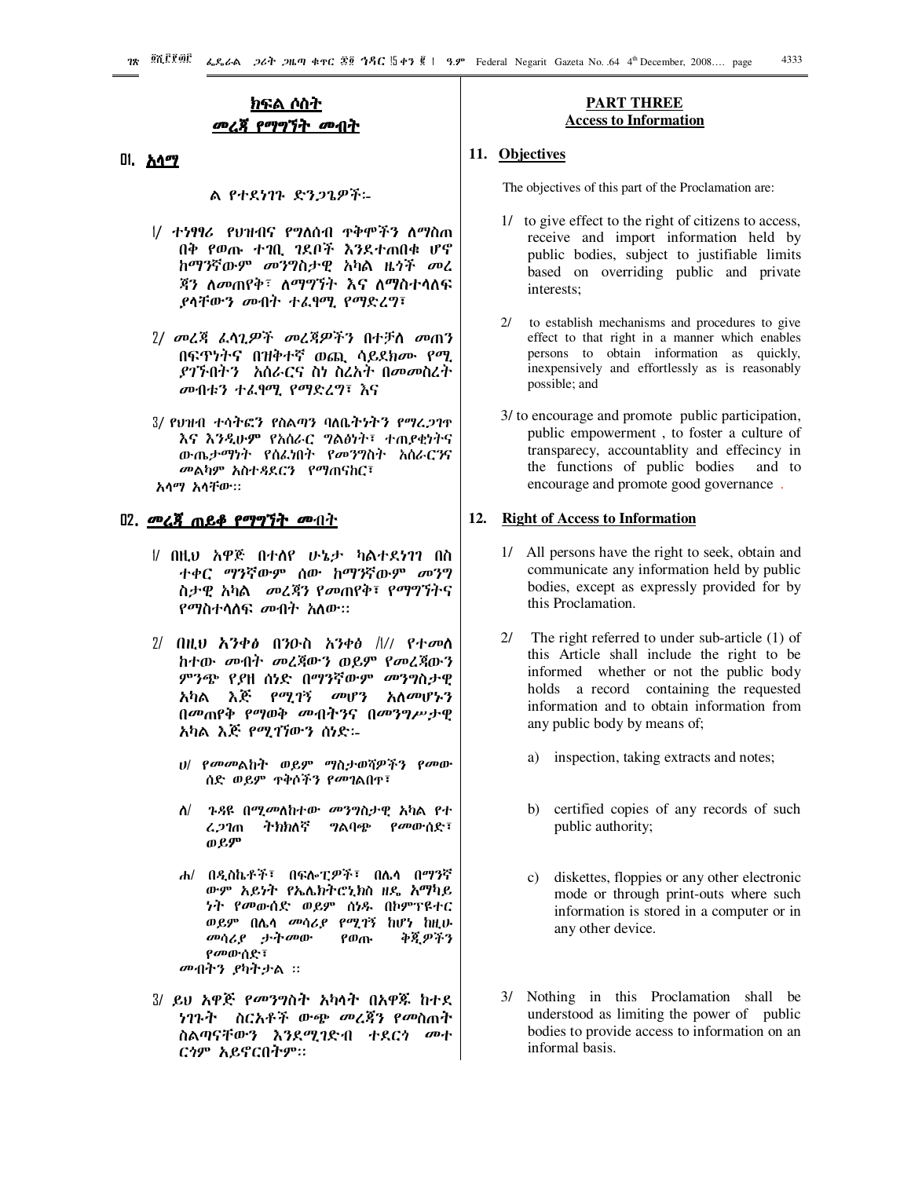## ክፍል ሶስት
## መረጃ የማግኘት መብት

### ፲፩. አላማ

ል የተደነገጉ ድንጋጌዎች፡-

፩/ ተነፃፃሪ የህዝብና የግለሰብ ጥቅሞችን ለማስጠበቅ የወጡ ተገቢ ገደቦች እንደተጠበቁ ሆኖ ከማንኛውም መንግስታዊ አካል ዜጎች መረጃን ለመጠየቅ፣ ለማግኘት እና ለማስተላለፍ ያላቸውን መብት ተፈፃሚ የማድረግ፣

፪/ መረጃ ፈላጊዎች መረጃዎችን በተቻለ መጠን በፍጥነትና በዝቅተኛ ወጪ ሳይደክሙ የሚያገኙበትን አሰራርና ስነ ስረአት በመመስረት መብቱን ተፈፃሚ የማድረግ፣ እና

፫/ የህዝብ ተሳትፎን የስልጣን ባለቤትነትን የሚረጋገጥ እና እንዲሁም የአሰራር ግልፅነት፣ ተጠያቂነትና ውጤታማነት የሰፈነበት የመንግስት አሰራርንና መልካም አስተዳደርን የማጠናከር፣
አላማ አላቸው፡፡

### ፲፪. መረጃ ጠይቆ የማግኘት መብት

፩/ በዚህ አዋጅ በተለየ ሁኔታ ካልተደነገገ በስተቀር ማንኛውም ሰው ከማንኛውም መንግስታዊ አካል መረጃን የመጠየቅ፣ የማግኘትና የማስተላለፍ መብት አለው፡፡

፪/ በዚህ አንቀፅ በንዑስ አንቀፅ /፩/ የተመለከተው መብት መረጃውን ወይም የመረጃውን ምንጭ የያዘ ሰነድ በማንኛውም መንግስታዊ አካል እጅ የሚገኝ መሆን አለመሆኑን በመጠየቅ የማወቅ መብትንና በመንግሥታዊ አካል እጅ የሚገኘውን ሰነድ፡-

ሀ/ የመመልከት ወይም ማስታወሻዎችን የመውሰድ ወይም ቅቶችን የመገልበጥ፣

ለ/ ጉዳዩ በሚመለከተው መንግስታዊ አካል የተረጋገጠ ትክክለኛ ግልባጭ የመውሰድ፣ ወይም

ሐ/ በዲስኬቶች፣ በፍሎፒዎች፣ በሌላ በማንኛውም አይነት የኤሌክትሮኒክስ ዘዴ አማካይነት የመውሰድ ወይም ሰነዱ በኮምፒዩተር ወይም በሌላ መሳሪያ የሚገኝ ከሆነ ከዚሁ መሳሪያ ታትመው የወጡ ቅጂዎችን የመውሰድ፣
መብትን ያካትታል ፡፡

፫/ ይህ አዋጅ የመንግስት አካላት በአዋጁ ከተደነገጉት ስርአቶች ውጭ መረጃን የመስጠት ስልጣናቸውን እንደሚገድብ ተደርጎ መተርጎም አይኖርበትም፡፡

## PART THREE
## Access to Information

### 11. Objectives

The objectives of this part of the Proclamation are:

1/ to give effect to the right of citizens to access, receive and import information held by public bodies, subject to justifiable limits based on overriding public and private interests;

2/ to establish mechanisms and procedures to give effect to that right in a manner which enables persons to obtain information as quickly, inexpensively and effortlessly as is reasonably possible; and

3/ to encourage and promote public participation, public empowerment , to foster a culture of transparecy, accountablity and effecincy in the functions of public bodies and to encourage and promote good governance .

### 12. Right of Access to Information

1/ All persons have the right to seek, obtain and communicate any information held by public bodies, except as expressly provided for by this Proclamation.

2/ The right referred to under sub-article (1) of this Article shall include the right to be informed whether or not the public body holds a record containing the requested information and to obtain information from any public body by means of;

a) inspection, taking extracts and notes;

b) certified copies of any records of such public authority;

c) diskettes, floppies or any other electronic mode or through print-outs where such information is stored in a computer or in any other device.

3/ Nothing in this Proclamation shall be understood as limiting the power of public bodies to provide access to information on an informal basis.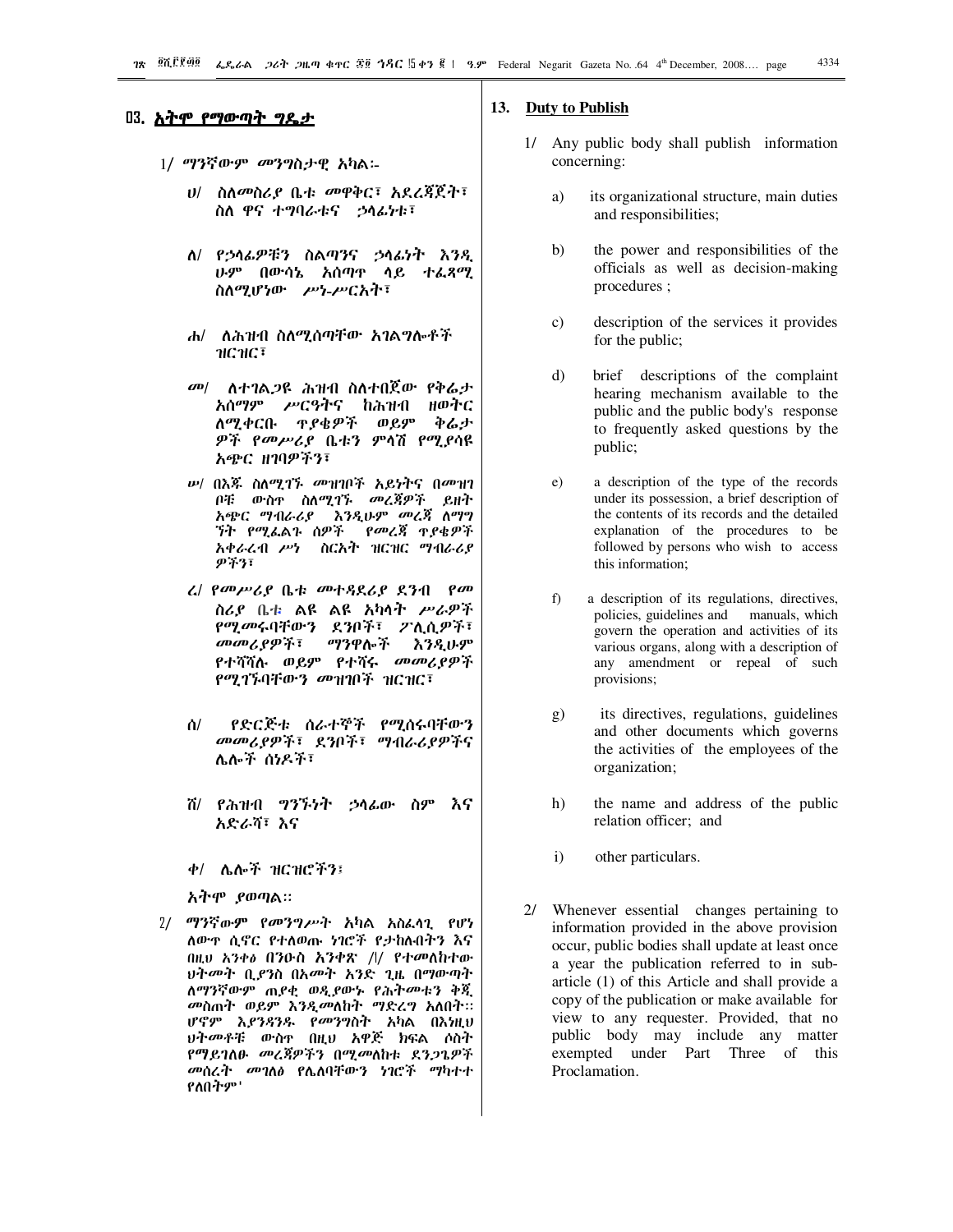## ፲3. አትሞ የማውጣት ግዴታ

1/ ማንኛውም መንግስታዊ አካል፡-

ሀ/ ስለመስሪያ ቤቱ መዋቅር፣ አደረጃጀት፣ ስለ ዋና ተግባራቱና ኃላፊነቱ፣

ለ/ የኃላፊዎቹን ስልጣንና ኃላፊነት እንዲሁም በውሳኔ አሰጣጥ ላይ ተፈጻሚ ስለሚሆነው ሥነ-ሥርአት፣

ሐ/ ለሕዝብ ስለሚሰጣቸው አገልግሎቶች ዝርዝር፣

መ/ ለተገልጋዩ ሕዝብ ስለተበጀው የቅሬታ አሰማም ሥርዓትና ከሕዝብ ዘወትር ለሚቀርቡ ጥያቄዎች ወይም ቅሬታዎች የመሥሪያ ቤቱን ምላሽ የሚያሳዩ አጭር ዘገባዎችን፣

ሠ/ በእጁ ስለሚገኙ መዝገቦች አይነትና በመዝገቦቹ ውስጥ ስለሚገኙ መረጃዎች ይዘት አጭር ማብራሪያ እንዲሁም መረጃ ለማግኘት የሚፈልጉ ሰዎች የመረጃ ጥያቄዎች አቀራረብ ሥነ ስርአት ዝርዝር ማብራሪያዎችን፣

ረ/ የመሥሪያ ቤቱ መተዳደሪያ ደንብ የመስሪያ ቤቱ ልዩ ልዩ አካላት ሥራዎች የሚመሩባቸውን ደንቦች፣ ፖሊሲዎች፣ መመሪያዎች፣ ማንዋሎች እንዲሁም የተሻሻሉ ወይም የተሻሩ መመሪያዎች የሚገኙባቸውን መዝገቦች ዝርዝር፣

ሰ/ የድርጅቱ ሰራተኞች የሚሰሩባቸውን መመሪያዎች፣ ደንቦች፣ ማብራሪያዎችና ሌሎች ሰነዶች፣

ሸ/ የሕዝብ ግንኙነት ኃላፊው ስም እና አድራሻ፣ እና

ቀ/ ሌሎች ዝርዝሮችን፣

አትሞ ያወጣል።

2/ ማንኛውም የመንግሥት አካል አስፈላጊ የሆነ ለውጥ ሲኖር የተለወጡ ነገሮች የታከሉበትን እና በዚህ አንቀፅ በንዑስ አንቀጽ /1/ የተመለከተው ህትመት ቢያንስ በአመት አንድ ጊዜ በማውጣት ለማንኛውም ጠያቂ ወዲያውኑ የሕትመቱን ቅጂ መስጠት ወይም እንዲመለከት ማድረግ አለበት። ሆኖም እያንዳንዱ የመንግስት አካል በእነዚህ ህትመቶቹ ውስጥ በዚህ አዋጅ ክፍል ሶስት የማይገለፁ መረጃዎችን በሚመለከቱ ደንጋጌዎች መሰረት መገለፅ የሌለባቸውን ነገሮች ማካተት የለበትም።

## 13. Duty to Publish

1/ Any public body shall publish information concerning:

a) its organizational structure, main duties and responsibilities;

b) the power and responsibilities of the officials as well as decision-making procedures ;

c) description of the services it provides for the public;

d) brief descriptions of the complaint hearing mechanism available to the public and the public body's response to frequently asked questions by the public;

e) a description of the type of the records under its possession, a brief description of the contents of its records and the detailed explanation of the procedures to be followed by persons who wish to access this information;

f) a description of its regulations, directives, policies, guidelines and manuals, which govern the operation and activities of its various organs, along with a description of any amendment or repeal of such provisions;

g) its directives, regulations, guidelines and other documents which governs the activities of the employees of the organization;

h) the name and address of the public relation officer; and

i) other particulars.

2/ Whenever essential changes pertaining to information provided in the above provision occur, public bodies shall update at least once a year the publication referred to in sub-article (1) of this Article and shall provide a copy of the publication or make available for view to any requester. Provided, that no public body may include any matter exempted under Part Three of this Proclamation.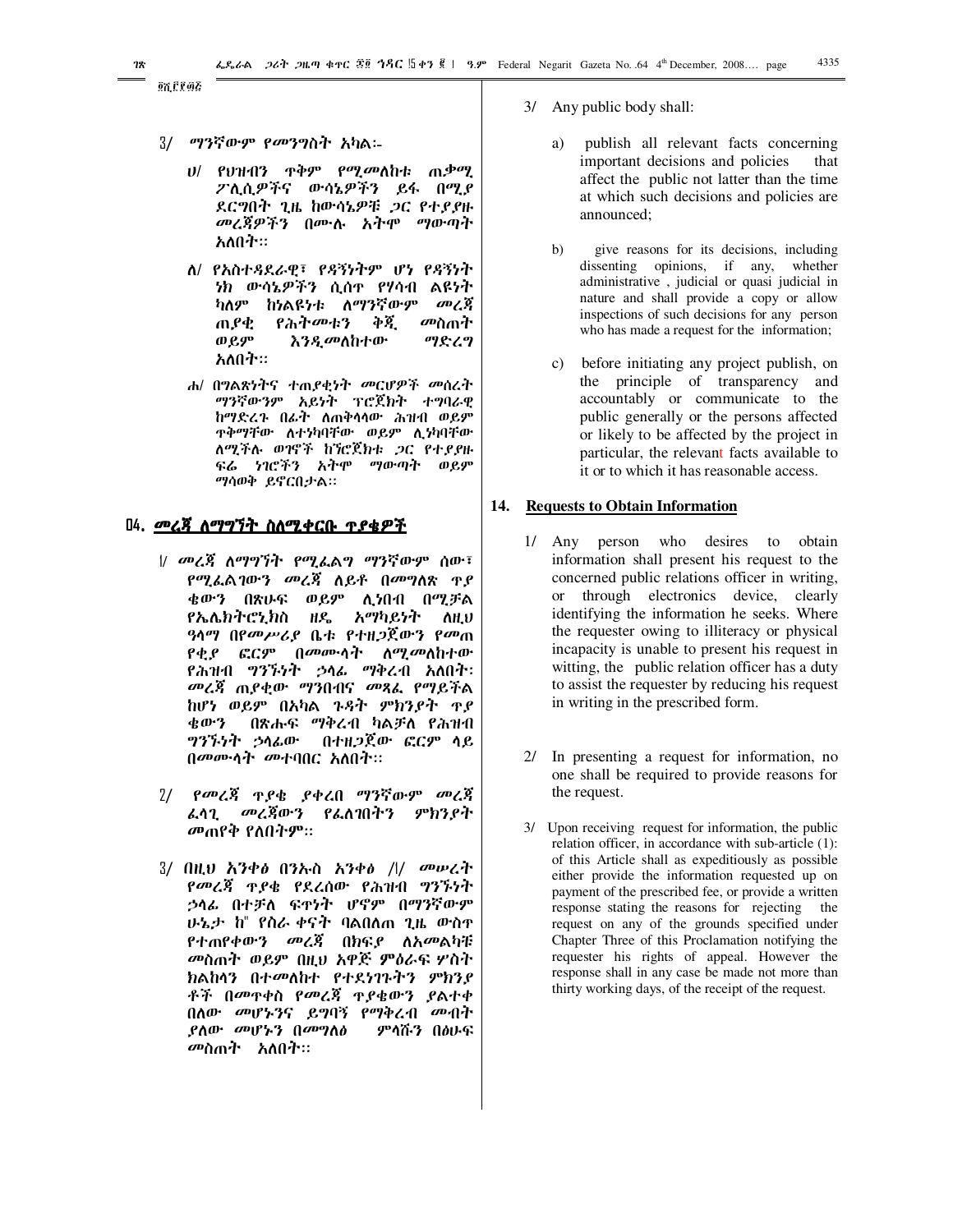፩ሺ፫፻፴፭

፫/ ማንኛውም የመንግስት አካል፡-

ሀ/ የህዝብን ጥቅም የሚመለከቱ ጠቃሚ ፖሊሲዎችና ውሳኔዎችን ይፋ በሚያደርግበት ጊዜ ከውሳኔዎቹ ጋር የተያያዙ መረጃዎችን በሙሉ አትሞ ማውጣት አለበት፡፡

ለ/ የአስተዳደራዊ፣ የዳኝነትም ሆነ የዳኝነት ነክ ውሳኔዎችን ሲሰጥ የሃሳብ ልዩነት ካለም ከነልዩነቱ ለማንኛውም መረጃ ጠያቂ የሕትመቱን ቅጂ መስጠት ወይም እንዲመለከተው ማድረግ አለበት፡፡

ሐ/ በግልጽነትና ተጠያቂነት መርሆዎች መሰረት ማንኛውንም አይነት ፕሮጀክት ተግባራዊ ከማድረጉ በፊት ለጠቅላላው ሕዝብ ወይም ጥቅማቸው ለተነካባቸው ወይም ሊነካባቸው ለሚችሉ ወገኖች ከፕሮጀክቱ ጋር የተያያዙ ፍሬ ነገሮችን አትሞ ማውጣት ወይም ማሳወቅ ይኖርበታል፡፡

3/ Any public body shall:

a) publish all relevant facts concerning important decisions and policies that affect the public not latter than the time at which such decisions and policies are announced;

b) give reasons for its decisions, including dissenting opinions, if any, whether administrative , judicial or quasi judicial in nature and shall provide a copy or allow inspections of such decisions for any person who has made a request for the information;

c) before initiating any project publish, on the principle of transparency and accountably or communicate to the public generally or the persons affected or likely to be affected by the project in particular, the relevant facts available to it or to which it has reasonable access.

## ፲፬. መረጃ ለማግኘት ስለሚቀርቡ ጥያቄዎች

## 14. Requests to Obtain Information

፩/ መረጃ ለማግኘት የሚፈልግ ማንኛውም ሰው፣ የሚፈልገውን መረጃ ለይቶ በመግለጽ ጥያቄውን በጽሁፍ ወይም ሊነበብ በሚቻል የኤሌክትሮኒክስ ዘዴ አማካይነት ለዚህ ዓላማ በየመሥሪያ ቤቱ የተዘጋጀውን የመጠየቂያ ፎርም በመሙላት ለሚመለከተው የሕዝብ ግንኙነት ኃላፊ ማቅረብ አለበት፡ መረጃ ጠያቂው ማንበብና መጻፈ የማይችል ከሆነ ወይም በአካል ጉዳት ምክንያት ጥያቄውን በጽሑፍ ማቅረብ ካልቻለ የሕዝብ ግንኙነት ኃላፊው በተዘጋጀው ፎርም ላይ በመሙላት መተባበር አለበት፡፡

1/ Any person who desires to obtain information shall present his request to the concerned public relations officer in writing, or through electronics device, clearly identifying the information he seeks. Where the requester owing to illiteracy or physical incapacity is unable to present his request in witting, the public relation officer has a duty to assist the requester by reducing his request in writing in the prescribed form.

፪/ የመረጃ ጥያቄ ያቀረበ ማንኛውም መረጃ ፈላጊ መረጃውን የፈለገበትን ምክንያት መጠየቅ የለበትም፡፡

2/ In presenting a request for information, no one shall be required to provide reasons for the request.

፫/ በዚህ አንቀፅ በንኡስ አንቀፅ /፩/ መሠረት የመረጃ ጥያቄ የደረሰው የሕዝብ ግንኙነት ኃላፊ በተቻለ ፍጥነት ሆኖም በማንኛውም ሁኔታ ከ፴ የስራ ቀናት ባልበለጠ ጊዜ ውስጥ የተጠየቀውን መረጃ በክፍያ ለአመልካቹ መስጠት ወይም በዚህ አዋጅ ምዕራፍ ሦስት ክልከላን በተመለከተ የተደነገጉትን ምክንያቶች በመጥቀስ የመረጃ ጥያቄውን ያልተቀበለው መሆኑንና ይግባኝ የማቅረብ መብት ያለው መሆኑን በመግለፅ ምላሹን በፅሁፍ መስጠት አለበት፡፡

3/ Upon receiving request for information, the public relation officer, in accordance with sub-article (1): of this Article shall as expeditiously as possible either provide the information requested up on payment of the prescribed fee, or provide a written response stating the reasons for rejecting the request on any of the grounds specified under Chapter Three of this Proclamation notifying the requester his rights of appeal. However the response shall in any case be made not more than thirty working days, of the receipt of the request.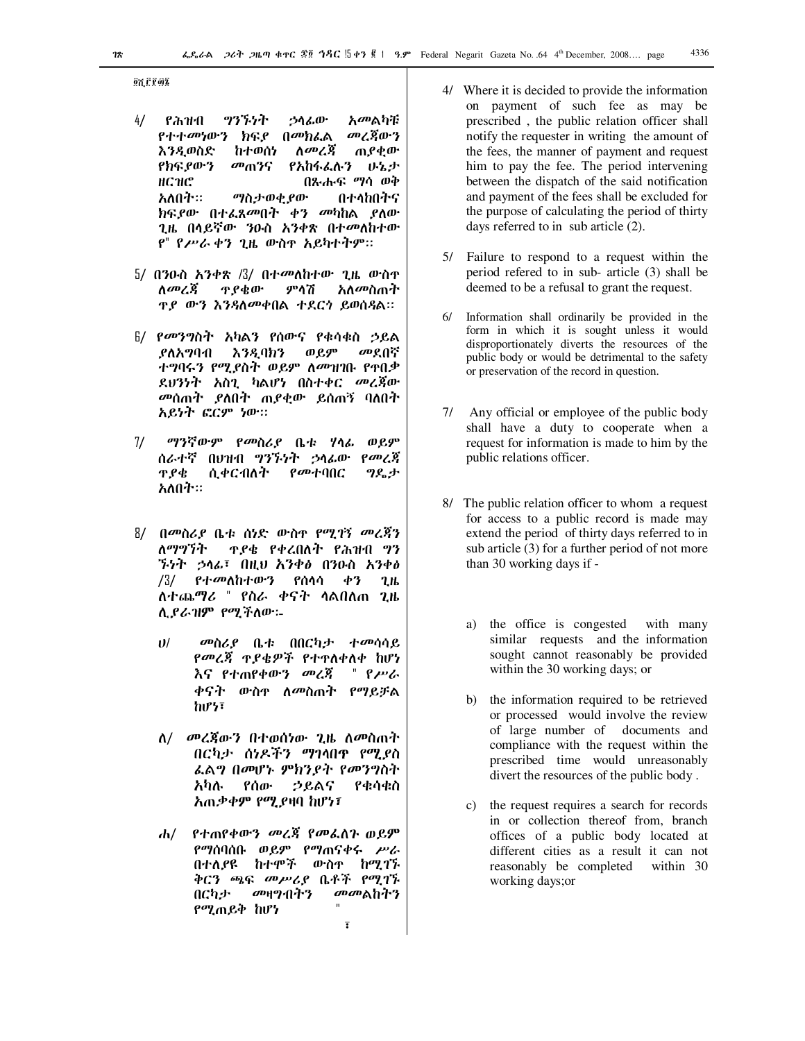፬ሺ፫፻፴፮

4/ የሕዝብ ግንኙነት ኃላፊው አመልካቹ የተተመነውን ክፍያ በመክፈል መረጃውን እንዲወስድ ከተወሰነ ለመረጃ ጠያቂው የክፍያውን መጠንና የአከፋፈሉን ሁኔታ ዘርዝሮ በጹሑፍ ማሳ ወቅ አለበት፡፡ ማስታወቂያው በተላከበትና ክፍያው በተፈጸመበት ቀን መካከል ያለው ጊዜ በላይኛው ንዑስ አንቀጽ በተመለከተው የ" የሥራ ቀን ጊዜ ውስጥ አይካተትም፡፡

5/ በንዑስ አንቀጽ /3/ በተመለከተው ጊዜ ውስጥ ለመረጃ ጥያቄው ምላሽ አለመስጠት ጥያ ውን እንዳለመቀበል ተደርጎ ይወሰዳል፡፡

6/ የመንግስት አካልን የሰውና የቁሳቁስ ኃይል ያለአግባብ እንዲባክን ወይም መደበኛ ተግባሩን የሚያሰት ወይም ለመዝገቡ የጥበቃ ደህንነት አስጊ ካልሆነ በስተቀር መረጃው መሰጠት ያለበት ጠያቂው ይሰጠኝ ባለበት አይነት ፎርም ነው፡፡

7/ ማንኛውም የመስሪያ ቤቱ ሃላፊ ወይም ሰራተኛ በህዝብ ግንኙነት ኃላፊው የመረጃ ጥያቄ ሲቀርብለት የመተባበር ግዴታ አለበት፡፡

8/ በመስሪያ ቤቱ ሰነድ ውስጥ የሚገኝ መረጃን ለማግኘት ጥያቄ የቀረበለት የሕዝብ ግን ኙነት ኃላፊ፣ በዚህ አንቀፅ በንዑስ አንቀፅ /3/ የተመለከተውን የሰላሳ ቀን ጊዜ ለተጨማሪ " የስራ ቀናት ላልበለጠ ጊዜ ሊያራዝም የሚችለው፡-

ሀ/ መስሪያ ቤቱ በበርካታ ተመሳሳይ የመረጃ ጥያቄዎች የተጥለቀለቀ ከሆነ እና የተጠየቀውን መረጃ " የሥራ ቀናት ውስጥ ለመስጠት የማይቻል ከሆነ፣

ለ/ መረጃውን በተወሰነው ጊዜ ለመስጠት በርካታ ሰነዶችን ማገላበጥ የሚያስ ፈልግ በመሆኑ ምክንያት የመንግስት አካሉ የሰው ኃይልና የቁሳቁስ አጠቃቀም የሚያዛባ ከሆነ፣

ሐ/ የተጠየቀውን መረጃ የመፈለጉ ወይም የማሰባሰቡ ወይም የማጠናቀሩ ሥራ በተለያዩ ከተሞች ውስጥ ከሚገኙ ቅርንጫፍ መሥሪያ ቤቶች የሚገኙ በርካታ መዛግብትን መመልከትን የሚጠይቅ ከሆነ "

፤

4/ Where it is decided to provide the information on payment of such fee as may be prescribed , the public relation officer shall notify the requester in writing the amount of the fees, the manner of payment and request him to pay the fee. The period intervening between the dispatch of the said notification and payment of the fees shall be excluded for the purpose of calculating the period of thirty days referred to in sub article (2).

5/ Failure to respond to a request within the period refered to in sub- article (3) shall be deemed to be a refusal to grant the request.

6/ Information shall ordinarily be provided in the form in which it is sought unless it would disproportionately diverts the resources of the public body or would be detrimental to the safety or preservation of the record in question.

7/ Any official or employee of the public body shall have a duty to cooperate when a request for information is made to him by the public relations officer.

8/ The public relation officer to whom a request for access to a public record is made may extend the period of thirty days referred to in sub article (3) for a further period of not more than 30 working days if -

a) the office is congested with many similar requests and the information sought cannot reasonably be provided within the 30 working days; or

b) the information required to be retrieved or processed would involve the review of large number of documents and compliance with the request within the prescribed time would unreasonably divert the resources of the public body .

c) the request requires a search for records in or collection thereof from, branch offices of a public body located at different cities as a result it can not reasonably be completed within 30 working days;or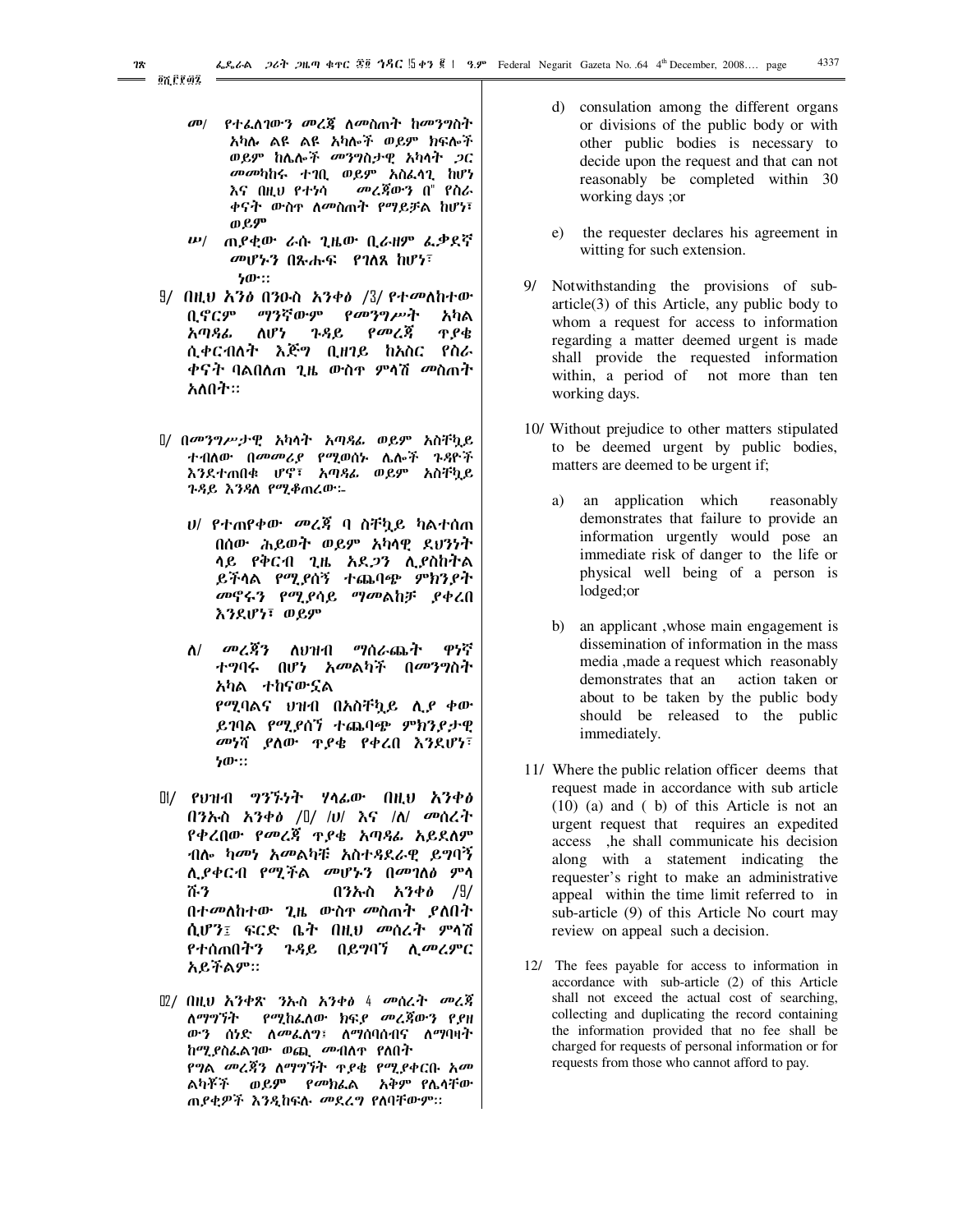መ/ የተፈለገውን መረጃ ለመስጠት ከመንግስት አካሉ ልዩ ልዩ አካላት ወይም ክፍሎች ወይም ከሌሎች መንግስታዊ አካላት ጋር መመካከሩ ተገቢ ወይም አስፈላጊ ከሆነ እና በዚህ የተነሳ መረጃውን በ" የስራ ቀናት ውስጥ ለመስጠት የማይቻል ከሆነ፣ ወይም

ሠ/ ጠያቂው ራሱ ጊዜው ቢራዘም ፈቃደኛ መሆኑን በጽሑፍ የገለጸ ከሆነ፣ ነው።

፱/ በዚህ አንቀፅ በንዑስ አንቀፅ /፫/ የተመለከተው ቢኖርም ማንኛውም የመንግሥት አካል አጣዳፊ ለሆነ ጉዳይ የመረጃ ጥያቄ ሲቀርብለት እጅግ ቢዘገይ ከአስር የስራ ቀናት ባልበለጠ ጊዜ ውስጥ ምላሽ መስጠት አለበት።

፲/ በመንግሥታዊ አካላት አጣዳፊ ወይም አስቸኳይ ተብለው በመመሪያ የሚወሰኑ ሌሎች ጉዳዮች እንደተጠበቁ ሆኖ፣ አጣዳፊ ወይም አስቸኳይ ጉዳይ እንዳለ የሚቆጠረው፦

ሀ/ የተጠየቀው መረጃ ባ ስቸኳይ ካልተሰጠ በሰው ሕይወት ወይም አካላዊ ደህንነት ላይ የቅርብ ጊዜ አደጋን ሊያስከትል ይችላል የሚያሰኝ ተጨባጭ ምክንያት መኖሩን የሚያሳይ ማመልከቻ ያቀረበ እንደሆነ፣ ወይም

ለ/ መረጃን ለህዝብ ማሰራጨት ዋነኛ ተግባሩ በሆነ አመልካች በመንግስት አካል ተከናውኗል የሚባልና ህዝብ በአስቸኳይ ሊያ ቀው ይገባል የሚያሰኝ ተጨባጭ ምክንያታዊ መነሻ ያለው ጥያቄ የቀረበ እንደሆነ፣ ነው።

፲፩/ የህዝብ ግንኙነት ሃላፊው በዚህ አንቀፅ በንኡስ አንቀፅ /፲/ /ሀ/ እና /ለ/ መሰረት የቀረበው የመረጃ ጥያቄ አጣዳፊ አይደለም ብሎ ካመነ አመልካቹ አስተዳደራዊ ይግባኝ ሊያቀርብ የሚችል መሆኑን በመገለፅ ምላሹን በንኡስ አንቀፅ /፱/ በተመለከተው ጊዜ ውስጥ መስጠት ያለበት ሲሆን፤ ፍርድ ቤት በዚህ መሰረት ምላሽ የተሰጠበትን ጉዳይ በይግባኝ ሊመረምር አይችልም።

፲፪/ በዚህ አንቀጽ ንኡስ አንቀፅ 4 መሰረት መረጃ ለማግኘት የሚከፈለው ክፍያ መረጃውን የያዘ ውን ሰነድ ለመፈለግ፣ ለማሰባሰብና ለማባዛት ከሚያስፈልገው ወጪ መብለጥ የለበት የግል መረጃን ለማግኘት ጥያቄ የሚያቀርቡ አመ ልካቾች ወይም የመክፈል አቅም የሌላቸው ጠያቂዎች እንዲከፍሉ መደረግ የለባቸውም።

d) consulation among the different organs or divisions of the public body or with other public bodies is necessary to decide upon the request and that can not reasonably be completed within 30 working days ;or

e) the requester declares his agreement in witting for such extension.

9/ Notwithstanding the provisions of sub-article(3) of this Article, any public body to whom a request for access to information regarding a matter deemed urgent is made shall provide the requested information within, a period of not more than ten working days.

10/ Without prejudice to other matters stipulated to be deemed urgent by public bodies, matters are deemed to be urgent if;

a) an application which reasonably demonstrates that failure to provide an information urgently would pose an immediate risk of danger to the life or physical well being of a person is lodged;or

b) an applicant ,whose main engagement is dissemination of information in the mass media ,made a request which reasonably demonstrates that an action taken or about to be taken by the public body should be released to the public immediately.

11/ Where the public relation officer deems that request made in accordance with sub article (10) (a) and ( b) of this Article is not an urgent request that requires an expedited access ,he shall communicate his decision along with a statement indicating the requester's right to make an administrative appeal within the time limit referred to in sub-article (9) of this Article No court may review on appeal such a decision.

12/ The fees payable for access to information in accordance with sub-article (2) of this Article shall not exceed the actual cost of searching, collecting and duplicating the record containing the information provided that no fee shall be charged for requests of personal information or for requests from those who cannot afford to pay.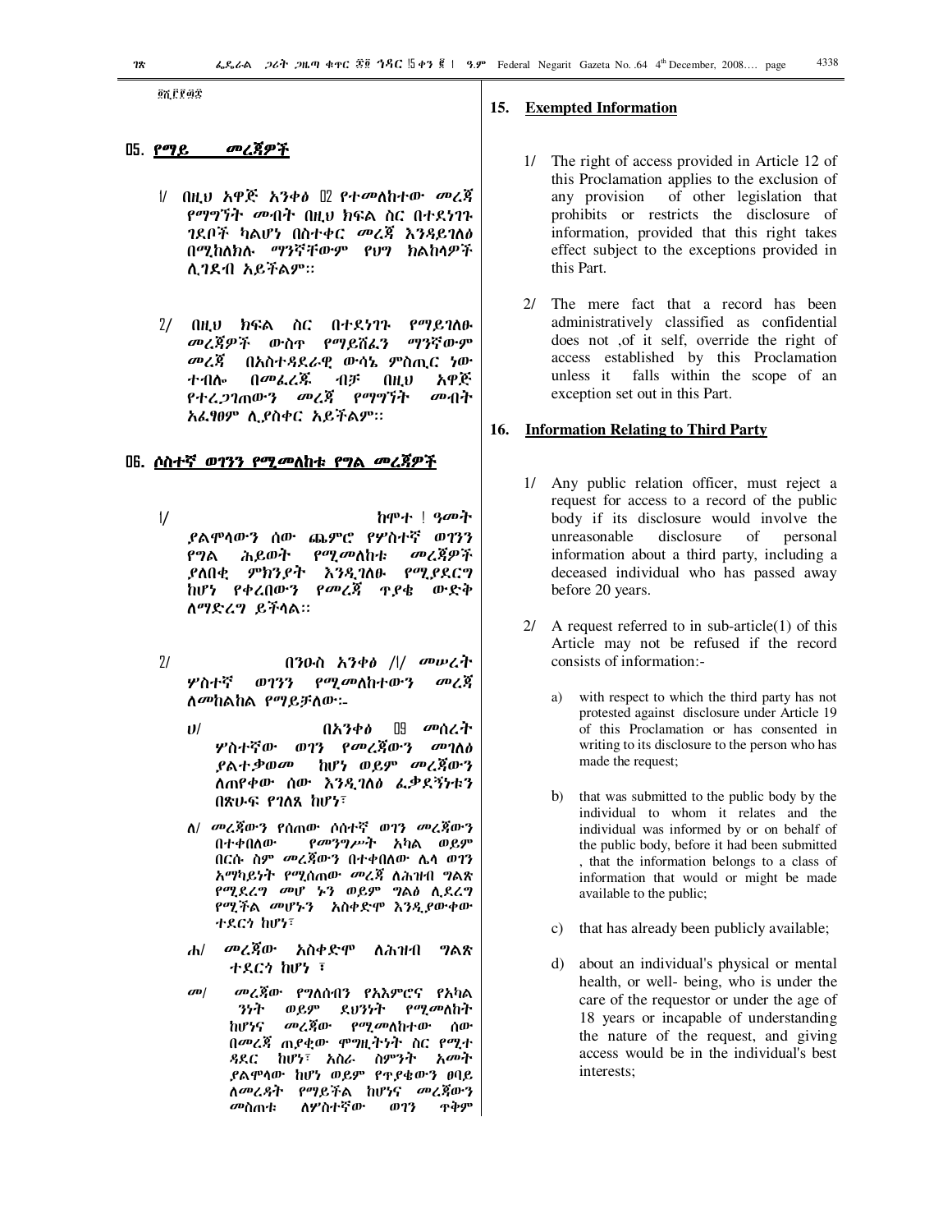፩ሺ፫፻፴፰

## ፲፭. የማይ መረጃዎች

፩/ በዚህ አዋጅ አንቀፅ ፲፪ የተመለከተው መረጃ የማግኘት መብት በዚህ ክፍል ስር በተደነገጉ ገደቦች ካልሆነ በስተቀር መረጃ እንዳይገለፅ በሚከለክሉ ማንኛቸውም የህግ ክልከላዎች ሊገደብ አይችልም፡፡

፪/ በዚህ ክፍል ስር በተደነገጉ የማይገለፁ መረጃዎች ውስጥ የማይሸፈን ማንኛውም መረጃ በአስተዳደራዊ ውሳኔ ምስጢር ነው ተብሎ በመፈረጁ ብቻ በዚህ አዋጅ የተረጋገጠውን መረጃ የማግኘት መብት አፈፃፀም ሊያስቀር አይችልም፡፡

## ፲፮. ሶስተኛ ወገንን የሚመለከቱ የግል መረጃዎች

፩/ ከሞተ ፤ ዓመት ያልሞላውን ሰው ጨምሮ የሦስተኛ ወገንን የግል ሕይወት የሚመለከቱ መረጃዎች ያለበቂ ምክንያት እንዲገለፁ የሚያደርግ ከሆነ የቀረበውን የመረጃ ጥያቄ ውድቅ ለማድረግ ይችላል፡፡

፪/ በንዑስ አንቀፅ /፩/ መሠረት ሦስተኛ ወገንን የሚመለከተውን መረጃ ለመከልከል የማይቻለው፡-

ሀ/ በአንቀፅ ፲፱ መሰረት ሦስተኛው ወገን የመረጃውን መገለፅ ያልተቃወመ ከሆነ ወይም መረጃውን ለጠየቀው ሰው እንዲገለፅ ፈቃደኝነቱን በጽሁፍ የገለጸ ከሆነ፣

ለ/ መረጃውን የሰጠው ሶስተኛ ወገን መረጃውን በተቀበለው የመንግሥት አካል ወይም በርሱ ስም መረጃውን በተቀበለው ሌላ ወገን አማካይነት የሚሰጠው መረጃ ለሕዝብ ግልጽ የሚደረግ መሆ ኑን ወይም ግልፅ ሊደረግ የሚችል መሆኑን አስቀድሞ እንዲያውቀው ተደርጎ ከሆነ፣

ሐ/ መረጃው አስቀድሞ ለሕዝብ ግልጽ ተደርጎ ከሆነ ፣

መ/ መረጃው የግለሰብን የአእምሮና የአካል ጉዳት ወይም ደህንነት የሚመለከት ከሆነና መረጃው የሚመለከተው ሰው በመረጃ ጠያቂው ሞግዚትነት ስር የሚተዳደር ከሆነ፣ አስራ ስምንት አመት ያልሞላው ከሆነ ወይም የጥያቄውን ፀባይ ለመረዳት የማይችል ከሆነና መረጃውን መስጠቱ ለሦስተኛው ወገን ጥቅም

## 15. Exempted Information

1/ The right of access provided in Article 12 of this Proclamation applies to the exclusion of any provision of other legislation that prohibits or restricts the disclosure of information, provided that this right takes effect subject to the exceptions provided in this Part.

2/ The mere fact that a record has been administratively classified as confidential does not ,of it self, override the right of access established by this Proclamation unless it falls within the scope of an exception set out in this Part.

## 16. Information Relating to Third Party

1/ Any public relation officer, must reject a request for access to a record of the public body if its disclosure would involve the unreasonable disclosure of personal information about a third party, including a deceased individual who has passed away before 20 years.

2/ A request referred to in sub-article(1) of this Article may not be refused if the record consists of information:-

a) with respect to which the third party has not protested against disclosure under Article 19 of this Proclamation or has consented in writing to its disclosure to the person who has made the request;

b) that was submitted to the public body by the individual to whom it relates and the individual was informed by or on behalf of the public body, before it had been submitted , that the information belongs to a class of information that would or might be made available to the public;

c) that has already been publicly available;

d) about an individual's physical or mental health, or well- being, who is under the care of the requestor or under the age of 18 years or incapable of understanding the nature of the request, and giving access would be in the individual's best interests;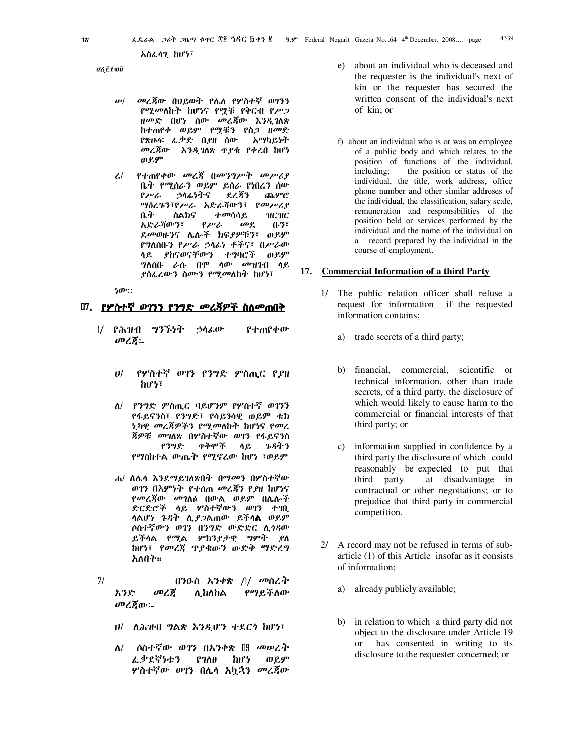አስፈላጊ ከሆነ፣

ፀሺ.ፎ፱፴፱

ሠ/ መረጃው በህይወት የሌለ የሦስተኛ ወገን የሚመለከት ከሆነና የሟቹ የቅርብ የሥጋ ዘመድ በሆነ ሰው መረጃው እንዲገለጽ ከተጠየቀ ወይም የሟቹን የስጋ ዘመድ የጽሁፍ ፈቃድ በያዘ ሰው አማካይነት መረጃው እንዲገለጽ ጥያቄ የቀረበ ከሆነ ወይም

ረ/ የተጠየቀው መረጃ በመንግሥት መሥሪያ ቤት የሚሰራን ወይም ይሰራ የነበረን ሰው የሥራ ኃላፊነትና ደረጃን ጨምሮ ማዕረጉን፣የሥራ አድራሻውን፣ የመሥሪያ ቤት ስልክና ተመሳሳይ ዝርዝር አድራሻውን፣ የሥራ መደ ቡን፣ ደመወዙንና ሌሎች ክፍያዎቹን፣ ወይም የግለሰቡን የሥራ ኃላፊነ ቶችና፣ በሥራው ላይ ያከናወናቸውን ተግባሮች ወይም ግለሰቡ ራሱ በሞ ላው መዝገብ ላይ ያሰፈረውን ስሙን የሚመለከት ከሆነ፣

ነው።

## ፲፯. የሦስተኛ ወገን የንግድ መረጃዎች ስለመጠበቅ

፩/ የሕዝብ ግንኙነት ኃላፊው የተጠየቀው መረጃ፦

ሀ/ የሦስተኛ ወገን የንግድ ምስጢር የያዘ ከሆነ፣

ለ/ የንግድ ምስጢር ባይሆንም የሦስተኛ ወገንን የፋይናንስ፣ የንግድ፣ የሳይንሳዊ ወይም ቴክ ኒካዊ መረጃዎችን የሚመለከት ከሆነና የመረ ጃዎቹ መገለጽ በሦስተኛው ወገን የፋይናንስ የንግድ ጥቅሞች ላይ ጉዳትን የማስከተል ውጤት የሚኖረው ከሆነ ፣ወይም

ሐ/ ለሌላ እንደማይገለጽበት በማመን በሦስተኛው ወገን በእምነት የተሰጠ መረጃን የያዘ ከሆነና የመረጃው መገለፅ በውል ወይም በሌሎች ድርድሮች ላይ ሦስተኛውን ወገን ተገቢ ላልሆነ ጉዳት ሊያጋልጠው ይችላል ወይም ሶስተኛውን ወገን በንግድ ውድድር ሊጎዳው ይችላል የሚል ምክንያታዊ ግምት ያለ ከሆነ፣ የመረጃ ጥያቄውን ውድቅ ማድረግ አለበት።

፪/ በንዑስ አንቀጽ /፩/ መሰረት አንድ መረጃ ሊከለከል የማይችለው መረጃው፦

ሀ/ ለሕዝብ ግልጽ እንዲሆን ተደርጎ ከሆነ፣

ለ/ ሶስተኛው ወገን በአንቀጽ ፲፱ መሠረት ፈቃደኛነቱን የገለፀ ከሆነ ወይም ሦስተኛው ወገን በሌላ አኳኋን መረጃው

e) about an individual who is deceased and the requester is the individual's next of kin or the requester has secured the written consent of the individual's next of kin; or

f) about an individual who is or was an employee of a public body and which relates to the position of functions of the individual, including; the position or status of the individual, the title, work address, office phone number and other similar addreses of the individual, the classification, salary scale, remuneration and responsibilities of the position held or services performed by the individual and the name of the individual on a record prepared by the individual in the course of employment.

## 17. Commercial Information of a third Party

1/ The public relation officer shall refuse a request for information if the requested information contains;

a) trade secrets of a third party;

b) financial, commercial, scientific or technical information, other than trade secrets, of a third party, the disclosure of which would likely to cause harm to the commercial or financial interests of that third party; or

c) information supplied in confidence by a third party the disclosure of which could reasonably be expected to put that third party at disadvantage in contractual or other negotiations; or to prejudice that third party in commercial competition.

2/ A record may not be refused in terms of sub-article (1) of this Article insofar as it consists of information;

a) already publicly available;

b) in relation to which a third party did not object to the disclosure under Article 19 or has consented in writing to its disclosure to the requester concerned; or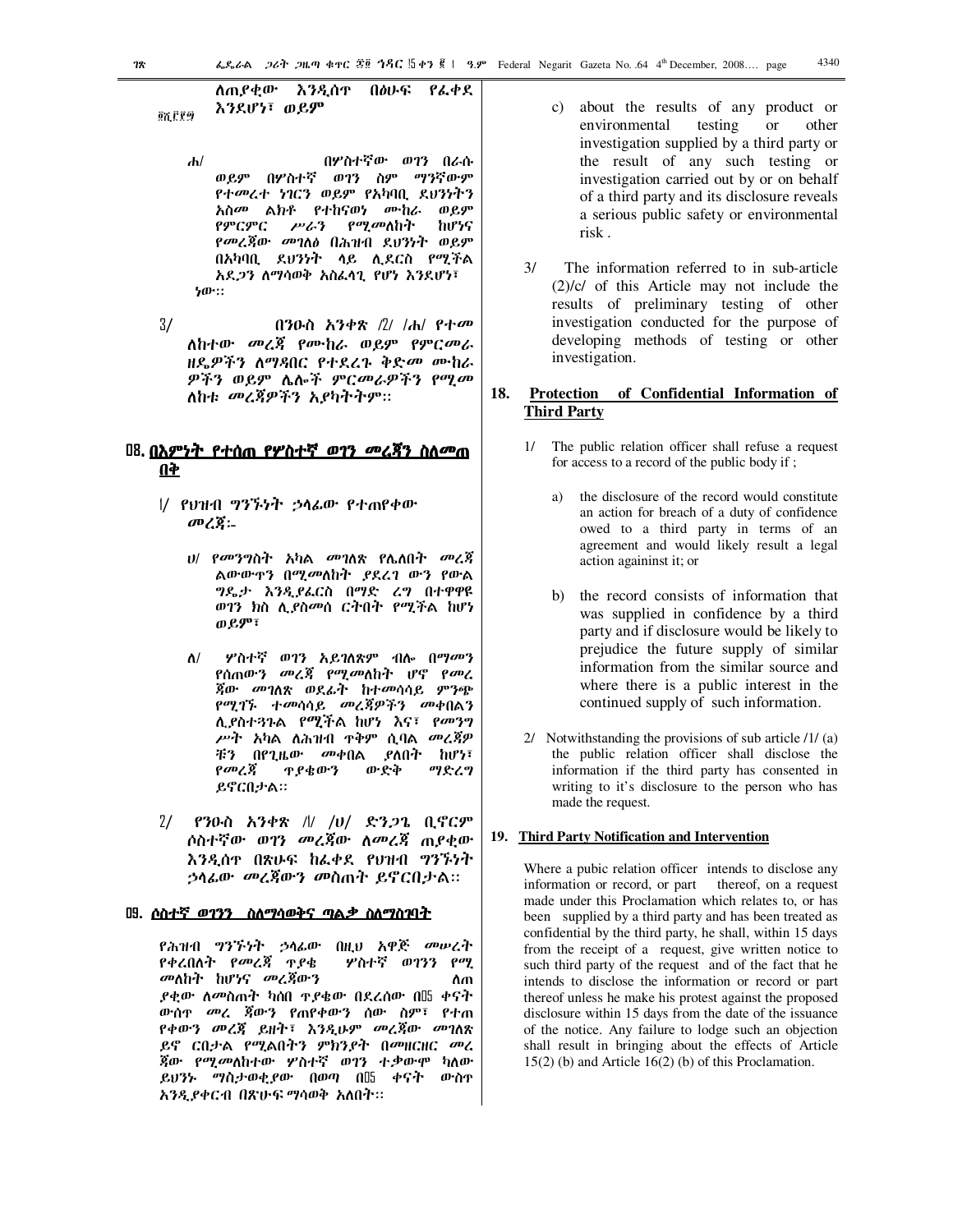ለጠየቀው እንዲሰጥ በፅሁፍ የፈቀደ እንደሆነ፣ ወይም

ሐ/ በሦስተኛው ወገን በራሱ ወይም በሦስተኛ ወገን ስም ማንኛውም የተመረተ ነገርን ወይም የአካባቢ ደህንነትን አስመ ልክቶ የተከናወነ ሙከራ ወይም የምርምር ሥራን የሚመለከት ከሆነና የመረጃው መገለፅ በሕዝብ ደህንነት ወይም በአካባቢ ደህንነት ላይ ሊደርስ የሚችል አደጋን ለማሳወቅ አስፈላጊ የሆነ እንደሆነ፣ ነው፡፡

3/ በንዑስ አንቀጽ /2/ /ሐ/ የተመለከተው መረጃ የሙከራ ወይም የምርመራ ዘዴዎችን ለማዳበር የተደረጉ ቅድመ ሙከራ ዎችን ወይም ሌሎች ምርመራዎችን የሚመ ለከቱ መረጃዎችን አያካትትም፡፡

## ፲፰. በእምነት የተሰጠ የሦስተኛ ወገን መረጃን ስለመጠበቅ

1/ የህዝብ ግንኙነት ኃላፊው የተጠየቀው መረጃ፡-

ሀ/ የመንግስት አካል መገለጽ የሌለበት መረጃ ልውውጥን በሚመለከት ያደረገ ውን የውል ግዴታ እንዲያፈርስ በማድ ረግ በተዋዋዩ ወገን ክስ ሊያስመሰ ርትበት የሚችል ከሆነ ወይም፣

ለ/ ሦስተኛ ወገን አይገለጽም ብሎ በማመን የሰጠውን መረጃ የሚመለከት ሆኖ የመረ ጃው መገለጽ ወደፊት ከተመሳሳይ ምንጭ የሚገኙ ተመሳሳይ መረጃዎችን መቀበልን ሊያስተጓጉል የሚችል ከሆነ እና፣ የመንግ ሥት አካል ለሕዝብ ጥቅም ሲባል መረጃዎ ቹን በየጊዜው መቀበል ያለበት ከሆነ፣ የመረጃ ጥያቄውን ውድቅ ማድረግ ይኖርበታል፡፡

2/ የንዑስ አንቀጽ /1/ /ሀ/ ድንጋጌ ቢኖርም ሶስተኛው ወገን መረጃው ለመረጃ ጠያቂው እንዲሰጥ በጽሁፍ ከፈቀደ የህዝብ ግንኙነት ኃላፊው መረጃውን መስጠት ይኖርበታል፡፡

## ፲፱. ሶስተኛ ወገንን ስለማሳወቅና ጣልቃ ስለማስገባት

የሕዝብ ግንኙነት ኃላፊው በዚህ አዋጅ መሠረት የቀረበለት የመረጃ ጥያቄ ሦስተኛ ወገንን የሚ መለከት ከሆነና መረጃውን ለጠ ያቂው ለመስጠት ካሰበ ጥያቄው በደረሰው በ15 ቀናት ውስጥ መረ ጃውን የጠየቀውን ሰው ስም፣ የተጠ የቀውን መረጃ ይዘት፣ እንዲሁም መረጃው መገለጽ ይኖ ርበታል የሚልበትን ምክንያት በመዘርዘር መረ ጃው የሚመለከተው ሦስተኛ ወገን ተቃውሞ ካለው ይህንኑ ማስታወቂያው በወጣ በ15 ቀናት ውስጥ እንዲያቀርብ በጽሁፍ ማሳወቅ አለበት፡፡

c) about the results of any product or environmental testing or other investigation supplied by a third party or the result of any such testing or investigation carried out by or on behalf of a third party and its disclosure reveals a serious public safety or environmental risk .

3/ The information referred to in sub-article (2)/c/ of this Article may not include the results of preliminary testing of other investigation conducted for the purpose of developing methods of testing or other investigation.

## 18. Protection of Confidential Information of Third Party

1/ The public relation officer shall refuse a request for access to a record of the public body if ;

a) the disclosure of the record would constitute an action for breach of a duty of confidence owed to a third party in terms of an agreement and would likely result a legal action againinst it; or

b) the record consists of information that was supplied in confidence by a third party and if disclosure would be likely to prejudice the future supply of similar information from the similar source and where there is a public interest in the continued supply of such information.

2/ Notwithstanding the provisions of sub article /1/ (a) the public relation officer shall disclose the information if the third party has consented in writing to it's disclosure to the person who has made the request.

## 19. Third Party Notification and Intervention

Where a pubic relation officer intends to disclose any information or record, or part thereof, on a request made under this Proclamation which relates to, or has been supplied by a third party and has been treated as confidential by the third party, he shall, within 15 days from the receipt of a request, give written notice to such third party of the request and of the fact that he intends to disclose the information or record or part thereof unless he make his protest against the proposed disclosure within 15 days from the date of the issuance of the notice. Any failure to lodge such an objection shall result in bringing about the effects of Article 15(2) (b) and Article 16(2) (b) of this Proclamation.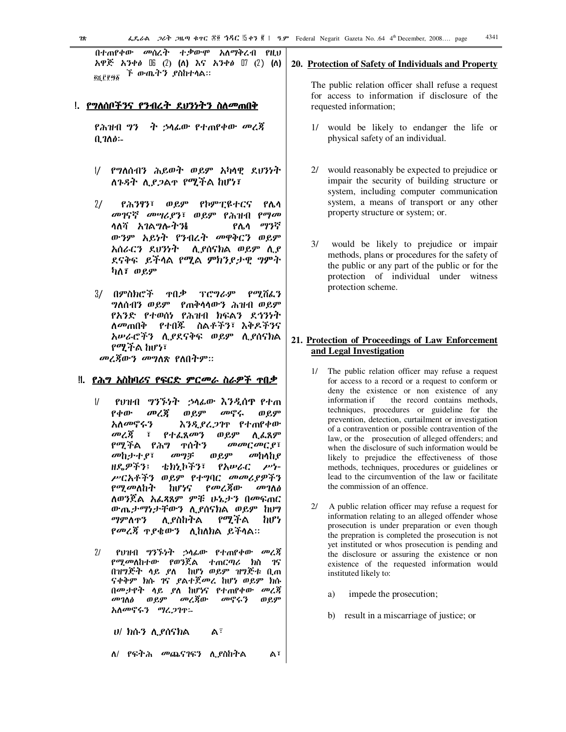በተጠየቀው መሰረት ተቃውሞ አለማቅረብ የዚህ አዋጅ አንቀፅ ፲፮ (2) (ለ) እና አንቀፅ ፲፯ (2) (ለ) ፻፲፫፻፵፩ ች ውጤትን ያስከተላል፡፡

## ፳. የግለሰቦችንና የንብረት ደህንነትን ስለመጠበቅ

የሕዝብ ግን ት ኃላፊው የተጠየቀው መረጃ ቢገለፅ፡-

1/ የግለሰብን ሕይወት ወይም አካላዊ ደህንነት ለጉዳት ሊያጋልጥ የሚችል ከሆነ፣

2/ የሕንፃ፣ ወይም የኮምፒዩተርና የሌላ መገናኛ መሣሪያን፣ ወይም የሕዝብ የማመላለሻ አገልግሎትንና የሌላ ማንኛ ውንም አይነት የንብረት መዋቅርን ወይም አሰራርን ደህንነት ሊያሰናክል ወይም ሊያ ደናቅፍ ይችላል የሚል ምክንያታዊ ግምት ካለ፣ ወይም

3/ በምስክሮች ጥበቃ ፕሮግራም የሚሸፈን ግለሰብን ወይም የጠቅላላውን ሕዝብ ወይም የአንድ የተወሰነ የሕዝብ ክፍልን ደኅንነት ለመጠበቅ የተበጁ ስልቶችን፣ እቅዶችንና አሠራሮችን ሊያደናቅፍ ወይም ሊያሰናክል የሚችል ከሆነ፣

መረጃውን መግለጽ የለበትም፡፡

## ፳፩. የሕግ አስከባሪና የፍርድ ምርመራ ስራዎች ጥበቃ

1/ የህዝብ ግንኙነት ኃላፊው እንዲሰጥ የተጠየቀው መረጃ ወይም መኖሩ ወይም አለመኖሩን እንዲያረጋግጥ የተጠየቀው መረጃ ፣ የተፈጸመን ወይም ሊፈጸም የሚችል የሕግ ጥሰትን መመርመር፣ መከታተል፣ መግታ ወይም መከላከያ ዘዴዎችን፣ ቴክኒኮችን፣ የአሠራር ሥነ-ሥርአቶችን ወይም የተግባር መመሪያዎችን የሚመለከት ከሆነና የመረጃው መገለፅ ለወንጀል አፈጻጸም ምቹ ሁኔታን በመፍጠር ውጤታማነታቸውን ሊያሰናክል ወይም ከህግ ማምለጥን ሊያስከትል የሚችል ከሆነ የመረጃ ጥያቄውን ሊከለክል ይችላል፡፡

2/ የህዝብ ግንኙነት ኃላፊው የተጠየቀው መረጃ የሚመለከተው የወንጀል ተጠርጣሪ ክስ ገና በዝግጅት ላይ ያለ ከሆነ ወይም ዝግጅቱ ቢጠ ናቀቅም ክሱ ገና ያልተጀመረ ከሆነ ወይም ክሱ በመታየት ላይ ያለ ከሆነና የተጠየቀው መረጃ መገለፅ ወይም መረጃው መኖሩን ወይም አለመኖሩን ማረጋገጥ፦

ሀ/ ክሱን ሊያሰናክል ሏ፣

ለ/ የፍትሕ መጨናገፍን ሊያስከትል ሏ፣

## 20. Protection of Safety of Individuals and Property

The public relation officer shall refuse a request for access to information if disclosure of the requested information;

1/ would be likely to endanger the life or physical safety of an individual.

2/ would reasonably be expected to prejudice or impair the security of building structure or system, including computer communication system, a means of transport or any other property structure or system; or.

3/ would be likely to prejudice or impair methods, plans or procedures for the safety of the public or any part of the public or for the protection of individual under witness protection scheme.

## 21. Protection of Proceedings of Law Enforcement and Legal Investigation

1/ The public relation officer may refuse a request for access to a record or a request to conform or deny the existence or non existence of any information if the record contains methods, techniques, procedures or guideline for the prevention, detection, curtailment or investigation of a contravention or possible contravention of the law, or the prosecution of alleged offenders; and when the disclosure of such information would be likely to prejudice the effectiveness of those methods, techniques, procedures or guidelines or lead to the circumvention of the law or facilitate the commission of an offence.

2/ A public relation officer may refuse a request for information relating to an alleged offender whose prosecution is under preparation or even though the prepration is completed the prosecution is not yet instituted or whos prosecution is pending and the disclosure or assuring the existence or non existence of the requested information would instituted likely to:

a) impede the prosecution;

b) result in a miscarriage of justice; or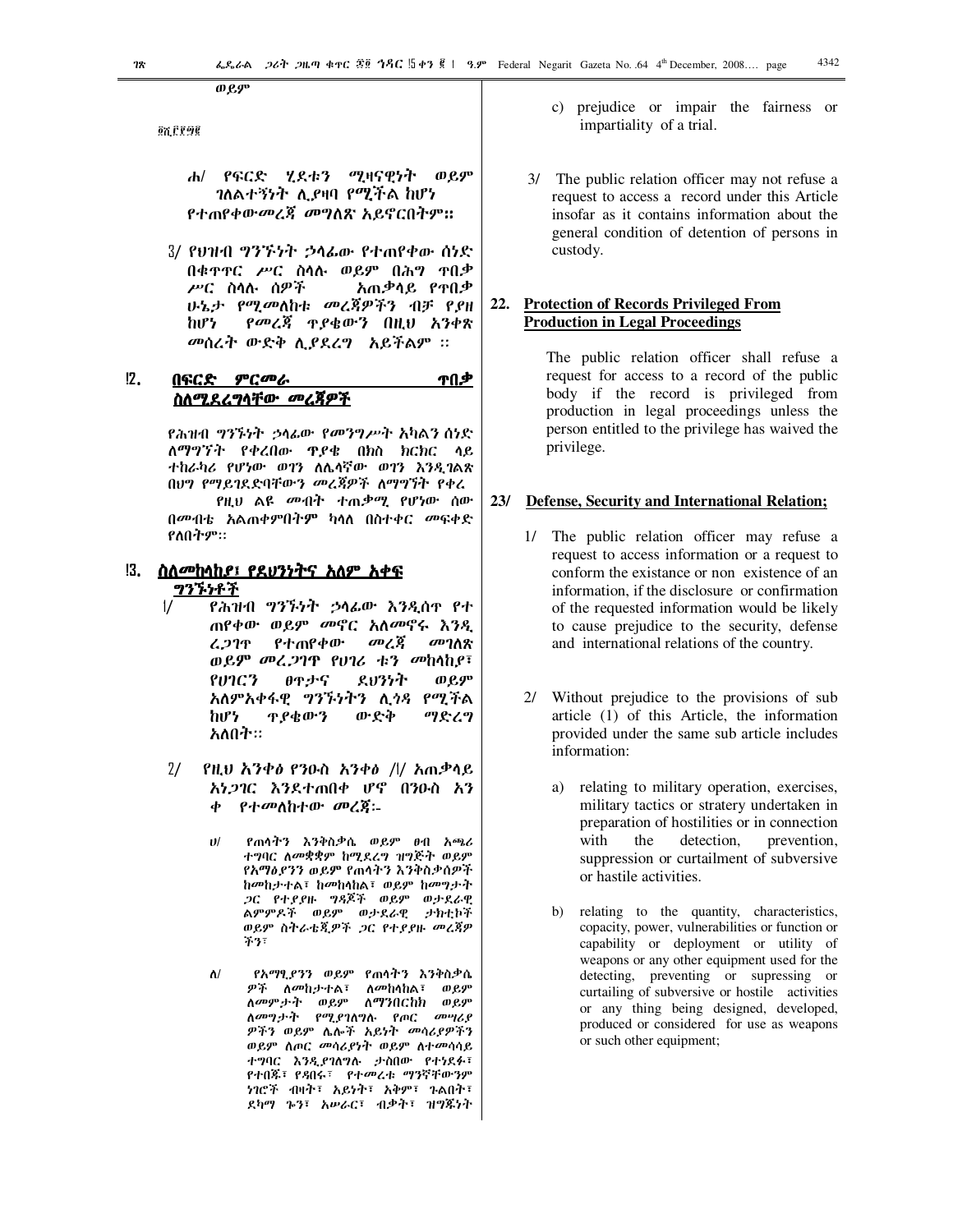ወይም

፳፫፻፶፯

ሐ/ የፍርድ ሂደቱን ሚዛናዊነት ወይም ገለልተኝነት ሊያዛባ የሚችል ከሆነ የተጠየቀውመረጃ መግለጽ አይኖርበትም።

3/ የህዝብ ግንኙነት ኃላፊው የተጠየቀው ሰነድ በቁጥጥር ሥር ስላሉ ወይም በሕግ ጥበቃ ሥር ስላሉ ሰዎች አጠቃላይ የጥበቃ ሁኔታ የሚመለከቱ መረጃዎችን ብቻ የያዘ ከሆነ የመረጃ ጥያቄውን በዚህ አንቀጽ መሰረት ውድቅ ሊያደረግ አይችልም ።

## ፳፪. በፍርድ ምርመራ ጥበቃ ስለሚደረግላቸው መረጃዎች

የሕዝብ ግንኙነት ኃላፊው የመንግሥት አካልን ሰነድ ለማግኘት የቀረበው ጥያቄ በክስ ክርክር ላይ ተከራካሪ የሆነው ወገን ለሌላኛው ወገን እንዲገልጽ በህግ የማይገደድባቸውን መረጃዎች ለማግኘት የቀረ የዚህ ልዩ መብት ተጠቃሚ የሆነው ሰው በመብቱ አልጠቀምበትም ካላለ በስተቀር መፍቀድ የለበትም።

## ፳፫. ስለመከላከያ፣ የደህንነትና አለም አቀፍ ግንኙነቶች

1/ የሕዝብ ግንኙነት ኃላፊው እንዲሰጥ የተ ጠየቀው ወይም መኖር አለመኖሩ እንዲ ረጋገጥ የተጠየቀው መረጃ መገለጽ ወይም መረጋገጥ የሀገሪ ቱን መከላከያ፣ የሀገርን ፀጥታና ደህንነት ወይም አለምአቀፋዊ ግንኙነትን ሊጎዳ የሚችል ከሆነ ጥያቄውን ውድቅ ማድረግ አለበት።

2/ የዚህ አንቀፅ የንዑስ አንቀፅ /1/ አጠቃላይ አነጋገር እንደተጠበቀ ሆኖ በንዑስ አንቀ ቀ የተመለከተው መረጃ፡-

ሀ/ የጠላትን እንቅስቃሴ ወይም ፀብ አጫሪ ተግባር ለመቋቋም ከሚደረግ ዝግጅት ወይም የአማፅያንን ወይም የጠላትን እንቅስቃሴዎች ከመከታተል፣ ከመከላከል፣ ወይም ከመግታት ጋር የተያያዙ ግዳጆች ወይም ወታደራዊ ልምምዶች ወይም ወታደራዊ ታክቲኮች ወይም ስትራቴጂዎች ጋር የተያያዙ መረጃዎችን፣

ለ/ የአማፂያንን ወይም የጠላትን እንቅስቃሴ ዎች ለመከታተል፣ ለመከላከል፣ ወይም ለመምታት ወይም ለማንበርከክ ወይም ለመግታት የሚያገለግሉ የጦር መሣሪያ ዎችን ወይም ሌሎች አይነት መሳሪያዎችን ወይም ለጦር መሳሪያነት ወይም ለተመሳሳይ ተግባር እንዲያገለግሉ ታስበው የተነደፉ፣ የተበጁ፣ የዳበሩ፣ የተመረቱ ማንኛቸውንም ነገሮች ብዛት፣ አይነት፣ አቅም፣ ጉልበት፣ ደካማ ጐን፣ አሠራር፣ ብቃት፣ ዝግጁነት

c) prejudice or impair the fairness or impartiality of a trial.

3/ The public relation officer may not refuse a request to access a record under this Article insofar as it contains information about the general condition of detention of persons in custody.

## 22. Protection of Records Privileged From Production in Legal Proceedings

The public relation officer shall refuse a request for access to a record of the public body if the record is privileged from production in legal proceedings unless the person entitled to the privilege has waived the privilege.

## 23/ Defense, Security and International Relation;

1/ The public relation officer may refuse a request to access information or a request to conform the existance or non existence of an information, if the disclosure or confirmation of the requested information would be likely to cause prejudice to the security, defense and international relations of the country.

2/ Without prejudice to the provisions of sub article (1) of this Article, the information provided under the same sub article includes information:

a) relating to military operation, exercises, military tactics or stratery undertaken in preparation of hostilities or in connection with the detection, prevention, suppression or curtailment of subversive or hastile activities.

b) relating to the quantity, characteristics, copacity, power, vulnerabilities or function or capability or deployment or utility of weapons or any other equipment used for the detecting, preventing or supressing or curtailing of subversive or hostile activities or any thing being designed, developed, produced or considered for use as weapons or such other equipment;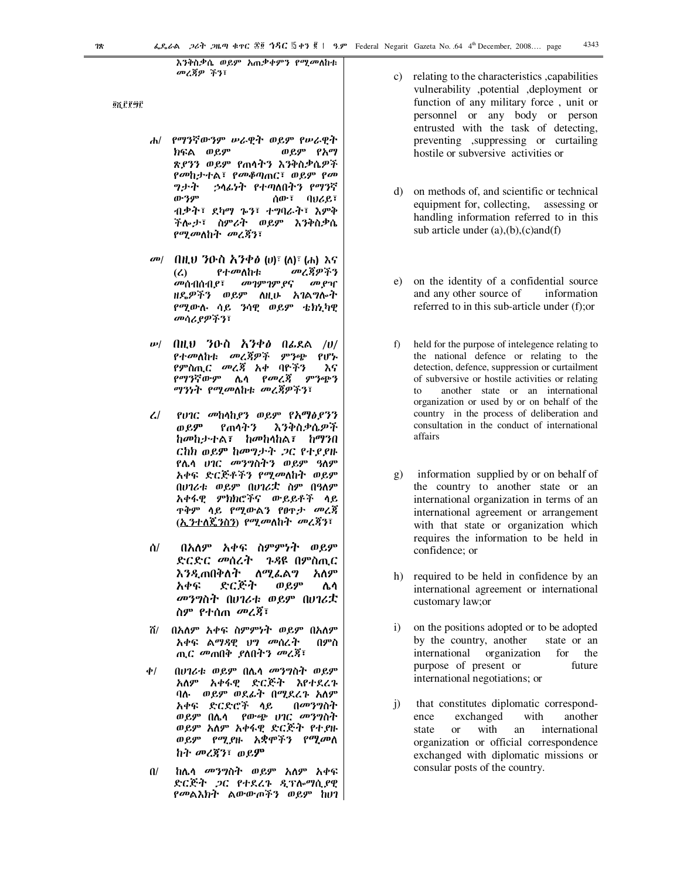እንቅስቃሴ ወይም አጠቃቀምን የሚመለከቱ መረጃዎ ችን፣

፴፫፻፱፫

ሐ/ የማንኛውንም ሠራዊት ወይም የሠራዊት ክፍል ወይም የአማ ጽያንን ወይም የጠላትን እንቅስቃሴዎች የመከታተል፣ የመቆጣጠር፣ ወይም የመ ግታት ኃላፊነት የተጣለበትን የማንኛ ውንም ሰው፣ ባህሪይ፣ ብቃት፣ ደካማ ጐን፣ ተግባራት፣ እምቅ ችሎታ፣ ስምሪት ወይም እንቅስቃሴ የሚመለከት መረጃን፣

መ/ በዚህ ንዑስ አንቀፅ (ሀ)፣ (ለ)፣ (ሐ) እና (ረ) የተመለከቱ መረጃዎችን መሰብሰቢያ፣ መገምገሚያና መያዣ ዘዴዎችን ወይም ለዚሁ አገልግሎት የሚውሉ ሳይ ንሳዊ ወይም ቴክኒካዊ መሳሪያዎችን፣

ሠ/ በዚህ ንዑስ አንቀፅ በፊደል /ሀ/ የተመለከቱ መረጃዎች ምንጭ የሆኑ የምስጢር መረጃ አቀ ባዮችን እና የማንኛውም ሌላ የመረጃ ምንጭን ማንነት የሚመለከቱ መረጃዎችን፣

ረ/ የሀገር መከላከያን ወይም የአማፅያንን ወይም የጠላትን እንቅስቃሴዎች ከመከታተል፣ ከመከላከል፣ ከማንበ ርከክ ወይም ከመግታት ጋር የተያያዙ የሌላ ሀገር መንግስትን ወይም ዓለም አቀፍ ድርጅቶችን የሚመለከት ወይም በሀገሪቱ ወይም በሀገሪቷ ስም በዓለም አቀፋዊ ምክክሮችና ውይይቶች ላይ ጥቅም ላይ የሚውልን የፀጥታ መረጃ (ኢንተለጄንስን) የሚመለከት መረጃን፣

ሰ/ በአለም አቀፍ ስምምነት ወይም ድርድር መሰረት ጉዳዩ በምስጢር እንዲጠበቅለት ለሚፈልግ አለም አቀፍ ድርጅት ወይም ሌላ መንግስት በሀገሪቱ ወይም በሀገሪቷ ስም የተሰጠ መረጃ፣

ሸ/ በአለም አቀፍ ስምምነት ወይም በአለም አቀፍ ልማዳዊ ህግ መሰረት በምስ ጢር መጠበቅ ያለበትን መረጃ፣

ቀ/ በሀገሪቱ ወይም በሌላ መንግስት ወይም አለም አቀፋዊ ድርጅት እየተደረጉ ባሉ ወይም ወደፊት በሚደረጉ አለም አቀፍ ድርድሮች ላይ በመንግስት ወይም በሌላ የውጭ ሀገር መንግስት ወይም አለም አቀፋዊ ድርጅት የተያዙ ወይም የሚያዙ አቋሞችን የሚመለ ከት መረጃን፣ ወይም

በ/ ከሌላ መንግስት ወይም አለም አቀፍ ድርጅት ጋር የተደረጉ ዲፕሎማሲያዊ የመልእክት ልውውጦችን ወይም ከሀገ

c) relating to the characteristics ,capabilities vulnerability ,potential ,deployment or function of any military force , unit or personnel or any body or person entrusted with the task of detecting, preventing ,suppressing or curtailing hostile or subversive activities or

d) on methods of, and scientific or technical equipment for, collecting, assessing or handling information referred to in this sub article under (a),(b),(c)and(f)

e) on the identity of a confidential source and any other source of information referred to in this sub-article under (f);or

f) held for the purpose of intelegence relating to the national defence or relating to the detection, defence, suppression or curtailment of subversive or hostile activities or relating to another state or an international organization or used by or on behalf of the country in the process of deliberation and consultation in the conduct of international affairs

g) information supplied by or on behalf of the country to another state or an international organization in terms of an international agreement or arrangement with that state or organization which requires the information to be held in confidence; or

h) required to be held in confidence by an international agreement or international customary law;or

i) on the positions adopted or to be adopted by the country, another state or an international organization for the purpose of present or future international negotiations; or

j) that constitutes diplomatic correspondence exchanged with another state or with an international organization or official correspondence exchanged with diplomatic missions or consular posts of the country.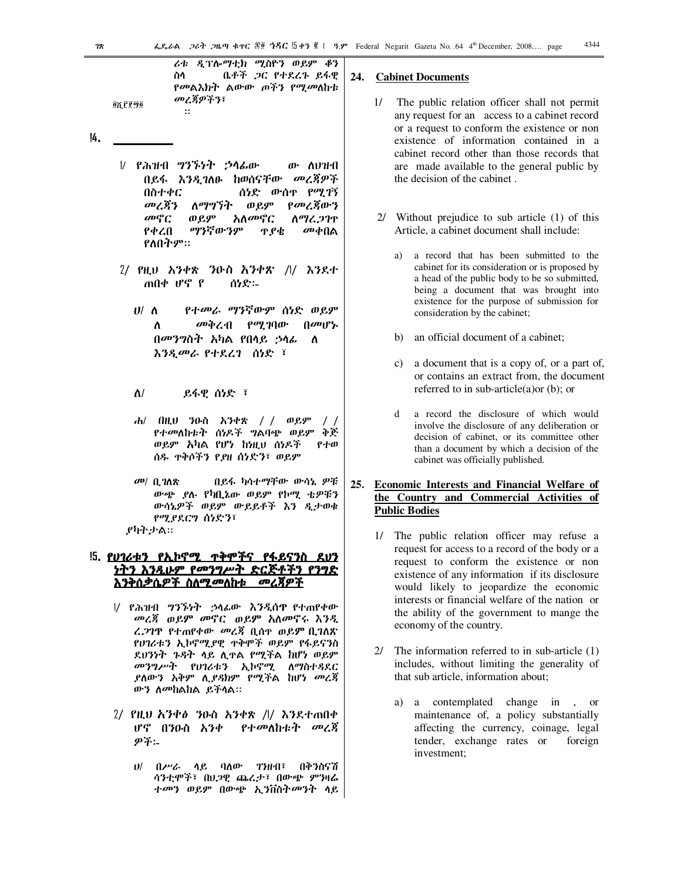ሪቱ ዲፕሎማቲክ ሚስዮን ወይም ቆን ስላ ቤቶች ጋር የተደረጉ ይፋዊ የመልእክት ልውውጦችን የሚመለከቱ መረጃዎችን፣

፳፫.፫.፻፵፬

::

## ፲፬. ___________

፩/ የሕዝብ ግንኙነት ኃላፊው ው ለህዝብ በይፋ እንዲገለፁ ከወሰናቸው መረጃዎች በስተቀር ሰነድ ውስጥ የሚገኝ መረጃን ለማግኘት ወይም የመረጃውን መኖር ወይም አለመኖር ለማረጋገጥ የቀረበ ማንኛውንም ጥያቄ መቀበል የለበትም።

፪/ የዚህ አንቀጽ ንዑስ አንቀጽ /፩/ እንደተ ጠበቀ ሆኖ የ ሰነድ፦

ሀ/ ለ የተመራ ማንኛውም ሰነድ ወይም ለ መቅረብ የሚገባው በመሆኑ በመንግስት አካል የበላይ ኃላፊ ለ እንዲመራ የተደረገ ሰነድ ፣

ለ/ ይፋዊ ሰነድ ፣

ሐ/ በዚህ ንዑስ አንቀጽ / / ወይም / / የተመለከቱት ሰነዶች ግልባጭ ወይም ቅጅ ወይም አካል የሆነ ከነዚህ ሰነዶች የተወሰዱ ጥቅሶችን የያዘ ሰነድን፣ ወይም

መ/ ቢገለጽ በይፋ ካሳተማቸው ውሳኔ ዎቹ ውጭ ያሉ የካቢኔው ወይም የኮሚ ቴዎቹን ውሳኔዎች ወይም ውይይቶች እን ዲታወቁ የሚያደርግ ሰነድን፣

ያካትታል።

## ፲፭. የሀገሪቱን የኢኮኖሚ ጥቅሞችና የፋይናንስ ደህን ነትን እንዲሁም የመንግሥት ድርጅቶችን የንግድ እንቅስቃሴዎች ስለሚመለከቱ መረጃዎች

፩/ የሕዝብ ግንኙነት ኃላፊው እንዲሰጥ የተጠየቀው መረጃ ወይም መኖር ወይም አለመኖሩ እንዲ ረጋገጥ የተጠየቀው መረጃ ቢሰጥ ወይም ቢገለጽ የሀገሪቱን ኢኮኖሚያዊ ጥቅሞች ወይም የፋይናንስ ደህንነት ጉዳት ላይ ሊጥል የሚችል ከሆነ ወይም መንግሥት የሀገሪቱን ኢኮኖሚ ለማስተዳደር ያለውን አቅም ሊያዳክም የሚችል ከሆነ መረጃ ውን ለመከልከል ይችላል።

፪/ የዚህ አንቀፅ ንዑስ አንቀጽ /፩/ እንደተጠበቀ ሆኖ በንዑስ አንቀ የተመለከቱት መረጃ ዎች፦

ሀ/ በሥራ ላይ ባለው ገንዘብ፣ በቅንስናሽ ሳንቲሞች፣ በህጋዊ ጨረታ፣ በውጭ ምንዛሬ ተመን ወይም በውጭ ኢንቨስትመንት ላይ

## 24. Cabinet Documents

1/ The public relation officer shall not permit any request for an access to a cabinet record or a request to conform the existence or non existence of information contained in a cabinet record other than those records that are made available to the general public by the decision of the cabinet .

2/ Without prejudice to sub article (1) of this Article, a cabinet document shall include:

a) a record that has been submitted to the cabinet for its consideration or is proposed by a head of the public body to be so submitted, being a document that was brought into existence for the purpose of submission for consideration by the cabinet;

b) an official document of a cabinet;

c) a document that is a copy of, or a part of, or contains an extract from, the document referred to in sub-article(a)or (b); or

d a record the disclosure of which would involve the disclosure of any deliberation or decision of cabinet, or its committee other than a document by which a decision of the cabinet was officially published.

## 25. Economic Interests and Financial Welfare of the Country and Commercial Activities of Public Bodies

1/ The public relation officer may refuse a request for access to a record of the body or a request to conform the existence or non existence of any information if its disclosure would likely to jeopardize the economic interests or financial welfare of the nation or the ability of the government to mange the economy of the country.

2/ The information referred to in sub-article (1) includes, without limiting the generality of that sub article, information about;

a) a contemplated change in , or maintenance of, a policy substantially affecting the currency, coinage, legal tender, exchange rates or foreign investment;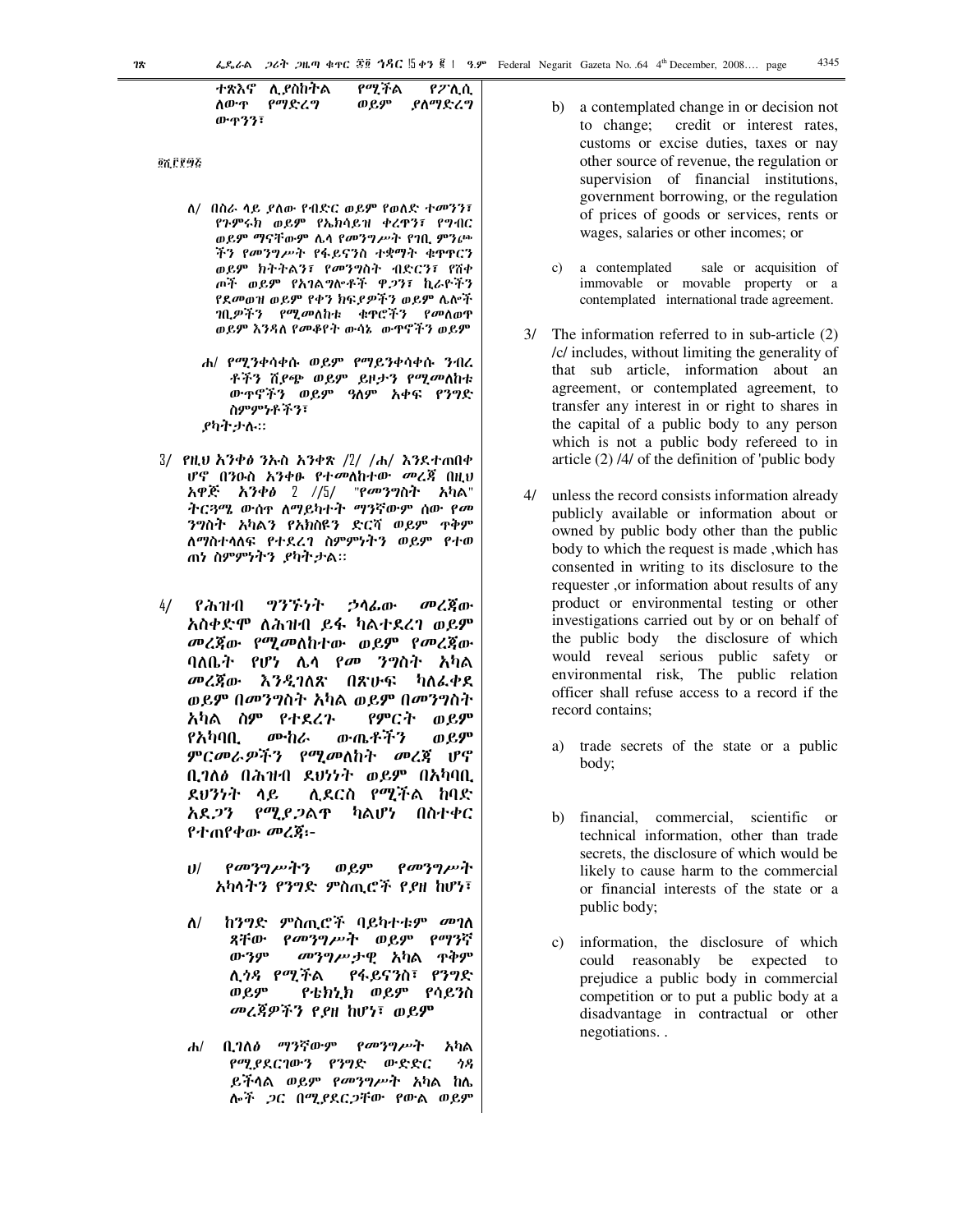ተጽእኖ ሊያስከትል የሚችል የፖሊሲ ለውጥ የማድረግ ወይም ያለማድረግ ውጥንን፣

፬ሺ፫፻፵፭

ለ/ በስራ ላይ ያለው የብድር ወይም የወለድ ተመንን፣ የጉምሩክ ወይም የኤክሳይዝ ቀረጥን፣ የግብር ወይም ማናቸውም ሌላ የመንግሥት የገቢ ምንጮችን የመንግሥት የፋይናንስ ተቋማት ቁጥጥርን ወይም ክትትልን፣ የመንግስት ብድርን፣ የሸቀጦች ወይም የአገልግሎቶች ዋጋን፣ ኪራዮችን የደመወዝ ወይም የቀን ክፍያዎችን ወይም ሌሎች ገቢዎችን የሚመለከቱ ቁጥሮችን የመለወጥ ወይም እንዳለ የመቆየት ውሳኔ ውጥኖችን ወይም

ሐ/ የሚንቀሳቀሱ ወይም የማይንቀሳቀሱ ንብረቶችን ሽያጭ ወይም ይዞታን የሚመለከቱ ውጥኖችን ወይም ዓለም አቀፍ የንግድ ስምምነቶችን፣

ያካትታሉ፡፡

3/ የዚህ አንቀፅ ንኡስ አንቀጽ /2/ /ሐ/ እንደተጠበቀ ሆኖ በንዑስ አንቀፁ የተመለከተው መረጃ በዚህ አዋጅ አንቀፅ 2 //5/ "የመንግስት አካል" ትርጓሜ ውስጥ ለማይካተት ማንኛውም ሰው የመንግስት አካልን የአክስዩን ድርሻ ወይም ጥቅም ለማስተላለፍ የተደረገ ስምምነትን ወይም የተወጠነ ስምምነትን ያካትታል፡፡

4/ የሕዝብ ግንኙነት ኃላፊው መረጃው አስቀድሞ ለሕዝብ ይፋ ካልተደረገ ወይም መረጃው የሚመለከተው ወይም የመረጃው ባለቤት የሆነ ሌላ የመ ንግስት አካል መረጃው እንዲገለጽ በጽሁፍ ካልፈቀደ ወይም በመንግስት አካል ወይም በመንግስት አካል ስም የተደረጉ የምርት ወይም የአካባቢ ሙከራ ውጤቶችን ወይም ምርመራዎችን የሚመለከት መረጃ ሆኖ ቢገለፅ በሕዝብ ደህንነት ወይም በአካባቢ ደህንነት ላይ ሊደርስ የሚችል ከባድ አደጋን የሚያጋልጥ ካልሆነ በስተቀር የተጠየቀው መረጃ፡-

ሀ/ የመንግሥትን ወይም የመንግሥት አካላትን የንግድ ምስጢሮች የያዘ ከሆነ፣

ለ/ ከንግድ ምስጢሮች ባይካተቱም መገለጻቸው የመንግሥት ወይም የማንኛ ውንም መንግሥታዊ አካል ጥቅም ሊጎዳ የሚችል የፋይናንስ፣ የንግድ ወይም የቴክኒክ ወይም የሳይንስ መረጃዎችን የያዘ ከሆነ፣ ወይም

ሐ/ ቢገለፅ ማንኛውም የመንግሥት አካል የሚያደርገውን የንግድ ውድድር ጎዳ ይችላል ወይም የመንግሥት አካል ከሌሎች ጋር በሚያደርጋቸው የውል ወይም

b) a contemplated change in or decision not to change; credit or interest rates, customs or excise duties, taxes or nay other source of revenue, the regulation or supervision of financial institutions, government borrowing, or the regulation of prices of goods or services, rents or wages, salaries or other incomes; or

c) a contemplated sale or acquisition of immovable or movable property or a contemplated international trade agreement.

3/ The information referred to in sub-article (2) /c/ includes, without limiting the generality of that sub article, information about an agreement, or contemplated agreement, to transfer any interest in or right to shares in the capital of a public body to any person which is not a public body refereed to in article (2) /4/ of the definition of 'public body

4/ unless the record consists information already publicly available or information about or owned by public body other than the public body to which the request is made ,which has consented in writing to its disclosure to the requester ,or information about results of any product or environmental testing or other investigations carried out by or on behalf of the public body the disclosure of which would reveal serious public safety or environmental risk, The public relation officer shall refuse access to a record if the record contains;

a) trade secrets of the state or a public body;

b) financial, commercial, scientific or technical information, other than trade secrets, the disclosure of which would be likely to cause harm to the commercial or financial interests of the state or a public body;

c) information, the disclosure of which could reasonably be expected to prejudice a public body in commercial competition or to put a public body at a disadvantage in contractual or other negotiations. .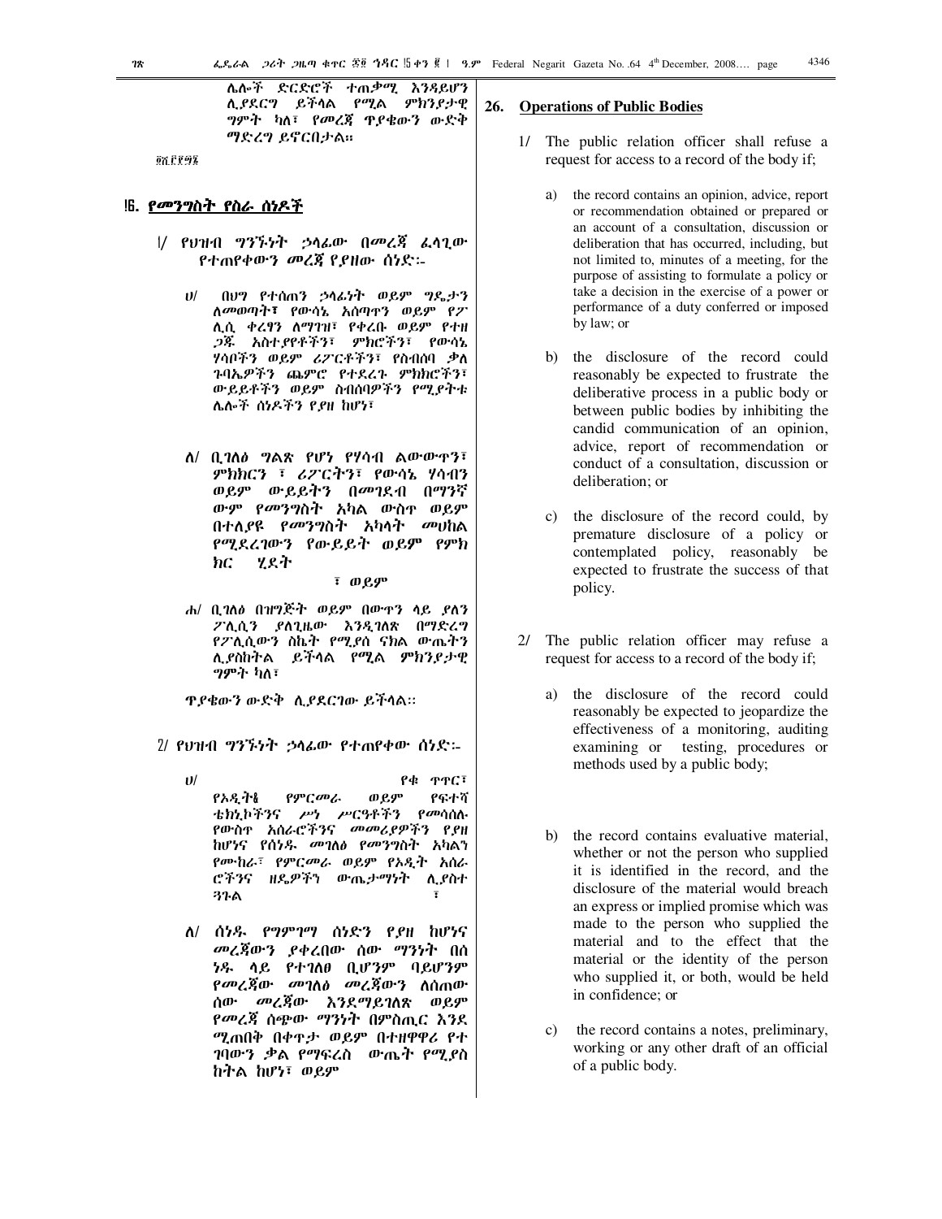ሌሎች ድርድሮች ተጠቃሚ እንዳይሆን ሊያደርግ ይችላል የሚል ምክንያታዊ ግምት ካለ፣ የመረጃ ጥያቄውን ውድቅ ማድረግ ይኖርበታል።

፬ሺ፫፻፵፮

## ፳፮. የመንግስት የስራ ሰነዶች

፩/ የህዝብ ግንኙነት ኃላፊው በመረጃ ፈላጊው የተጠየቀውን መረጃ የያዘው ሰነድ፦

ሀ/ በህግ የተሰጠን ኃላፊነት ወይም ግዴታን ለመወጣት፣ የውሳኔ አሰጣጥን ወይም የፖሊሲ ቀረፃን ለማገዝ፣ የቀረቡ ወይም የተዘጋጁ አስተያየቶችን፣ ምክሮችን፣ የውሳኔ ሃሳቦችን ወይም ሪፖርቶችን፣ የስብሰባ ቃለ ጉባኤዎችን ጨምሮ የተደረጉ ምክክሮችን፣ ውይይቶችን ወይም ስብሰባዎችን የሚያትቱ ሌሎች ሰነዶችን የያዘ ከሆነ፣

ለ/ ቢገለፅ ግልጽ የሆነ የሃሳብ ልውውጥን፣ ምክክርን ፣ ሪፖርትን፣ የውሳኔ ሃሳብን ወይም ውይይትን በመገደብ በማንኛው ም የመንግስት አካል ውስጥ ወይም በተለያዩ የመንግስት አካላት መሀከል የሚደረገውን የውይይት ወይም የምክክር ሂደት ፣ ወይም

ሐ/ ቢገለፅ በዝግጅት ወይም በውጥን ላይ ያለን ፖሊሲን ያለጊዜው እንዲገለጽ በማድረግ የፖሊሲውን ስኬት የሚያሰናክል ውጤትን ሊያስከትል ይችላል የሚል ምክንያታዊ ግምት ካለ፣

ጥያቄውን ውድቅ ሊያደርገው ይችላል።

፪/ የህዝብ ግንኙነት ኃላፊው የተጠየቀው ሰነድ፦

ሀ/ የቁ ጥጥር፣ የኦዲት፣ የምርመራ ወይም የፍተሻ ቴክኒኮችንና ሥነ ሥርዓቶችን የመሳሰሉ የውስጥ አሰራሮችንና መመሪያዎችን የያዘ ከሆነና የሰነዱ መገለፅ የመንግስት አካሉን የሙከራ፣ የምርመራ ወይም የኦዲት አሰራ ሮችንና ዘዴዎችን ውጤታማነት ሊያስተ ጓጉል ፣

ለ/ ሰነዱ የግምገማ ሰነድን የያዘ ከሆነና መረጃውን ያቀረበው ሰው ማንነት በሰ ነዱ ላይ የተገለፀ ቢሆንም ባይሆንም የመረጃው መገለፅ መረጃውን ለሰጠው ሰው መረጃው እንደማይገለጽ ወይም የመረጃ ሰጭው ማንነት በምስጢር እንደ ሚጠበቅ በቀጥታ ወይም በተዘዋዋሪ የተ ገባውን ቃል የማፍረስ ውጤት የሚያስ ከትል ከሆነ፣ ወይም

## 26. Operations of Public Bodies

1/ The public relation officer shall refuse a request for access to a record of the body if;

a) the record contains an opinion, advice, report or recommendation obtained or prepared or an account of a consultation, discussion or deliberation that has occurred, including, but not limited to, minutes of a meeting, for the purpose of assisting to formulate a policy or take a decision in the exercise of a power or performance of a duty conferred or imposed by law; or

b) the disclosure of the record could reasonably be expected to frustrate the deliberative process in a public body or between public bodies by inhibiting the candid communication of an opinion, advice, report of recommendation or conduct of a consultation, discussion or deliberation; or

c) the disclosure of the record could, by premature disclosure of a policy or contemplated policy, reasonably be expected to frustrate the success of that policy.

2/ The public relation officer may refuse a request for access to a record of the body if;

a) the disclosure of the record could reasonably be expected to jeopardize the effectiveness of a monitoring, auditing examining or testing, procedures or methods used by a public body;

b) the record contains evaluative material, whether or not the person who supplied it is identified in the record, and the disclosure of the material would breach an express or implied promise which was made to the person who supplied the material and to the effect that the material or the identity of the person who supplied it, or both, would be held in confidence; or

c) the record contains a notes, preliminary, working or any other draft of an official of a public body.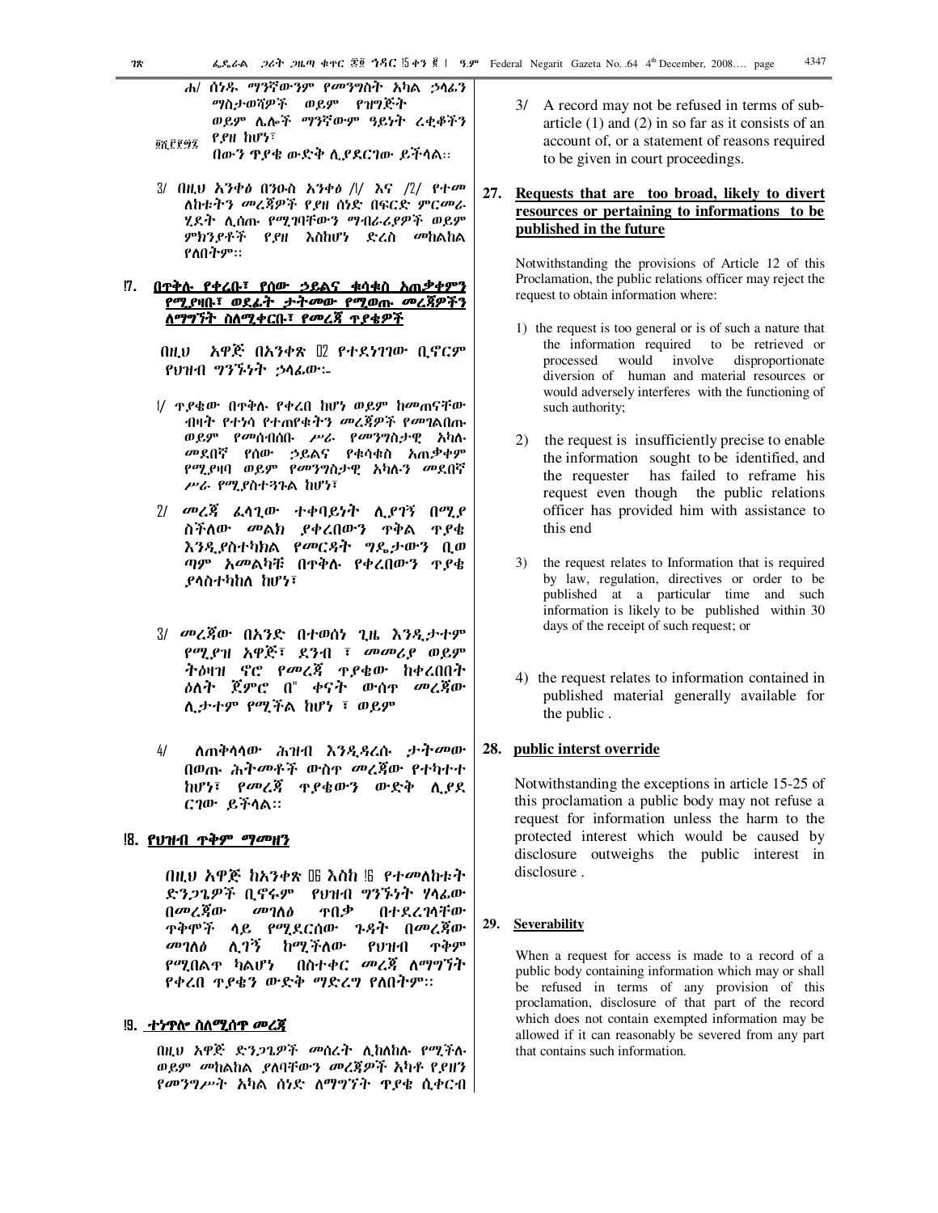ሐ/ ሰነዱ ማንኛውንም የመንግስት አካል ኃላፊን ማስታወሻዎች ወይም የዝግጅት ወይም ሌሎች ማንኛውም ዓይነት ረቂቆችን የያዘ ከሆነ፣

በውን ጥያቄ ውድቅ ሊያደርገው ይችላል፡፡

3/ በዚህ አንቀፅ በንዑስ አንቀፅ /1/ እና /2/ የተመለከቱትን መረጃዎች የያዘ ሰነድ በፍርድ ምርመራ ሂደት ሊሰጡ የሚገባቸውን ማብራሪያዎች ወይም ምክንያቶች የያዘ እስከሆነ ድረስ መከልከል የለበትም፡፡

## 27. በጥቅሉ የቀረበ፣ የሰው ኃይልና ቁሳቁስ አጠቃቀምን የሚያዛቡ፣ ወደፊት ታትመው የሚወጡ መረጃዎችን ለማግኘት ስለሚቀርቡ፣ የመረጃ ጥያቄዎች

በዚህ አዋጅ በአንቀጽ 12 የተደነገገው ቢኖርም የህዝብ ግንኙነት ኃላፊው፡-

1/ ጥያቄው በጥቅሉ የቀረበ ከሆነ ወይም ከመጠናቸው ብዛት የተነሳ የተጠየቁትን መረጃዎች የመገልበጡ ወይም የመሰብሰቡ ሥራ የመንግስታዊ አካሉ መደበኛ የሰው ኃይልና የቁሳቁስ አጠቃቀም የሚያዛባ ወይም የመንግስታዊ አካሉን መደበኛ ሥራ የሚያስተጓጉል ከሆነ፣

2/ መረጃ ፈላጊው ተቀባይነት ሊያገኝ በሚያስችለው መልክ ያቀረበውን ጥቅል ጥያቄ እንዲያስተካክል የመርዳት ግዴታውን ቢወጣም አመልካቹ በጥቅሉ የቀረበውን ጥያቄ ያላስተካከለ ከሆነ፣

3/ መረጃው በአንድ በተወሰነ ጊዜ እንዲታተም የሚያዝ አዋጅ፣ ደንብ ፣ መመሪያ ወይም ትዕዛዝ ኖሮ የመረጃ ጥያቄው ከቀረበበት ዕለት ጀምሮ በ30 ቀናት ውስጥ መረጃው ሊታተም የሚችል ከሆነ ፣ ወይም

4/ ለጠቅላላው ሕዝብ እንዲዳረሱ ታትመው በወጡ ሕትመቶች ውስጥ መረጃው የተካተተ ከሆነ፣ የመረጃ ጥያቄውን ውድቅ ሊያደርገው ይችላል፡፡

## 28. የህዝብ ጥቅም ማመዘን

በዚህ አዋጅ ከአንቀጽ 15 እስከ 25 የተመለከቱት ድንጋጌዎች ቢኖሩም የህዝብ ግንኙነት ሃላፊው በመረጃው መገለፅ ጥበቃ በተደረገላቸው ጥቅሞች ላይ የሚደርሰው ጉዳት በመረጃው መገለፅ ሊገኝ ከሚችለው የህዝብ ጥቅም የሚበልጥ ካልሆነ በስተቀር መረጃ ለማግኘት የቀረበ ጥያቄን ውድቅ ማድረግ የለበትም፡፡

## 29. ተነጥሎ ስለሚሰጥ መረጃ

በዚህ አዋጅ ድንጋጌዎች መሰረት ሊከለከሉ የሚችሉ ወይም መከልከል ያለባቸውን መረጃዎች አካቶ የያዘን የመንግሥት አካል ሰነድ ለማግኘት ጥያቄ ሲቀርብ

3/ A record may not be refused in terms of sub-article (1) and (2) in so far as it consists of an account of, or a statement of reasons required to be given in court proceedings.

## 27. Requests that are too broad, likely to divert resources or pertaining to informations to be published in the future

Notwithstanding the provisions of Article 12 of this Proclamation, the public relations officer may reject the request to obtain information where:

1) the request is too general or is of such a nature that the information required to be retrieved or processed would involve disproportionate diversion of human and material resources or would adversely interferes with the functioning of such authority;

2) the request is insufficiently precise to enable the information sought to be identified, and the requester has failed to reframe his request even though the public relations officer has provided him with assistance to this end

3) the request relates to Information that is required by law, regulation, directives or order to be published at a particular time and such information is likely to be published within 30 days of the receipt of such request; or

4) the request relates to information contained in published material generally available for the public .

## 28. public interst override

Notwithstanding the exceptions in article 15-25 of this proclamation a public body may not refuse a request for information unless the harm to the protected interest which would be caused by disclosure outweighs the public interest in disclosure .

## 29. Severability

When a request for access is made to a record of a public body containing information which may or shall be refused in terms of any provision of this proclamation, disclosure of that part of the record which does not contain exempted information may be allowed if it can reasonably be severed from any part that contains such information.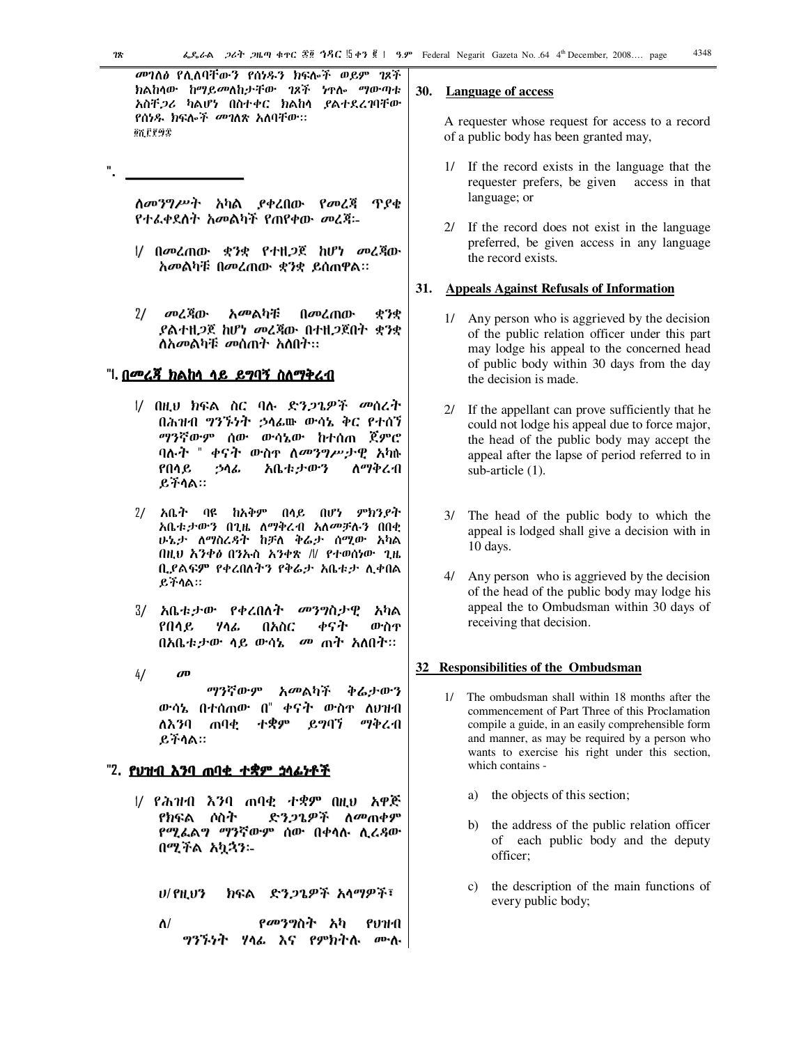መገለፅ የሊለባቸውን የሰነዱን ክፍሎች ወይም ገጾች ክልከላው ከማይመለከታቸው ገጾች ነጥሎ ማውጣቱ አስቸጋሪ ካልሆነ በስተቀር ክልከላ ያልተደረገባቸው የሰነዱ ክፍሎች መገለጽ አለባቸው፡፡

፴. ________________

ለመንግሥት አካል ያቀረበው የመረጃ ጥያቄ የተፈቀደለት አመልካች የጠየቀው መረጃ፡-

፩/ በመረጠው ቋንቋ የተዘጋጀ ከሆነ መረጃው አመልካቹ በመረጠው ቋንቋ ይሰጠዋል፡፡

፪/ መረጃው አመልካቹ በመረጠው ቋንቋ ያልተዘጋጀ ከሆነ መረጃው በተዘጋጀበት ቋንቋ ለአመልካቹ መሰጠት አለበት፡፡

## ፴፩. በመረጃ ክልከላ ላይ ይግባኝ ስለማቅረብ

፩/ በዚህ ክፍል ስር ባሉ ድንጋጌዎች መሰረት በሕዝብ ግንኙነት ኃላፊው ውሳኔ ቅር የተሰኘ ማንኛውም ሰው ውሳኔው ከተሰጠ ጀምሮ ባሉት ፴ ቀናት ውስጥ ለመንግሥታዊ አካሉ የበላይ ኃላፊ አቤቱታውን ለማቅረብ ይችላል፡፡

፪/ አቤት ባዩ ከአቅም በላይ በሆነ ምክንያት አቤቱታውን በጊዜ ለማቅረብ አለመቻሉን በበቂ ሁኔታ ለማስረዳት ከቻለ ቅሬታ ሰሚው አካል በዚህ አንቀፅ በንኡስ አንቀጽ /፩/ የተወሰነው ጊዜ ቢያልፍም የቀረበለትን የቅሬታ አቤቱታ ሊቀበል ይችላል፡፡

፫/ አቤቱታው የቀረበለት መንግስታዊ አካል የበላይ ሃላፊ በአስር ቀናት ውስጥ በአቤቱታው ላይ ውሳኔ መ ጠት አለበት፡፡

፬/ መ ማንኛውም አመልካች ቅሬታውን ውሳኔ በተሰጠው በ፴ ቀናት ውስጥ ለህዝብ ለእንባ ጠባቂ ተቋም ይግባኝ ማቅረብ ይችላል፡፡

## ፴፪. የህዝብ እንባ ጠባቂ ተቋም ኃላፊነቶች

፩/ የሕዝብ እንባ ጠባቂ ተቋም በዚህ አዋጅ የክፍል ሶስት ድንጋጌዎች ለመጠቀም የሚፈልግ ማንኛውም ሰው በቀላሉ ሊረዳው በሚችል አኳኋን፡-

ሀ/ የዚህን ክፍል ድንጋጌዎች አላማዎች፣

ለ/ የመንግስት አካ የህዝብ ግንኙነት ሃላፊ እና የምክትሉ ሙሉ

## 30. Language of access

A requester whose request for access to a record of a public body has been granted may,

1/ If the record exists in the language that the requester prefers, be given access in that language; or

2/ If the record does not exist in the language preferred, be given access in any language the record exists.

## 31. Appeals Against Refusals of Information

1/ Any person who is aggrieved by the decision of the public relation officer under this part may lodge his appeal to the concerned head of public body within 30 days from the day the decision is made.

2/ If the appellant can prove sufficiently that he could not lodge his appeal due to force major, the head of the public body may accept the appeal after the lapse of period referred to in sub-article (1).

3/ The head of the public body to which the appeal is lodged shall give a decision with in 10 days.

4/ Any person who is aggrieved by the decision of the head of the public body may lodge his appeal the to Ombudsman within 30 days of receiving that decision.

## 32 Responsibilities of the Ombudsman

1/ The ombudsman shall within 18 months after the commencement of Part Three of this Proclamation compile a guide, in an easily comprehensible form and manner, as may be required by a person who wants to exercise his right under this section, which contains -

a) the objects of this section;

b) the address of the public relation officer of each public body and the deputy officer;

c) the description of the main functions of every public body;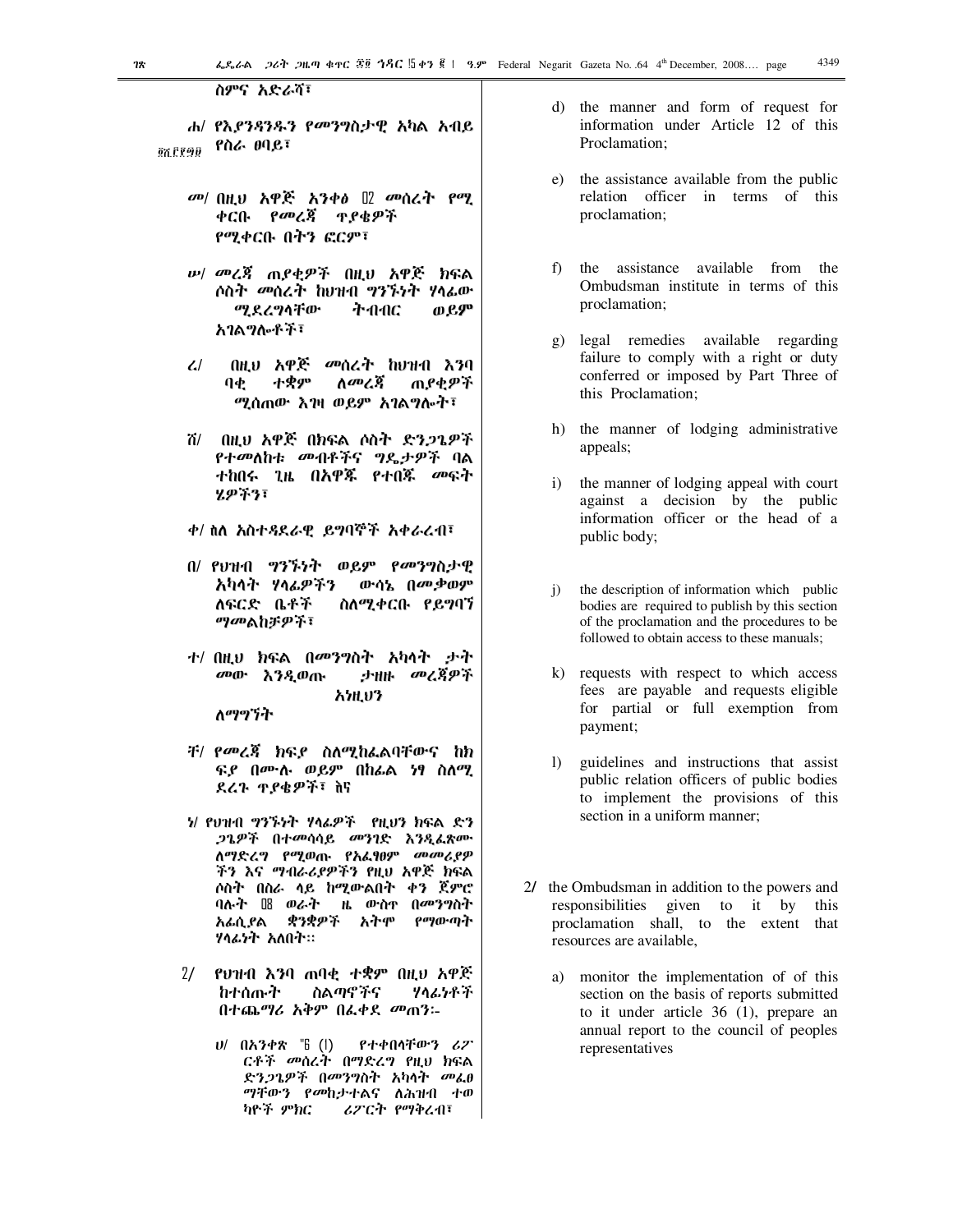ስምና አድራሻ፣

ሐ/ የእያንዳንዱን የመንግስታዊ አካል አብይ የስራ ፀባይ፣

መ/ በዚህ አዋጅ አንቀፅ 12 መሰረት የሚ ቀርቡ የመረጃ ጥያቄዎች የሚቀርቡ በትን ፎርም፣

ሠ/ መረጃ ጠያቂዎች በዚህ አዋጅ ክፍል ሶስት መሰረት ከህዝብ ግንኙነት ሃላፊው ሚደረግላቸው ትብብር ወይም አገልግሎቶች፣

ረ/ በዚህ አዋጅ መሰረት ከህዝብ እንባ ባቂ ተቋም ለመረጃ ጠያቂዎች ሚሰጠው እገዛ ወይም አገልግሎት፣

ሰ/ በዚህ አዋጅ በክፍል ሶስት ድንጋጌዎች የተመለከቱ መብቶችና ግዴታዎች ባል ተከበሩ ጊዜ በአዋጁ የተበጁ መፍት ሄዎችን፣

ሸ/ ስለ አስተዳደራዊ ይግባኞች አቀራረብ፣

ቀ/ የህዝብ ግንኙነት ወይም የመንግስታዊ አካላት ሃላፊዎችን ውሳኔ በመቃወም ለፍርድ ቤቶች ስለሚቀርቡ የይግባኝ ማመልከቻዎች፣

በ/ በዚህ ክፍል በመንግስት አካላት ታት መው እንዲወጡ ታዘዙ መረጃዎች እነዚህን ለማግኘት

ተ/ የመረጃ ክፍያ ስለሚከፈልባቸውና ከክ ፍያ በሙሉ ወይም በከፊል ነፃ ስለሚ ደረጉ ጥያቄዎች፣ እና

ቸ/ የህዝብ ግንኙነት ሃላፊዎች የዚህን ክፍል ድን ጋጌዎች በተመሳሳይ መንገድ እንዲፈጽሙ ለማድረግ የሚወጡ የአፈፃፀም መመሪያዎ ችን እና ማብራሪያዎችን የዚህ አዋጅ ክፍል ሶስት በስራ ላይ ከሚውልበት ቀን ጀምሮ ባሉት 18 ወራት ዜ ውስጥ በመንግስት አፊሲያል ቋንቋዎች አትሞ የማውጣት ሃላፊነት አለበት፡፡

2/ የህዝብ እንባ ጠባቂ ተቋም በዚህ አዋጅ ከተሰጡት ስልጣኖችና ሃላፊነቶች በተጨማሪ አቅም በፈቀደ መጠን፦

ሀ/ በአንቀጽ 36 (1) የተቀበላቸውን ሪፖ ርቶች መሰረት በማድረግ የዚህ ክፍል ድንጋጌዎች በመንግስት አካላት መፈፀ ማቸውን የመከታተልና ለሕዝብ ተወ ካዮች ምክር ሪፖርት የማቅረብ፣

d) the manner and form of request for information under Article 12 of this Proclamation;

e) the assistance available from the public relation officer in terms of this proclamation;

f) the assistance available from the Ombudsman institute in terms of this proclamation;

g) legal remedies available regarding failure to comply with a right or duty conferred or imposed by Part Three of this Proclamation;

h) the manner of lodging administrative appeals;

i) the manner of lodging appeal with court against a decision by the public information officer or the head of a public body;

j) the description of information which public bodies are required to publish by this section of the proclamation and the procedures to be followed to obtain access to these manuals;

k) requests with respect to which access fees are payable and requests eligible for partial or full exemption from payment;

l) guidelines and instructions that assist public relation officers of public bodies to implement the provisions of this section in a uniform manner;

2/ the Ombudsman in addition to the powers and responsibilities given to it by this proclamation shall, to the extent that resources are available,

a) monitor the implementation of of this section on the basis of reports submitted to it under article 36 (1), prepare an annual report to the council of peoples representatives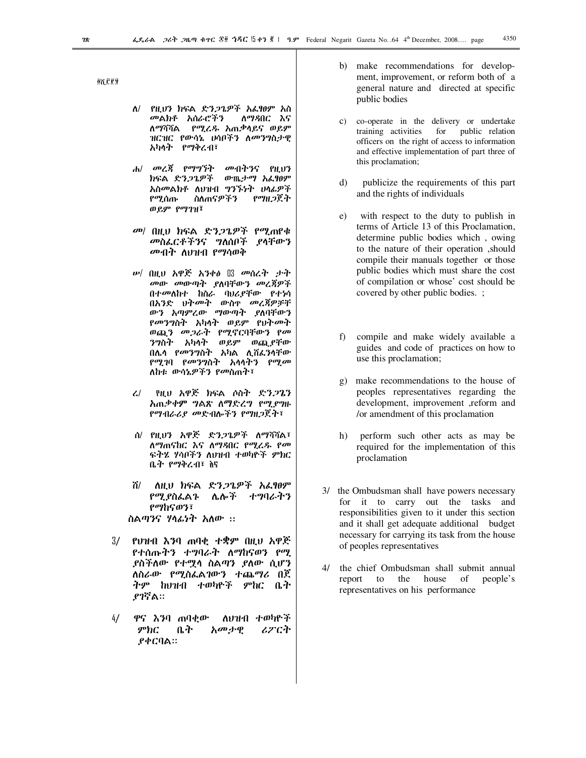፬ሺ፫፻፶

ለ/ የዚህን ክፍል ድንጋጌዎች አፈፃፀም አስ መልክቶ አሰራሮችን ለማዳበር እና ለማሻሻል የሚረዱ አጠቃላይና ወይም ዝርዝር የውሳኔ ሀሳቦችን ለመንግስታዊ አካላት የማቅረብ፣

ሐ/ መረጃ የማግኘት መብትንና የዚህን ክፍል ድንጋጌዎች ውጤታማ አፈፃፀም አስመልክቶ ለህዝብ ግንኙነት ሀላፊዎች የሚሰጡ ስልጠናዎችን የማዘጋጀት ወይም የማገዝ፣

መ/ በዚህ ክፍል ድንጋጌዎች የሚጠየቁ መስፈርቶችንና ግለሰቦች ያላቸውን መብት ለህዝብ የማሳወቅ

ሠ/ በዚህ አዋጅ አንቀፅ ፲፫ መሰረት ታት መው መውጣት ያለባቸውን መረጃዎች በተመለከተ ከስራ ባህሪያቸው የተነሳ በአንድ ህትመት ውስጥ መረጃዎቻቸ ውን አጣምረው ማውጣት ያለባቸውን የመንግስት አካላት ወይም የህትመት ወጪን መጋራት የሚኖርባቸውን የመ ንግስት አካላት ወይም ወጪያቸው በሌላ የመንግስት አካል ሊሸፈንላቸው የሚገባ የመንግስት አላላትን የሚመ ለከቱ ውሳኔዎችን የመስጠት፣

ረ/ የዚህ አዋጅ ክፍል ሶስት ድንጋጌን አጠቃቀም ግልጽ ለማድረግ የሚያግዙ የማብራሪያ መድብሎችን የማዘጋጀት፣

ሰ/ የዚህን አዋጅ ድንጋጌዎች ለማሻሻል፣ ለማጠናከር እና ለማዳበር የሚረዱ የመ ፍትሄ ሃሳቦችን ለህዝብ ተወካዮች ምክር ቤት የማቅረብ፣ እና

ሸ/ ለዚህ ክፍል ድንጋጌዎች አፈፃፀም የሚያስፈልጉ ሌሎች ተግባራትን የማከናወን፣

ስልጣንና ሃላፊነት አለው ፡፡

3/ የህዝብ እንባ ጠባቂ ተቋም በዚህ አዋጅ የተሰጡትን ተግባራት ለማከናወን የሚ ያስችለው የተሟላ ስልጣን ያለው ሲሆን ለስራው የሚስፈልገውን ተጨማሪ በጀ ትም ከህዝብ ተወካዮች ምክር ቤት ያገኛል፡፡

4/ ዋና እንባ ጠባቂው ለህዝብ ተወካዮች ምክር ቤት አመታዊ ሪፖርት ያቀርባል፡፡

b) make recommendations for development, improvement, or reform both of a general nature and directed at specific public bodies

c) co-operate in the delivery or undertake training activities for public relation officers on the right of access to information and effective implementation of part three of this proclamation;

d) publicize the requirements of this part and the rights of individuals

e) with respect to the duty to publish in terms of Article 13 of this Proclamation, determine public bodies which , owing to the nature of their operation ,should compile their manuals together or those public bodies which must share the cost of compilation or whose' cost should be covered by other public bodies. ;

f) compile and make widely available a guides and code of practices on how to use this proclamation;

g) make recommendations to the house of peoples representatives regarding the development, improvement ,reform and /or amendment of this proclamation

h) perform such other acts as may be required for the implementation of this proclamation

3/ the Ombudsman shall have powers necessary for it to carry out the tasks and responsibilities given to it under this section and it shall get adequate additional budget necessary for carrying its task from the house of peoples representatives

4/ the chief Ombudsman shall submit annual report to the house of people's representatives on his performance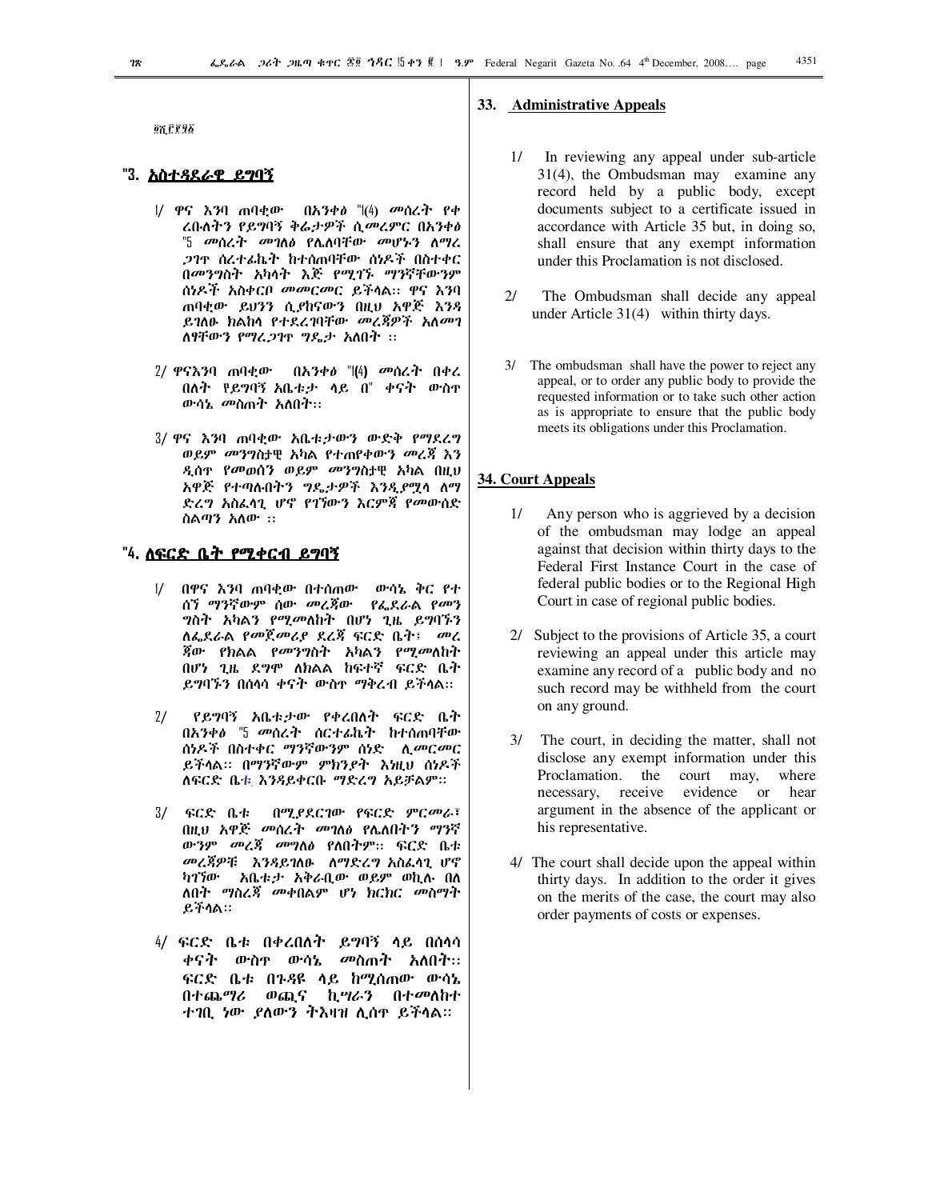፵፫፻፶፩

## ፴፫. አስተዳደራዊ ይግባኝ

1/ ዋና እንባ ጠባቂው በአንቀፅ ፴፩(፬) መሰረት የቀረቡለትን የይግባኝ ቅሬታዎች ሲመረምር በአንቀፅ ፴፭ መሰረት መገለፅ የሌለባቸው መሆኑን ለማረጋገጥ ሰርተፊኬት ከተሰጠባቸው ሰነዶች በስተቀር በመንግስት አካላት እጅ የሚገኙ ማንኛቸውንም ሰነዶች አስቀርቦ መመርመር ይችላል። ዋና እንባ ጠባቂው ይህንን ሲያከናውን በዚህ አዋጅ እንዳይገለፁ ክልከላ የተደረገባቸው መረጃዎች አለመገለፃቸውን የማረጋገጥ ግዴታ አለበት ።

2/ ዋናእንባ ጠባቂው በአንቀፅ ፴፩(፬) መሰረት በቀረበለት የይግባኝ አቤቱታ ላይ በ፴ ቀናት ውስጥ ውሳኔ መስጠት አለበት።

3/ ዋና እንባ ጠባቂው አቤቱታውን ውድቅ የማድረግ ወይም መንግስታዊ አካል የተጠየቀውን መረጃ እንዲሰጥ የመወሰን ወይም መንግስታዊ አካል በዚህ አዋጅ የተጣሉበትን ግዴታዎች እንዲያሟላ ለማድረግ አስፈላጊ ሆኖ የገኘውን እርምጃ የመውሰድ ስልጣን አለው ።

## ፴፬. ለፍርድ ቤት የሚቀርብ ይግባኝ

1/ በዋና እንባ ጠባቂው በተሰጠው ውሳኔ ቅር የተሰኘ ማንኛውም ሰው መረጃው የፌደራል የመንግስት አካልን የሚመለከት በሆነ ጊዜ ይግባኙን ለፌደራል የመጀመሪያ ደረጃ ፍርድ ቤት፣ መረጃው የክልል የመንግስት አካልን የሚመለከት በሆነ ጊዜ ደግሞ ለክልል ከፍተኛ ፍርድ ቤት ይግባኙን በሰላሳ ቀናት ውስጥ ማቅረብ ይችላል።

2/ የይግባኝ አቤቱታው የቀረበለት ፍርድ ቤት በአንቀፅ ፴፭ መሰረት ሰርተፊኬት ከተሰጠባቸው ሰነዶች በስተቀር ማንኛውንም ሰነድ ሊመርመር ይችላል። በማንኛውም ምክንያት እነዚህ ሰነዶች ለፍርድ ቤቱ እንዳይቀርቡ ማድረግ አይቻልም።

3/ ፍርድ ቤቱ በሚያደርገው የፍርድ ምርመራ፣ በዚህ አዋጅ መሰረት መገለፅ የሌለበትን ማንኛውንም መረጃ መግለፅ የለበትም። ፍርድ ቤቱ መረጃዎቹ እንዳይገለፁ ለማድረግ አስፈላጊ ሆኖ ካገኘው አቤቱታ አቅራቢው ወይም ወኪሉ በሌለበት ማስረጃ መቀበልም ሆነ ክርክር መስማት ይችላል።

4/ ፍርድ ቤቱ በቀረበለት ይግባኝ ላይ በሰላሳ ቀናት ውስጥ ውሳኔ መስጠት አለበት። ፍርድ ቤቱ በጉዳዩ ላይ ከሚሰጠው ውሳኔ በተጨማሪ ወጪና ኪሣራን በተመለከተ ተገቢ ነው ያለውን ትእዛዝ ሊሰጥ ይችላል።

## 33. Administrative Appeals

1/ In reviewing any appeal under sub-article 31(4), the Ombudsman may examine any record held by a public body, except documents subject to a certificate issued in accordance with Article 35 but, in doing so, shall ensure that any exempt information under this Proclamation is not disclosed.

2/ The Ombudsman shall decide any appeal under Article 31(4) within thirty days.

3/ The ombudsman shall have the power to reject any appeal, or to order any public body to provide the requested information or to take such other action as is appropriate to ensure that the public body meets its obligations under this Proclamation.

## 34. Court Appeals

1/ Any person who is aggrieved by a decision of the ombudsman may lodge an appeal against that decision within thirty days to the Federal First Instance Court in the case of federal public bodies or to the Regional High Court in case of regional public bodies.

2/ Subject to the provisions of Article 35, a court reviewing an appeal under this article may examine any record of a public body and no such record may be withheld from the court on any ground.

3/ The court, in deciding the matter, shall not disclose any exempt information under this Proclamation. the court may, where necessary, receive evidence or hear argument in the absence of the applicant or his representative.

4/ The court shall decide upon the appeal within thirty days. In addition to the order it gives on the merits of the case, the court may also order payments of costs or expenses.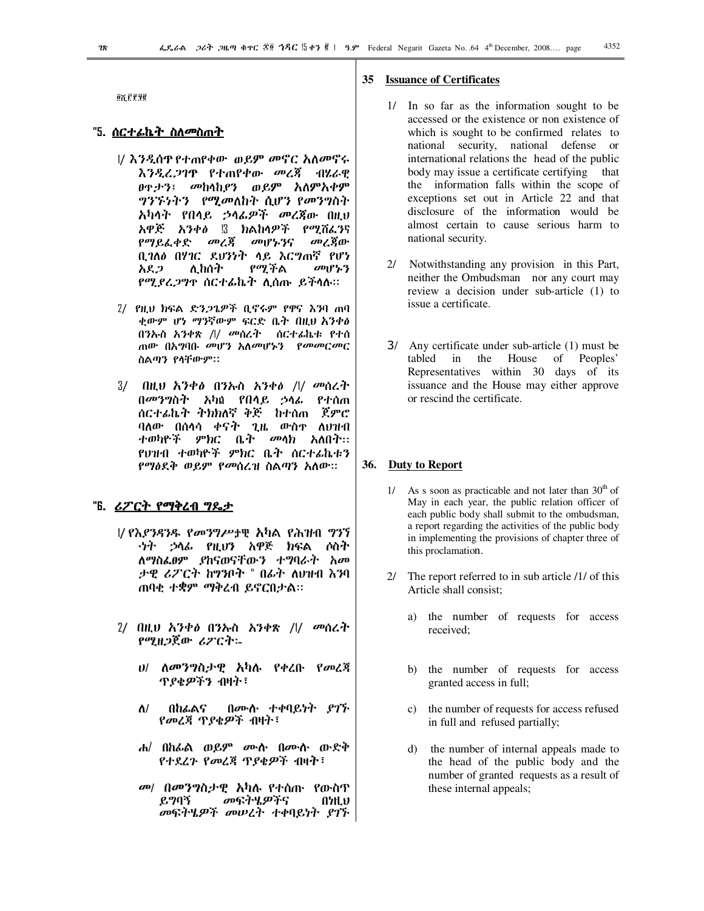፴፫.፫፻፶፪

## ፴፭. ሰርተፊኬት ስለመስጠት

፩/ እንዲሰጥ የተጠየቀው ወይም መኖር አለመኖሩ እንዲረጋገጥ የተጠየቀው መረጃ ብሄራዊ ፀጥታን፣ መከላከያን ወይም አለምአቀፍ ግንኙነትን የሚመለከት ሲሆን የመንግስት አካላት የበላይ ኃላፊዎች መረጃው በዚህ አዋጅ አንቀፅ ፳፪ ክልከላዎች የሚሸፈንና የማይፈቀድ መረጃ መሆኑንና መረጃው ቢገለፅ በሃገር ደህንነት ላይ እርግጠኛ የሆነ አደጋ ሊከሰት የሚችል መሆኑን የሚያረጋግጥ ሰርተፊኬት ሊሰጡ ይችላሉ፡፡

፪/ የዚህ ክፍል ድንጋጌዎች ቢኖሩም የዋና እንባ ጠባቂውም ሆነ ማንኛውም ፍርድ ቤት በዚህ አንቀፅ በንኡስ አንቀጽ /፩/ መሰረት ሰርተፊኬቱ የተሰጠው በአግባቡ መሆን አለመሆኑን የመመርመር ስልጣን የላቸውም፡፡

3/ በዚህ አንቀፅ በንኡስ አንቀፅ /፩/ መሰረት በመንግስት አካል የበላይ ኃላፊ የተሰጠ ሰርተፊኬት ትክክለኛ ቅጅ ከተሰጠ ጀምሮ ባለው በሰላሳ ቀናት ጊዜ ውስጥ ለህዝብ ተወካዮች ምክር ቤት መላክ አለበት፡፡ የህዝብ ተወካዮች ምክር ቤት ሰርተፊኬቱን የማፅደቅ ወይም የመሰረዝ ስልጣን አለው፡፡

## ፴፮. ሪፖርት የማቅረብ ግዴታ

፩/ የእያንዳንዱ የመንግሥታዊ አካል የሕዝብ ግንኙነት ኃላፊ የዚህን አዋጅ ክፍል ሶስት ለማስፈፀም ያከናወናቸውን ተግባራት አመታዊ ሪፖርት ከግንቦት " በፊት ለህዝብ እንባ ጠባቂ ተቋም ማቅረብ ይኖርበታል፡፡

፪/ በዚህ አንቀፅ በንኡስ አንቀጽ /፩/ መሰረት የሚዘጋጀው ሪፖርት:-

ሀ/ ለመንግስታዊ አካሉ የቀረቡ የመረጃ ጥያቄዎችን ብዛት፣

ለ/ በከፊልና በሙሉ ተቀባይነት ያገኙ የመረጃ ጥያቄዎች ብዛት፣

ሐ/ በከፊል ወይም ሙሉ በሙሉ ውድቅ የተደረጉ የመረጃ ጥያቄዎች ብዛት፣

መ/ በመንግስታዊ አካሉ የተሰጡ የውስጥ ይግባኝ መፍትሄዎችና በነዚህ መፍትሄዎች መሠረት ተቀባይነት ያገኙ

## 35 Issuance of Certificates

1/ In so far as the information sought to be accessed or the existence or non existence of which is sought to be confirmed relates to national security, national defense or international relations the head of the public body may issue a certificate certifying that the information falls within the scope of exceptions set out in Article 22 and that disclosure of the information would be almost certain to cause serious harm to national security.

2/ Notwithstanding any provision in this Part, neither the Ombudsman nor any court may review a decision under sub-article (1) to issue a certificate.

3/ Any certificate under sub-article (1) must be tabled in the House of Peoples' Representatives within 30 days of its issuance and the House may either approve or rescind the certificate.

## 36. Duty to Report

1/ As s soon as practicable and not later than 30th of May in each year, the public relation officer of each public body shall submit to the ombudsman, a report regarding the activities of the public body in implementing the provisions of chapter three of this proclamation.

2/ The report referred to in sub article /1/ of this Article shall consist;

a) the number of requests for access received;

b) the number of requests for access granted access in full;

c) the number of requests for access refused in full and refused partially;

d) the number of internal appeals made to the head of the public body and the number of granted requests as a result of these internal appeals;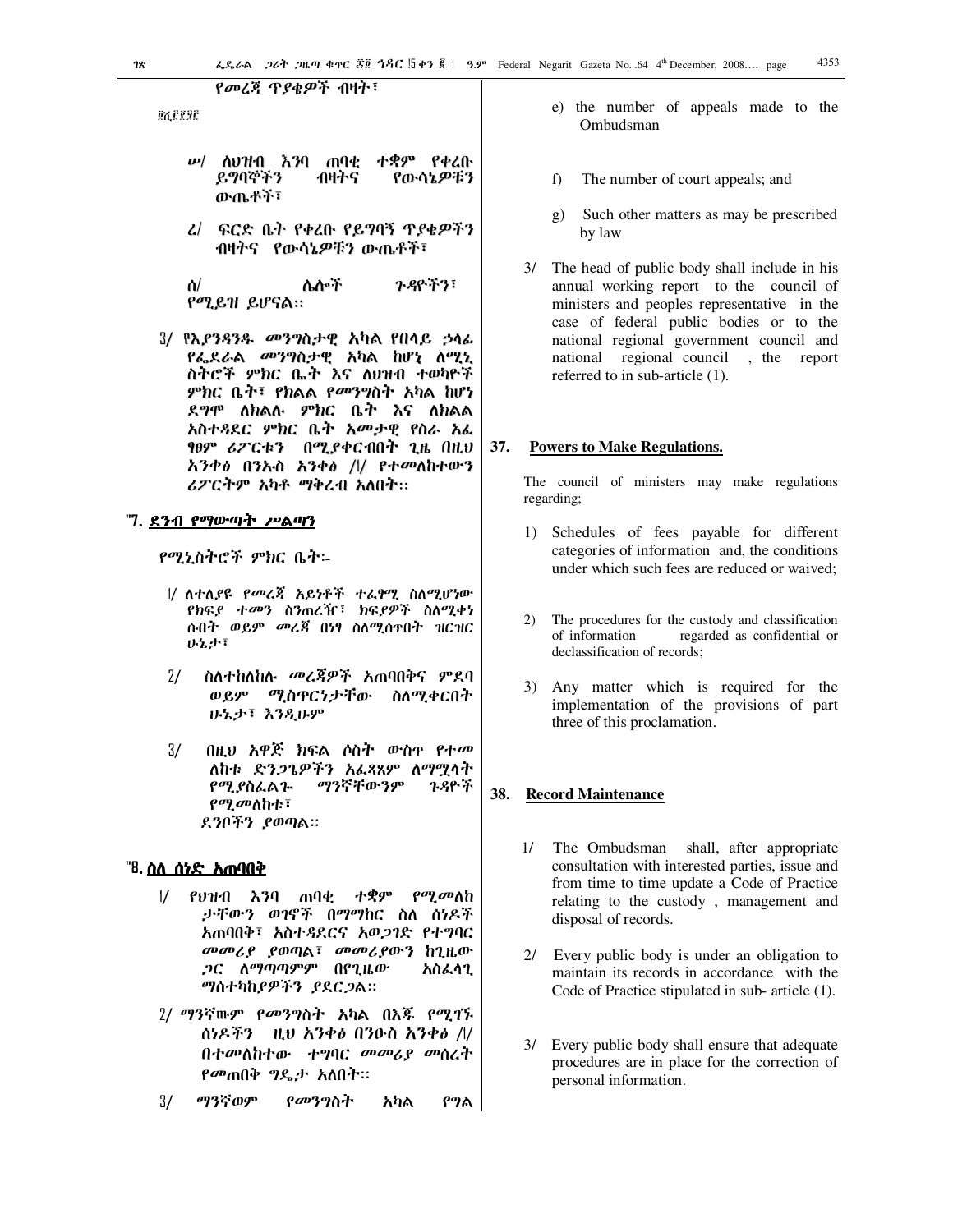የመረጃ ጥያቄዎች ብዛት፣

፴፫፻፶፫

ሠ/ ለህዝብ እንባ ጠባቂ ተቋም የቀረቡ ይግባኞችን ብዛትና የውሳኔዎቹን ውጤቶች፣

ረ/ ፍርድ ቤት የቀረቡ የይግባኝ ጥያቄዎችን ብዛትና የውሳኔዎቹን ውጤቶች፣

ሰ/ ሌሎች ጉዳዮችን፣ የሚይዝ ይሆናል፡፡

3/ የእያንዳንዱ መንግስታዊ አካል የበላይ ኃላፊ የፌደራል መንግስታዊ አካል ከሆነ ለሚኒ ስትሮች ምክር ቤት እና ለህዝብ ተወካዮች ምክር ቤት፣ የክልል የመንግስት አካል ከሆነ ደግሞ ለክልሉ ምክር ቤት እና ለክልል አስተዳደር ምክር ቤት አመታዊ የስራ አፈ ፃፀም ሪፖርቱን በሚያቀርብበት ጊዜ በዚህ አንቀፅ በንኡስ አንቀፅ /፩/ የተመለከተውን ሪፖርትም አካቶ ማቅረብ አለበት፡፡

## ፴፯. ደንብ የማውጣት ሥልጣን

የሚኒስትሮች ምክር ቤት፡-

፩/ ለተለያዩ የመረጃ አይነቶች ተፈፃሚ ስለሚሆነው የክፍያ ተመን ስንጠረዥ፣ ክፍያዎች ስለሚቀነ ሱበት ወይም መረጃ በነፃ ስለሚሰጥበት ዝርዝር ሁኔታ፣

2/ ስለተከለከሉ መረጃዎች አጠባበቅና ምደባ ወይም ሚስጥርነታቸው ስለሚቀርበት ሁኔታ፣ እንዲሁም

3/ በዚህ አዋጅ ክፍል ሶስት ውስጥ የተመ ለከቱ ድንጋጌዎችን አፈጻጸም ለማሟላት የሚያስፈልጉ ማንኛቸውንም ጉዳዮች የሚመለከቱ፣ ደንቦችን ያወጣል፡፡

## ፴፰. ስለ ሰነድ አጠባበቅ

፩/ የህዝብ እንባ ጠባቂ ተቋም የሚመለከ ታቸውን ወገኖች በማማከር ስለ ሰነዶች አጠባበቅ፣ አስተዳደርና አወጋገድ የተግባር መመሪያ ያወጣል፣ መመሪያውን ከጊዜው ጋር ለማጣጣምም በየጊዜው አስፈላጊ ማስተካከያዎችን ያደርጋል፡፡

2/ ማንኛውም የመንግስት አካል በእጁ የሚገኙ ሰነዶችን ዚህ አንቀፅ በንዑስ አንቀፅ /፩/ በተመለከተው ተግባር መመሪያ መሰረት የመጠበቅ ግዴታ አለበት፡፡

3/ ማንኛውም የመንግስት አካል የግል

e) the number of appeals made to the Ombudsman

f) The number of court appeals; and

g) Such other matters as may be prescribed by law

3/ The head of public body shall include in his annual working report to the council of ministers and peoples representative in the case of federal public bodies or to the national regional government council and national regional council , the report referred to in sub-article (1).

## 37. Powers to Make Regulations.

The council of ministers may make regulations regarding;

1) Schedules of fees payable for different categories of information and, the conditions under which such fees are reduced or waived;

2) The procedures for the custody and classification of information regarded as confidential or declassification of records;

3) Any matter which is required for the implementation of the provisions of part three of this proclamation.

## 38. Record Maintenance

1/ The Ombudsman shall, after appropriate consultation with interested parties, issue and from time to time update a Code of Practice relating to the custody , management and disposal of records.

2/ Every public body is under an obligation to maintain its records in accordance with the Code of Practice stipulated in sub- article (1).

3/ Every public body shall ensure that adequate procedures are in place for the correction of personal information.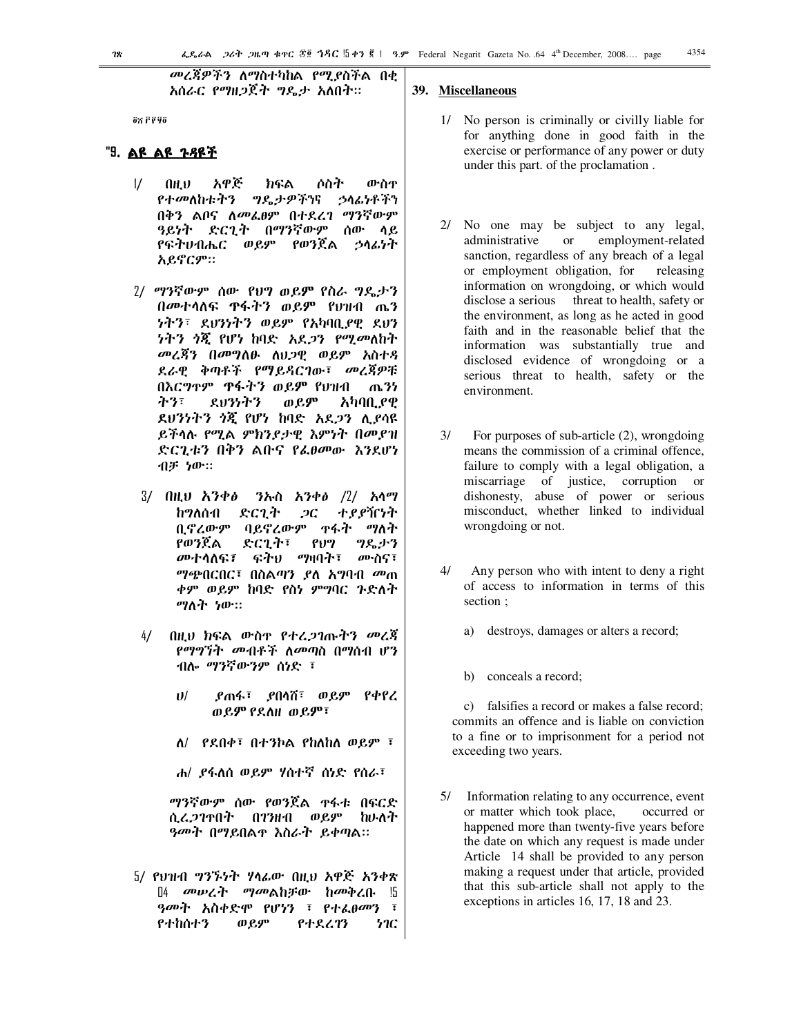መረጃዎችን ለማስተካከል የሚያስችል በቂ አሰራር የማዘጋጀት ግዴታ አለበት፡፡

ክፍል ሰባት

## ፵፱. ልዩ ልዩ ጉዳዮች

1/ በዚህ አዋጅ ክፍል ሶስት ውስጥ የተመለከቱትን ግዴታዎችንና ኃላፊነቶችን በቅን ልቦና ለመፈፀም በተደረገ ማንኛውም ዓይነት ድርጊት በማንኛውም ሰው ላይ የፍትሀብሔር ወይም የወንጀል ኃላፊነት አይኖርም፡፡

2/ ማንኛውም ሰው የህግ ወይም የስራ ግዴታን በመተላለፍ ጥፋትን ወይም የህዝብ ጤንነትን፣ ደህንነትን ወይም የአካባቢያዊ ደህንነትን ጎጂ የሆነ ከባድ አደጋን የሚመለከት መረጃን በመግለፁ ለህጋዊ ወይም አስተዳደራዊ ቅጣቶች የማይዳርገው፣ መረጃዎቹ በእርግጥም ጥፋትን ወይም የህዝብ ጤንነትን፣ ደህንነትን ወይም አካባቢያዊ ደህንነትን ጎጂ የሆነ ከባድ አደጋን ሊያሳዩ ይችላሉ የሚል ምክንያታዊ እምነት በመያዝ ድርጊቱን በቅን ልቡና የፈፀመው እንደሆነ ብቻ ነው፡፡

3/ በዚህ አንቀፅ ንኡስ አንቀፅ /2/ አላማ ከግለሰብ ድርጊት ጋር ተያያዥነት ቢኖረውም ባይኖረውም ጥፋት ማለት የወንጀል ድርጊት፣ የህግ ግዴታን መተላለፍ፣ ፍትህ ማዛባት፣ ሙስና፣ ማጭበርበር፣ በስልጣን ያለ አግባብ መጠቀም ወይም ከባድ የስነ ምግባር ጉድለት ማለት ነው፡፡

4/ በዚህ ክፍል ውስጥ የተረጋገጡትን መረጃ የማግኘት መብቶች ለመጣስ በማሰብ ሆን ብሎ ማንኛውንም ሰነድ ፣

ሀ/ ያጠፋ፣ ያበላሸ፣ ወይም የቀየረ ወይም የደለዘ ወይም፣

ለ/ የደበቀ፣ በተንኮል የከለከለ ወይም ፣

ሐ/ ያፋለሰ ወይም ሃሰተኛ ሰነድ የሰራ፣

ማንኛውም ሰው የወንጀል ጥፋቱ በፍርድ ሲረጋገጥበት በገንዘብ ወይም ከሁለት ዓመት በማይበልጥ እስራት ይቀጣል፡፡

5/ የህዝብ ግንኙነት ሃላፊው በዚህ አዋጅ አንቀጽ ፲4 መሠረት ማመልከቻው ከመቅረቡ ፲5 ዓመት አስቀድሞ የሆነን ፣ የተፈፀመን ፣ የተከሰተን ወይም የተደረገን ነገር

## 39. Miscellaneous

1/ No person is criminally or civilly liable for for anything done in good faith in the exercise or performance of any power or duty under this part. of the proclamation .

2/ No one may be subject to any legal, administrative or employment-related sanction, regardless of any breach of a legal or employment obligation, for releasing information on wrongdoing, or which would disclose a serious threat to health, safety or the environment, as long as he acted in good faith and in the reasonable belief that the information was substantially true and disclosed evidence of wrongdoing or a serious threat to health, safety or the environment.

3/ For purposes of sub-article (2), wrongdoing means the commission of a criminal offence, failure to comply with a legal obligation, a miscarriage of justice, corruption or dishonesty, abuse of power or serious misconduct, whether linked to individual wrongdoing or not.

4/ Any person who with intent to deny a right of access to information in terms of this section ;

a) destroys, damages or alters a record;

b) conceals a record;

c) falsifies a record or makes a false record;

commits an offence and is liable on conviction to a fine or to imprisonment for a period not exceeding two years.

5/ Information relating to any occurrence, event or matter which took place, occurred or happened more than twenty-five years before the date on which any request is made under Article 14 shall be provided to any person making a request under that article, provided that this sub-article shall not apply to the exceptions in articles 16, 17, 18 and 23.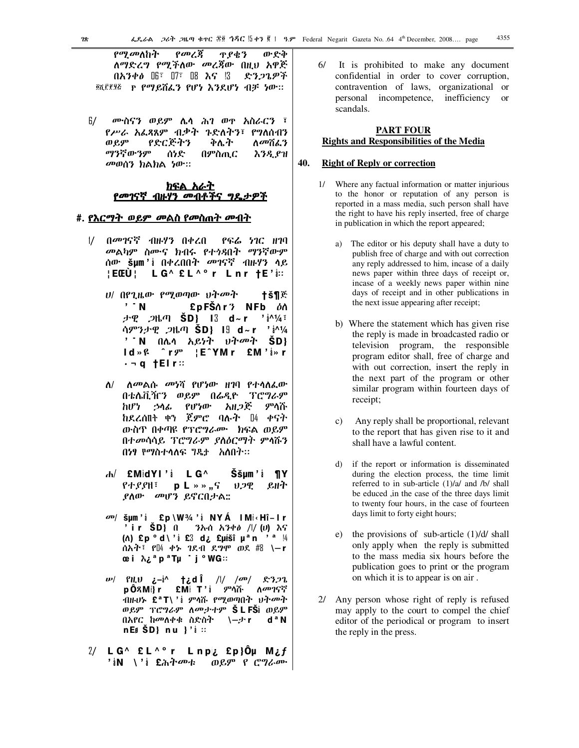የሚመለከት የመረጃ ጥያቄን ውድቅ ለማድረግ የሚችለው መረጃው በዚህ አዋጅ በአንቀፅ ፻፮፣ ፻፯፣ ፻፰ እና ፻፫ ድንጋጌዎች ፩፣፪፣፫፣፬ ፦ የማይሸፈን የሆነ እንደሆነ ብቻ ነው።

፮/ ሙስናን ወይም ሌላ ሕገ ወጥ አሰራርን ፣ የሥራ አፈጻጸም ብቃት ጉድለትን፣ የግለሰብን ወይም የድርጅትን ቅሌት ለመሸፈን ማንኛውንም ሰነድ በምስጢር እንዲያዝ መወሰን ክልክል ነው።

## ክፍል አራት
## የመገናኛ ብዙሃን መብቶችና ግዴታዎች

### ፵. የእርማት ወይም መልስ የመስጠት መብት

፩/ በመገናኛ ብዙሃን በቀረበ የፍሬ ነገር ዘገባ መልካም ስሙና ክብሩ የተጎዳበት ማንኛውም ሰው šµm'ì በቀረበበት መገናኛ ብዙሃን ላይ ¦EŒÙ¦ L G^ £L^°r L n r †E'ì።

ሀ/ በየጊዜው የሚወጣው ህትመት †š¶ፎ '¯N £pFŠለr'ን NFb ዕለ ታዊ ጋዜጣ ŠD} ፫ d~r 'ì^¼፣ ሳምንታዊ ጋዜጣ ŠD} ፱ d~r 'ì^¼ '¯N በሌላ አይነት ህትመት ŠD} Id»ዩ ˆrም ¦E˜YMr £M'ì»r ·¬q †EIr።

ለ/ ለመልሱ መነሻ የሆነው ዘገባ የተላለፈው በቴሌቪዥን ወይም በሬዲዮ ፕሮግራም ከሆነ ኃላፊ የሆነው አዘጋጅ ምላሹ ከደረሰበት ቀን ጀምሮ ባሉት ፲፬ ቀናት ውስጥ በቀጣዩ የፕሮግራሙ ክፍል ወይም በተመሳሳይ ፕሮግራም ያለዕርማት ምላሹን በነፃ የማስተላለፍ ግዴታ አለበት።

ሐ/ £M¦dYI'ì L G^ Ššµm'ì ¶Y የተያያዘ፣ p L»»„ና ህጋዊ ይዘት ያለው መሆን ይኖርበታል።

መ/ šµm'ì £p\W¾'ì NYÁ IM¦‹Hî–Ir 'ìr ŠD} በ ንኡስ አንቀፅ /፩/ (ሀ) እና (ለ) £p°d\'ì £፫ d¿ £µšî µªn 'ª ፳፬ ሰአት፣ የ፲፬ ቀኑ ገደብ ደግሞ ወደ ፵፰ \–r œi እ¿ªpªTµ ¯j°WG።

ሠ/ የዚህ ¿–ì^ †¿dÎ /፩/ /መ/ ድንጋጌ pÔጸM¦}r £M¦T'ì ምላሹ ለመገናኛ ብዙሁኑ £ªT\'ì ምላሹ የሚወጣበት ህትመት ወይም ፕሮግራም ለመታተም ŠLFŠì ወይም በአየር ከመለቀቁ ስድስት \–ታr dªN nEፀ ŠD} nu}'ì።

፪/ L G^ £L^°r L np¿ £p}Ôµ M¿ƒ 'ìN \'ì £ሕትሙቱ ወይም የ ሮግራሙ

6/ It is prohibited to make any document confidential in order to cover corruption, contravention of laws, organizational or personal incompetence, inefficiency or scandals.

## PART FOUR
## Rights and Responsibilities of the Media

### 40. Right of Reply or correction

1/ Where any factual information or matter injurious to the honor or reputation of any person is reported in a mass media, such person shall have the right to have his reply inserted, free of charge in publication in which the report appeared;

a) The editor or his deputy shall have a duty to publish free of charge and with out correction any reply addressed to him, incase of a daily news paper within three days of receipt or, incase of a weekly news paper within nine days of receipt and in other publications in the next issue appearing after receipt;

b) Where the statement which has given rise the reply is made in broadcasted radio or television program, the responsible program editor shall, free of charge and with out correction, insert the reply in the next part of the program or other similar program within fourteen days of receipt;

c) Any reply shall be proportional, relevant to the report that has given rise to it and shall have a lawful content.

d) if the report or information is disseminated during the election process, the time limit referred to in sub-article (1)/a/ and /b/ shall be educed ,in the case of the three days limit to twenty four hours, in the case of fourteen days limit to forty eight hours;

e) the provisions of sub-article (1)/d/ shall only apply when the reply is submitted to the mass media six hours before the publication goes to print or the program on which it is to appear is on air .

2/ Any person whose right of reply is refused may apply to the court to compel the chief editor of the periodical or program to insert the reply in the press.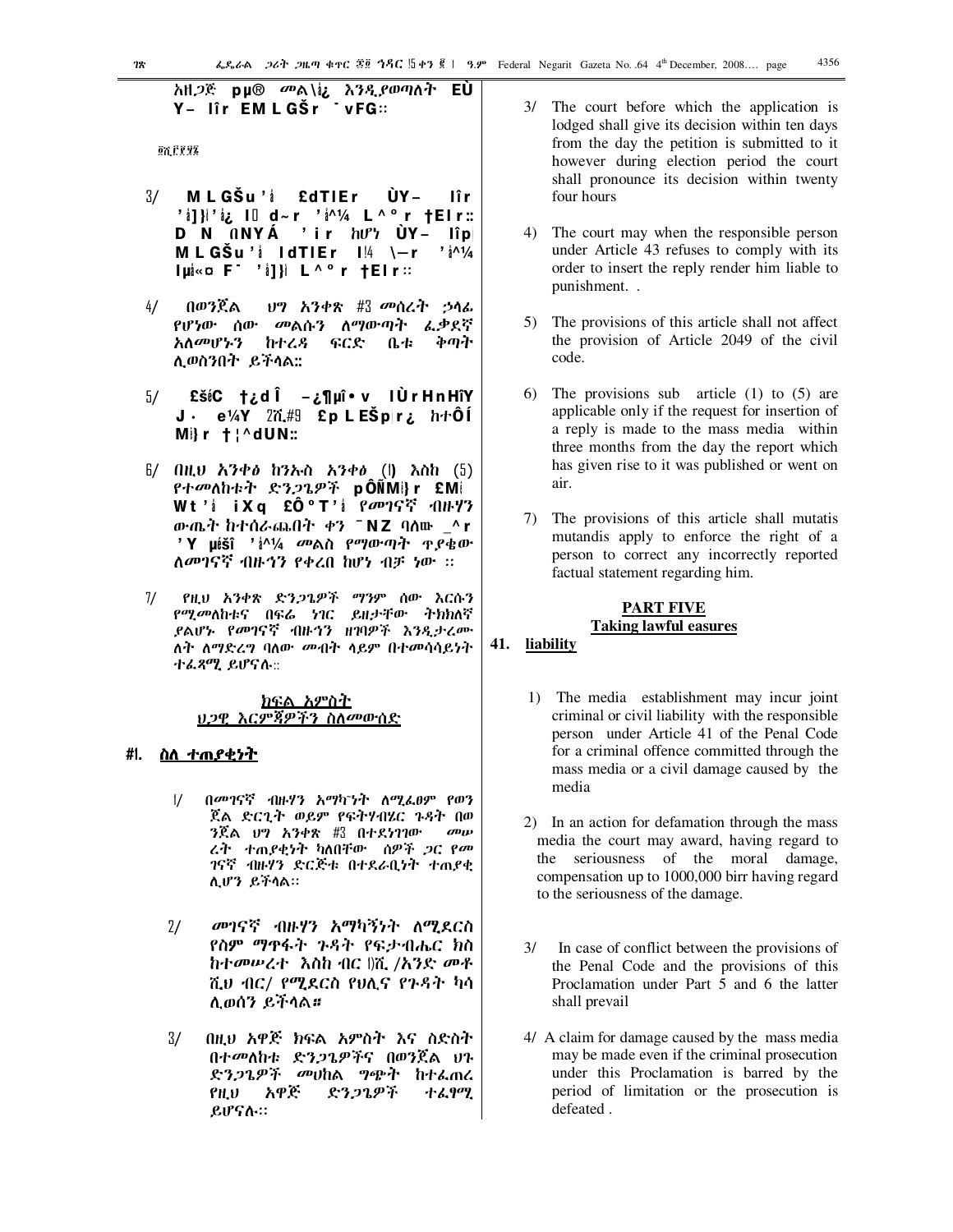አዘጋጅ pµ® መል\¡¿ እንዲያወጣለት EÙ Y– lîr EMLGŠr ¯vFG።

፬ሺ፫፻፶፮

3/ MLGŠu'¡ £dTlEr ÙY– lîr '¡]}¡'¡¿ l d~r '¡^¼ L^°r †ElEr። D N ¦NYÁ 'ir ከሆነ ÙY– lîp MLGŠu'¡ ldTlEr l!4 \—r '¡^¼ lµ¡«¤ F¯ '¡]}¡ L^°r †ElEr።

4/ በወንጀል ህግ አንቀጽ #3 መሰረት ኃላፊ የሆነው ሰው መልሱን ለማውጣት ፈቃደኛ አለመሆኑን ከተረዳ ፍርድ ቤቱ ቅጣት ሊወስንበት ይችላል።

5/ £š¡C †¿dÎ –¿¶µî•v lÙrHnHîY J· e¼Y 2ሺ#9 £pLEŠp¡r¿ ከተÔÍ M¡}r †¦^dUN።

6/ በዚህ አንቀፅ ከንኡስ አንቀፅ (፩) እስከ (5) የተመለከቱት ድንጋጌዎች pÔÑM¡}r £M¡ Wt'¡ iXq £Ô°T'¡ የመገናኛ ብዙሃን ውጤት ከተሰራጨበት ቀን ¯NZ ባለው _^r 'Y µ¡šî '¡^¼ መልስ የማውጣት ጥያቄው ለመገናኛ ብዙኅን የቀረበ ከሆነ ብቻ ነው ።

7/ የዚህ አንቀጽ ድንጋጌዎች ማንም ሰው እርሱን የሚመለከቱና በፍሬ ነገር ይዘታቸው ትክክለኛ ያልሆኑ የመገናኛ ብዙኀን ዘገባዎች እንዲታረሙ ለት ለማድረግ ባለው መብት ላይም በተመሳሳይነት ተፈጻሚ ይሆናሉ።

## ክፍል አምስት
## ህጋዊ እርምጃዎችን ስለመውሰድ

### #፩. ስለ ተጠያቂነት

1/ በመገናኛ ብዙሃን አማካኘነት ለሚፈፀም የወንጀል ድርጊት ወይም የፍትሃብሔር ጉዳት በወንጀል ህግ አንቀጽ #3 በተደነገገው መሠረት ተጠያቂነት ካለበቸው ሰዎች ጋር የመገናኛ ብዙሃን ድርጅቱ በተደራቢነት ተጠያቂ ሊሆን ይችላል።

2/ መገናኛ ብዙሃን አማካኝነት ለሚደርስ የስም ማጥፋት ጉዳት የፍታብሔር ክስ ከተመሠረተ እስከ ብር ፻ሺ /አንድ መቶ ሺህ ብር/ የሚደርስ የህሊና የጉዳት ካሳ ሊወሰን ይችላል።

3/ በዚህ አዋጅ ክፍል አምስት እና ስድስት በተመለከቱ ድንጋጌዎችና በወንጀል ህጉ ድንጋጌዎች መሀከል ግጭት ከተፈጠረ የዚህ አዋጅ ድንጋጌዎች ተፈፃሚ ይሆናሉ።

3/ The court before which the application is lodged shall give its decision within ten days from the day the petition is submitted to it however during election period the court shall pronounce its decision within twenty four hours

4) The court may when the responsible person under Article 43 refuses to comply with its order to insert the reply render him liable to punishment. .

5) The provisions of this article shall not affect the provision of Article 2049 of the civil code.

6) The provisions sub article (1) to (5) are applicable only if the request for insertion of a reply is made to the mass media within three months from the day the report which has given rise to it was published or went on air.

7) The provisions of this article shall mutatis mutandis apply to enforce the right of a person to correct any incorrectly reported factual statement regarding him.

## PART FIVE
## Taking lawful easures

### 41. liability

1) The media establishment may incur joint criminal or civil liability with the responsible person under Article 41 of the Penal Code for a criminal offence committed through the mass media or a civil damage caused by the media

2) In an action for defamation through the mass media the court may award, having regard to the seriousness of the moral damage, compensation up to 1000,000 birr having regard to the seriousness of the damage.

3/ In case of conflict between the provisions of the Penal Code and the provisions of this Proclamation under Part 5 and 6 the latter shall prevail

4/ A claim for damage caused by the mass media may be made even if the criminal prosecution under this Proclamation is barred by the period of limitation or the prosecution is defeated .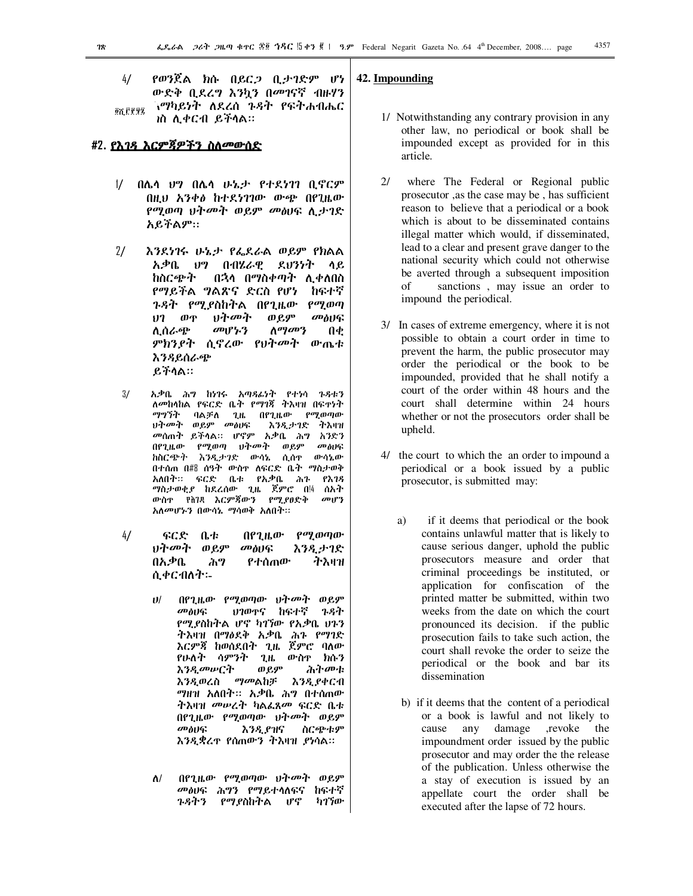4/ የወንጀል ክሱ በይርጋ ቢታገድም ሆነ ውድቅ ቢደረግ እንኳን በመገናኛ ብዙሃን ^ማካይነት ለደረሰ ጉዳት የፍትሐብሔር ክስ ሊቀርብ ይችላል፡፡

## ፵፪. የእገዳ እርምጃዎችን ስለመውሰድ

1/ በሌላ ህግ በሌላ ሁኔታ የተደነገገ ቢኖርም በዚህ አንቀፅ ከተደነገገው ውጭ በየጊዜው የሚወጣ ህትመት ወይም መፅሀፍ ሊታገድ አይችልም፡፡

2/ እንደነገሩ ሁኔታ የፌደራል ወይም የክልል አቃቤ ህግ በብሄራዊ ደህንነት ላይ ከስርጭት በኋላ በማስቀጣት ሊቀለበስ የማይችል ግልጽና ድርስ የሆነ ከፍተኛ ጉዳት የሚያስከትል በየጊዜው የሚወጣ ህገ ወጥ ህትመት ወይም መፅሀፍ ሊሰራጭ መሆኑን ለማመን በቂ ምክንያት ሲኖረው የህትመት ውጤቱ እንዳይሰራጭ ይችላል፡፡

3/ አቃቤ ሕግ ከነገሩ አጣዳፊነት የተነሳ ጉዳቱን ለመከላከል የፍርድ ቤት የማገጃ ትእዛዝ በፍጥነት ማግኘት ባልቻለ ጊዜ በየጊዜው የሚወጣው ህትመት ወይም መፅሀፍ እንዲታገድ ትእዛዝ መስጠት ይችላል፡፡ ሆኖም አቃቤ ሕግ አንድን በየጊዜው የሚወጣ ህትመት ወይም መፅሀፍ ከስርጭት እንዲታገድ ውሳኔ ሲሰጥ ውሳኔው በተሰጠ በ፵፰ ሰዓት ውስጥ ለፍርድ ቤት ማስታወቅ አለበት፡፡ ፍርድ ቤቱ የአቃቤ ሕጉ የእገዳ ማስታወቂያ ከደረሰው ጊዜ ጀምሮ በ፳፬ ሰአት ውስጥ የእገዳ እርምጃውን የሚያፀድቅ መሆን አለመሆኑን በውሳኔ ማሳወቅ አለበት፡፡

4/ ፍርድ ቤቱ በየጊዜው የሚወጣው ህትመት ወይም መፅሀፍ እንዲታገድ በአቃቤ ሕግ የተሰጠው ትእዛዝ ሲቀርብለት፡-

ሀ/ በየጊዜው የሚወጣው ህትመት ወይም መፅሀፍ ህገወጥና ከፍተኛ ጉዳት የሚያስከትል ሆኖ ካገኘው የአቃቤ ህጉን ትእዛዝ በማፅደቅ አቃቤ ሕጉ የማገድ እርምጃ ከወሰደበት ጊዜ ጀምሮ ባለው የሁለት ሳምንት ጊዜ ውስጥ ክሱን እንዲመሠርት ወይም ሕትመቱ እንዲወረስ ማመልከቻ እንዲያቀርብ ማዘዝ አለበት፡፡ አቃቤ ሕግ በተሰጠው ትእዛዝ መሠረት ካልፈጸመ ፍርድ ቤቱ በየጊዜው የሚወጣው ህትመት ወይም መፅሀፍ እንዲያዝና ስርጭቱም እንዲቋረጥ የሰጠውን ትእዛዝ ያነሳል፡፡

ለ/ በየጊዜው የሚወጣው ህትመት ወይም መፅሀፍ ሕግን የማይተላለፍና ከፍተኛ ጉዳትን የሚያስከትል ሆኖ ካገኘው

## 42. Impounding

1/ Notwithstanding any contrary provision in any other law, no periodical or book shall be impounded except as provided for in this article.

2/ where The Federal or Regional public prosecutor ,as the case may be , has sufficient reason to believe that a periodical or a book which is about to be disseminated contains illegal matter which would, if disseminated, lead to a clear and present grave danger to the national security which could not otherwise be averted through a subsequent imposition of sanctions , may issue an order to impound the periodical.

3/ In cases of extreme emergency, where it is not possible to obtain a court order in time to prevent the harm, the public prosecutor may order the periodical or the book to be impounded, provided that he shall notify a court of the order within 48 hours and the court shall determine within 24 hours whether or not the prosecutors order shall be upheld.

4/ the court to which the an order to impound a periodical or a book issued by a public prosecutor, is submitted may:

a) if it deems that periodical or the book contains unlawful matter that is likely to cause serious danger, uphold the public prosecutors measure and order that criminal proceedings be instituted, or application for confiscation of the printed matter be submitted, within two weeks from the date on which the court pronounced its decision. if the public prosecution fails to take such action, the court shall revoke the order to seize the periodical or the book and bar its dissemination

b) if it deems that the content of a periodical or a book is lawful and not likely to cause any damage ,revoke the impoundment order issued by the public prosecutor and may order the the release of the publication. Unless otherwise the a stay of execution is issued by an appellate court the order shall be executed after the lapse of 72 hours.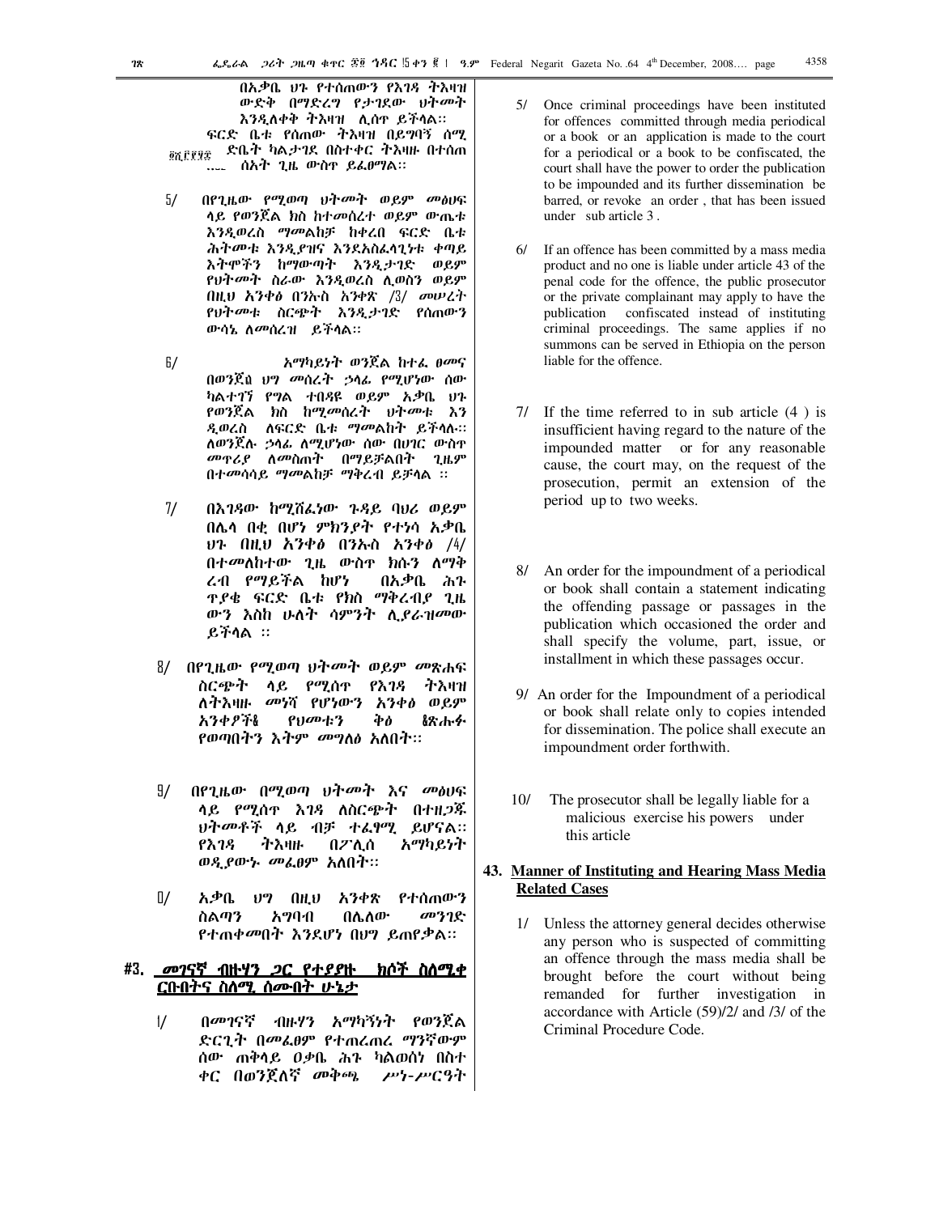በአቃቤ ህጉ የተሰጠውን የእገዳ ትእዛዝ ውድቅ በማድረግ የታገደው ህትመት እንዲለቀቅ ትእዛዝ ሊሰጥ ይችላል። ፍርድ ቤቱ የሰጠው ትእዛዝ በይግባኝ ሰሚ ፍርድ ቤት ካልታገደ በስተቀር ትእዛዙ በተሰጠ በ... ሰአት ጊዜ ውስጥ ይፈፀማል።

5/ በየጊዜው የሚወጣ ህትመት ወይም መፅሀፍ ላይ የወንጀል ክስ ከተመሰረተ ወይም ውጤቱ እንዲወረስ ማመልከቻ ከቀረበ ፍርድ ቤቱ ሕትመቱ እንዲያዝና እንደአስፈላጊነቱ ቀጣይ እትሞችን ከማውጣት እንዲታገድ ወይም የህትመት ስራው እንዲወረስ ሊወስን ወይም በዚህ አንቀፅ በንኡስ አንቀጽ /3/ መሠረት የህትመቱ ስርጭት እንዲታገድ የሰጠውን ውሳኔ ለመሰረዝ ይችላል።

6/ አማካይነት ወንጀል ከተፈ ፀመና በወንጀሉ ህግ መሰረት ኃላፊ የሚሆነው ሰው ካልተገኘ የግል ተበዳዩ ወይም አቃቤ ህጉ የወንጀል ክስ ከሚመሰረት ህትመቱ እን ዲወረስ ለፍርድ ቤቱ ማመልከት ይችላሉ። ለወንጀሉ ኃላፊ ለሚሆነው ሰው በሀገር ውስጥ መጥሪያ ለመስጠት በማይቻልበት ጊዜም በተመሳሳይ ማመልከቻ ማቅረብ ይቻላል ።

7/ በእገዳው ከሚሸፈነው ጉዳይ ባህሪ ወይም በሌላ በቂ በሆነ ምክንያት የተነሳ አቃቤ ህጉ በዚህ አንቀፅ በንኡስ አንቀፅ /4/ በተመለከተው ጊዜ ውስጥ ክሱን ለማቅ ረብ የማይችል ከሆነ በአቃቤ ሕጉ ጥያቄ ፍርድ ቤቱ የክስ ማቅረብያ ጊዜ ውን እስከ ሁለት ሳምንት ሊያራዝመው ይችላል ።

8/ በየጊዜው የሚወጣ ህትመት ወይም መጽሐፍ ስርጭት ላይ የሚሰጥ የእገዳ ትእዛዝ ለትእዛዙ መነሻ የሆነውን አንቀፅ ወይም አንቀፆች፣ የህመቱን ቅፅ ፣ጽሑፉ የወጣበትን እትም መግለፅ አለበት።

9/ በየጊዜው በሚወጣ ህትመት እና መፅሀፍ ላይ የሚሰጥ እገዳ ለስርጭት በተዘጋጁ ህትመቶች ላይ ብቻ ተፈፃሚ ይሆናል። የእገዳ ትእዛዙ በፖሊስ አማካይነት ወዲያውኑ መፈፀም አለበት።

10/ አቃቤ ህግ በዚህ አንቀጽ የተሰጠውን ስልጣን አግባብ በሌለው መንገድ የተጠቀመበት እንደሆነ በህግ ይጠየቃል።

## 43. መገናኛ ብዙሃን ጋር የተያያዙ ክሶች ስለሚቀርቡበትና ስለሚ ሰሙበት ሁኔታ

1/ በመገናኛ ብዙሃን አማካኝነት የወንጀል ድርጊት በመፈፀም የተጠረጠረ ማንኛውም ሰው ጠቅላይ ዐቃቤ ሕግ ካልወሰነ በስተ ቀር በወንጀለኛ መቅጫ ሥነ-ሥርዓት

5/ Once criminal proceedings have been instituted for offences committed through media periodical or a book or an application is made to the court for a periodical or a book to be confiscated, the court shall have the power to order the publication to be impounded and its further dissemination be barred, or revoke an order , that has been issued under sub article 3 .

6/ If an offence has been committed by a mass media product and no one is liable under article 43 of the penal code for the offence, the public prosecutor or the private complainant may apply to have the publication confiscated instead of instituting criminal proceedings. The same applies if no summons can be served in Ethiopia on the person liable for the offence.

7/ If the time referred to in sub article (4 ) is insufficient having regard to the nature of the impounded matter or for any reasonable cause, the court may, on the request of the prosecution, permit an extension of the period up to two weeks.

8/ An order for the impoundment of a periodical or book shall contain a statement indicating the offending passage or passages in the publication which occasioned the order and shall specify the volume, part, issue, or installment in which these passages occur.

9/ An order for the Impoundment of a periodical or book shall relate only to copies intended for dissemination. The police shall execute an impoundment order forthwith.

10/ The prosecutor shall be legally liable for a malicious exercise his powers under this article

## 43. Manner of Instituting and Hearing Mass Media Related Cases

1/ Unless the attorney general decides otherwise any person who is suspected of committing an offence through the mass media shall be brought before the court without being remanded for further investigation in accordance with Article (59)/2/ and /3/ of the Criminal Procedure Code.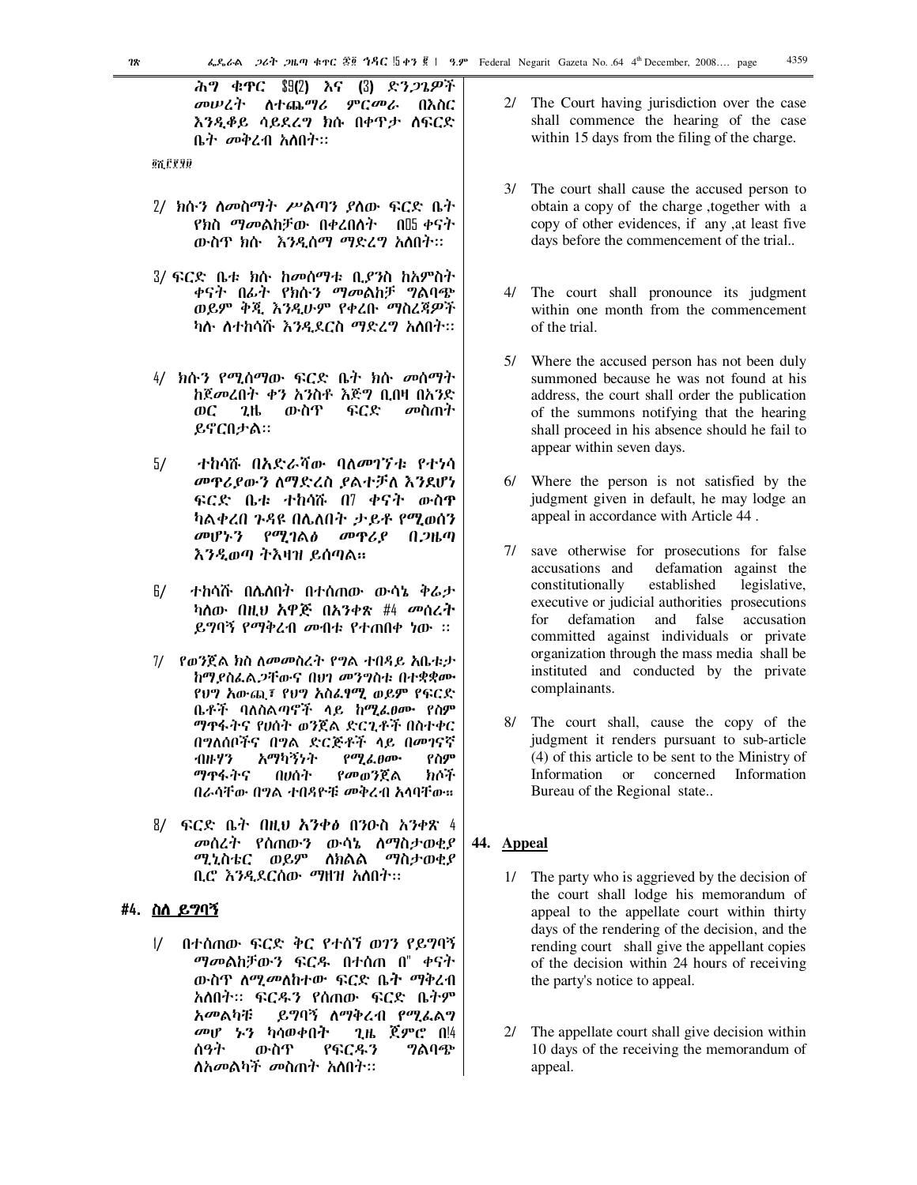ሕግ ቁጥር ፮፱(2) እና (3) ድንጋጌዎች መሠረት ለተጨማሪ ምርመራ በእስር እንዲቆይ ሳይደረግ ክሱ በቀጥታ ለፍርድ ቤት መቅረብ አለበት።

፬፮.፫፱፱፬

2/ ክሱን ለመስማት ሥልጣን ያለው ፍርድ ቤት የክስ ማመልከቻው በቀረበለት በ፲፭ ቀናት ውስጥ ክሱ እንዲሰማ ማድረግ አለበት።

3/ ፍርድ ቤቱ ክሱ ከመሰማቱ ቢያንስ ከአምስት ቀናት በፊት የክሱን ማመልከቻ ግልባጭ ወይም ቅጂ እንዲሁም የቀረቡ ማስረጃዎች ካሉ ለተከሳሹ እንዲደርስ ማድረግ አለበት።

4/ ክሱን የሚሰማው ፍርድ ቤት ክሱ መሰማት ከጀመረበት ቀን አንስቶ እጅግ ቢበዛ በአንድ ወር ጊዜ ውስጥ ፍርድ መስጠት ይኖርበታል።

5/ ተከሳሹ በአድራሻው ባለመገኘቱ የተነሳ መጥሪያውን ለማድረስ ያልተቻለ እንደሆነ ፍርድ ቤቱ ተከሳሹ በ፯ ቀናት ውስጥ ካልቀረበ ጉዳዩ በሌለበት ታይቶ የሚወሰን መሆኑን የሚገልፅ መጥሪያ በጋዜጣ እንዲወጣ ትእዛዝ ይሰጣል።

6/ ተከሳሹ በሌለበት በተሰጠው ውሳኔ ቅሬታ ካለው በዚህ አዋጅ በአንቀጽ ፵፬ መሰረት ይግባኝ የማቅረብ መብቱ የተጠበቀ ነው ።

7/ የወንጀል ክስ ለመመስረት የግል ተበዳይ አቤቱታ ከማያስፈልጋቸውና በህገ መንግስቱ በተቋቋሙ የህግ አውጪ፣ የህግ አስፈፃሚ ወይም የፍርድ ቤቶች ባለስልጣኖች ላይ ከሚፈፀሙ የስም ማጥፋትና የሀሰት ወንጀል ድርጊቶች በስተቀር በግለሰቦችና በግል ድርጅቶች ላይ በመገናኛ ብዙሃን አማካኝነት የሚፈፀሙ የስም ማጥፋትና በሀሰት የመወንጀል ክሶች በራሳቸው በግል ተበዳዮቹ መቅረብ አለባቸው።

8/ ፍርድ ቤት በዚህ አንቀፅ በንዑስ አንቀጽ 4 መሰረት የሰጠውን ውሳኔ ለማስታወቂያ ሚኒስቴር ወይም ለክልል ማስታወቂያ ቢሮ እንዲደርሰው ማዘዝ አለበት።

## ፵፬. ስለ ይግባኝ

1/ በተሰጠው ፍርድ ቅር የተሰኘ ወገን የይግባኝ ማመልከቻውን ፍርዱ በተሰጠ በ፴ ቀናት ውስጥ ለሚመለከተው ፍርድ ቤት ማቅረብ አለበት። ፍርዱን የሰጠው ፍርድ ቤትም አመልካቹ ይግባኝ ለማቅረብ የሚፈልግ መሆኑን ካሳወቀበት ጊዜ ጀምሮ በ፳፬ ሰዓት ውስጥ የፍርዱን ግልባጭ ለአመልካች መስጠት አለበት።

2/ The Court having jurisdiction over the case shall commence the hearing of the case within 15 days from the filing of the charge.

3/ The court shall cause the accused person to obtain a copy of the charge ,together with a copy of other evidences, if any ,at least five days before the commencement of the trial..

4/ The court shall pronounce its judgment within one month from the commencement of the trial.

5/ Where the accused person has not been duly summoned because he was not found at his address, the court shall order the publication of the summons notifying that the hearing shall proceed in his absence should he fail to appear within seven days.

6/ Where the person is not satisfied by the judgment given in default, he may lodge an appeal in accordance with Article 44 .

7/ save otherwise for prosecutions for false accusations and defamation against the constitutionally established legislative, executive or judicial authorities prosecutions for defamation and false accusation committed against individuals or private organization through the mass media shall be instituted and conducted by the private complainants.

8/ The court shall, cause the copy of the judgment it renders pursuant to sub-article (4) of this article to be sent to the Ministry of Information or concerned Information Bureau of the Regional state..

## 44. Appeal

1/ The party who is aggrieved by the decision of the court shall lodge his memorandum of appeal to the appellate court within thirty days of the rendering of the decision, and the rending court shall give the appellant copies of the decision within 24 hours of receiving the party's notice to appeal.

2/ The appellate court shall give decision within 10 days of the receiving the memorandum of appeal.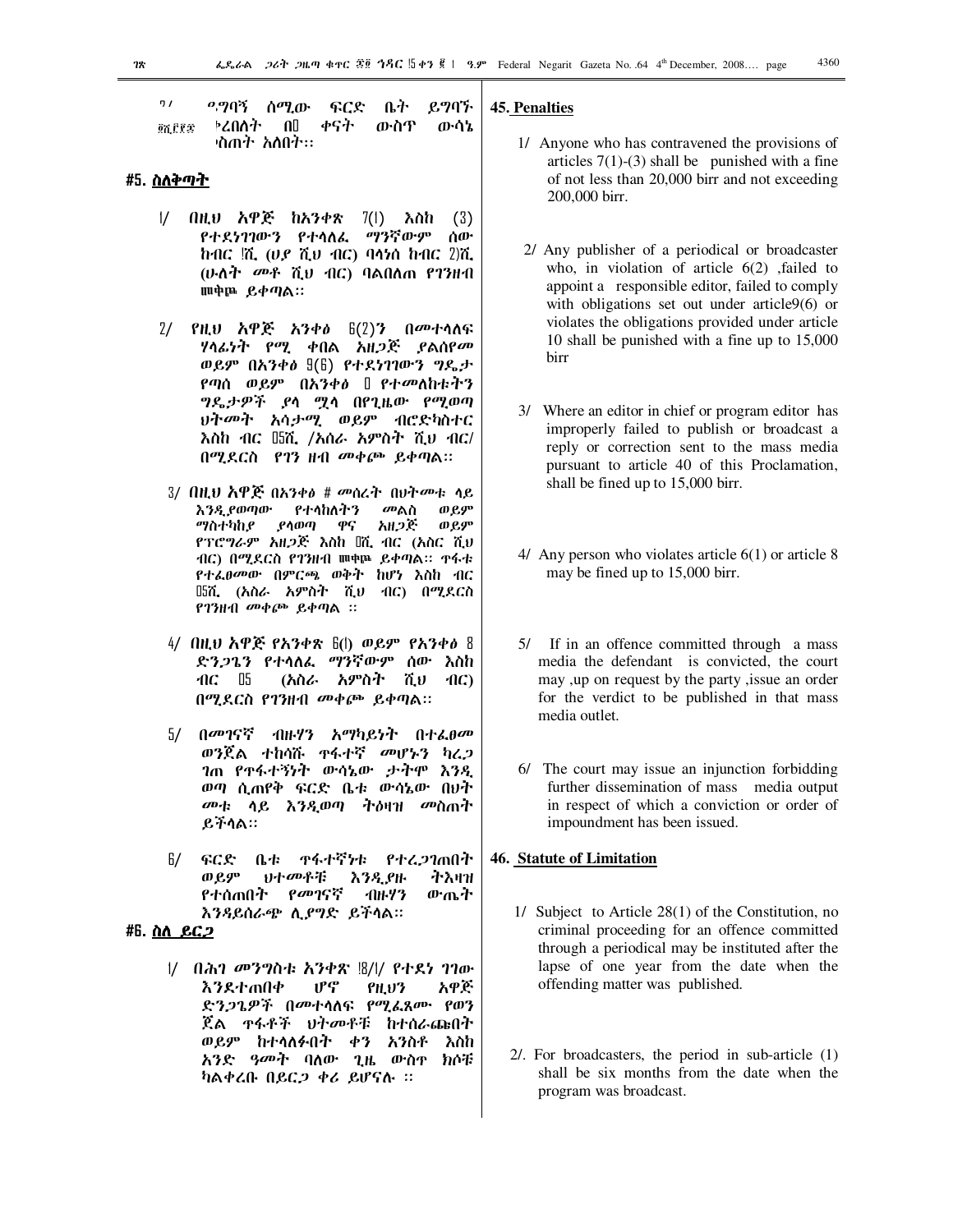ዓ/ ዕግባኝ ሰሚው ፍርድ ቤት ይግባኙ ፻፳፫፻፵ ቀረበለት በ፴ ቀናት ውስጥ ውሳኔ ሊሰጥ አለበት፡፡

## ፵፭. ስለቅጣት

፩/ በዚህ አዋጅ ከአንቀጽ 7(፩) እስከ (3) የተደነገገውን የተላለፈ ማንኛውም ሰው ከብር ፳ሺ. (ሀያ ሺህ ብር) ባላነሰ ከብር 2፻ሺ. (ሁለት መቶ ሺህ ብር) ባልበለጠ የገንዘብ መቀጮ ይቀጣል፡፡

፪/ የዚህ አዋጅ አንቀፅ 6(2)ን በመተላለፍ ሃላፊነት የሚ ቀበል አዘጋጅ ያልሰየመ ወይም በአንቀፅ 9(6) የተደነገገውን ግዴታ የጣሰ ወይም በአንቀፅ ፲ የተመለከቱትን ግዴታዎች ያላ ሟላ በየጊዜው የሚወጣ ህትመት አሳታሚ ወይም ብሮድካስተር እስከ ብር ፲5ሺ. /አስራ አምስት ሺህ ብር/ በሚደርስ የገን ዘብ መቀጮ ይቀጣል፡፡

፫/ በዚህ አዋጅ በአንቀፅ ፵ መሰረት በህትመቱ ላይ እንዲያወጣው የተላከለትን መልስ ወይም ማስተካከያ ያላወጣ ዋና አዘጋጅ ወይም የፕሮግራም አዘጋጅ እስከ ፲ሺ. ብር (አስር ሺህ ብር) በሚደርስ የገንዘብ መቀጮ ይቀጣል፡፡ ጥፋቱ የተፈፀመው በምርጫ ወቅት ከሆነ እስከ ብር ፲5ሺ. (አስራ አምስት ሺህ ብር) በሚደርስ የገንዘብ መቀጮ ይቀጣል ፡፡

፬/ በዚህ አዋጅ የአንቀጽ 6(፩) ወይም የአንቀፅ 8 ድንጋጌን የተላለፈ ማንኛውም ሰው እስከ ብር ፲5 (አስራ አምስት ሺህ ብር) በሚደርስ የገንዘብ መቀጮ ይቀጣል፡፡

፭/ በመገናኛ ብዙሃን አማካይነት በተፈፀመ ወንጀል ተከሳሹ ጥፋተኛ መሆኑን ካረጋገጠ የጥፋተኝነት ውሳኔው ታትሞ እንዲወጣ ሲጠየቅ ፍርድ ቤቱ ውሳኔው በህትመቱ ላይ እንዲወጣ ትዕዛዝ መስጠት ይችላል፡፡

፮/ ፍርድ ቤቱ ጥፋተኛነቱ የተረጋገጠበት ወይም ህትመቶቹ እንዲያዙ ትእዛዝ የተሰጠበት የመገናኛ ብዙሃን ውጤት እንዳይሰራጭ ሊያግድ ይችላል፡፡

## ፵፮. ስለ ይርጋ

፩/ በሕገ መንግስቱ አንቀጽ ፳8/፩/ የተደነ ገገው እንደተጠበቀ ሆኖ የዚህን አዋጅ ድንጋጌዎች በመተላለፍ የሚፈጸሙ የወን ጀል ጥፋቶች ህትመቶቹ ከተሰራጩበት ወይም ከተላለፉበት ቀን አንስቶ እስከ አንድ ዓመት ባለው ጊዜ ውስጥ ክሶቹ ካልቀረቡ በይርጋ ቀሪ ይሆናሉ ፡፡

## 45. Penalties

1/ Anyone who has contravened the provisions of articles 7(1)-(3) shall be punished with a fine of not less than 20,000 birr and not exceeding 200,000 birr.

2/ Any publisher of a periodical or broadcaster who, in violation of article 6(2) ,failed to appoint a responsible editor, failed to comply with obligations set out under article9(6) or violates the obligations provided under article 10 shall be punished with a fine up to 15,000 birr

3/ Where an editor in chief or program editor has improperly failed to publish or broadcast a reply or correction sent to the mass media pursuant to article 40 of this Proclamation, shall be fined up to 15,000 birr.

4/ Any person who violates article 6(1) or article 8 may be fined up to 15,000 birr.

5/ If in an offence committed through a mass media the defendant is convicted, the court may ,up on request by the party ,issue an order for the verdict to be published in that mass media outlet.

6/ The court may issue an injunction forbidding further dissemination of mass media output in respect of which a conviction or order of impoundment has been issued.

## 46. Statute of Limitation

1/ Subject to Article 28(1) of the Constitution, no criminal proceeding for an offence committed through a periodical may be instituted after the lapse of one year from the date when the offending matter was published.

2/. For broadcasters, the period in sub-article (1) shall be six months from the date when the program was broadcast.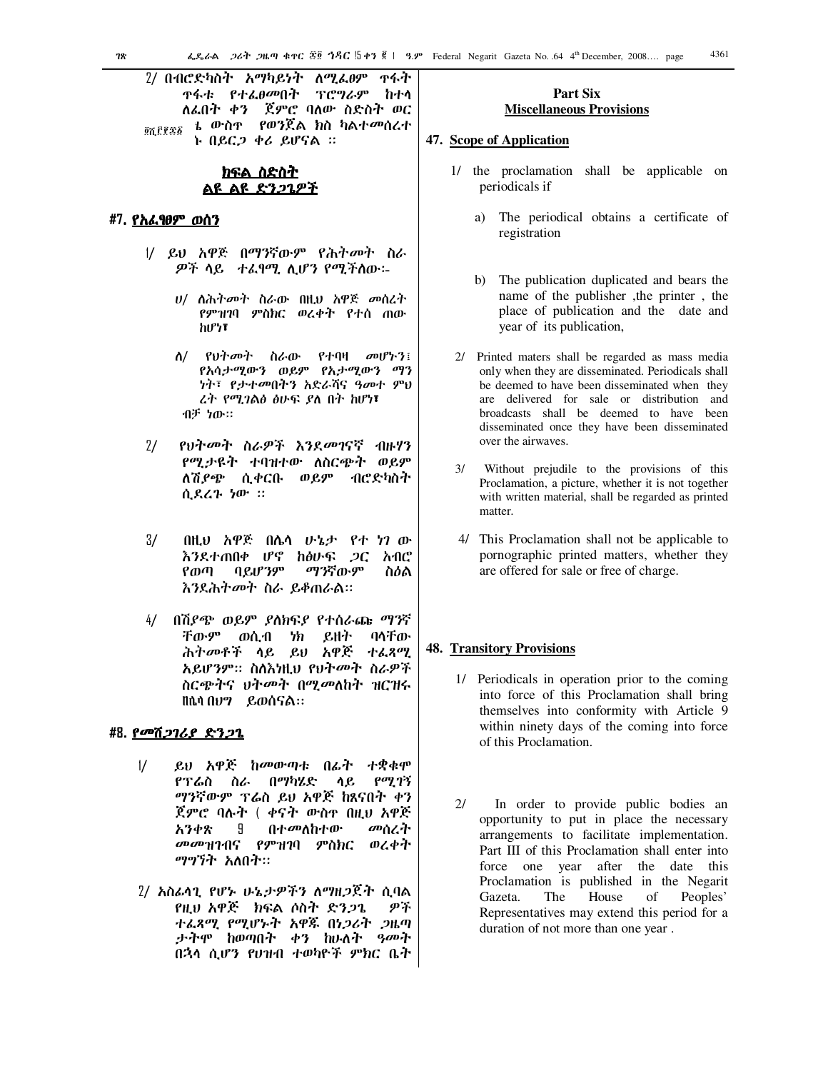2/ በብሮድካስት አማካይነት ለሚፈፀም ጥፋት ጥፋቱ የተፈፀመበት ፕሮግራም ከተላለፈበት ቀን ጀምሮ ባለው ስድስት ወር ቴ ውስጥ የወንጀል ክስ ካልተመሰረተ ኑ በይርጋ ቀሪ ይሆናል ።

## ክፍል ስድስት
## ልዩ ልዩ ድንጋጌዎች

### ፵፯. የአፈፃፀም ወሰን

1/ ይህ አዋጅ በማንኛውም የሕትመት ስራ ዎች ላይ ተፈፃሚ ሊሆን የሚችለው:-

ሀ/ ለሕትመት ስራው በዚህ አዋጅ መሰረት የምዝገባ ምስክር ወረቀት የተሰ ጠው ከሆነ፣

ለ/ የህትመት ስራው የተባዛ መሆኑን፣ የአሳታሚውን ወይም የአታሚውን ማን ነት፣ የታተመበትን አድራሻና ዓመተ ምህ ረት የሚገልፅ ፅሁፍ ያለ በት ከሆነ፣ ብቻ ነው።

2/ የህትመት ስራዎች እንደመገናኛ ብዙሃን የሚታዩት ተባዝተው ለስርጭት ወይም ለሽያጭ ሲቀርቡ ወይም ብሮድካስት ሲደረጉ ነው ።

3/ በዚህ አዋጅ በሌላ ሁኔታ የተ ነገ ው እንደተጠበቀ ሆኖ ከፅሁፍ ጋር አብሮ የወጣ ባይሆንም ማንኛውም ስዕል እንደሕትመት ስራ ይቆጠራል።

4/ በሽያጭ ወይም ያለክፍያ የተሰራጩ ማንኛ ቸውም ወሲብ ነክ ይዘት ባላቸው ሕትመቶች ላይ ይህ አዋጅ ተፈጻሚ አይሆንም። ስለእነዚህ የህትመት ስራዎች ስርጭትና ህትመት በሚመለከት ዝርዝሩ በሌላ በህግ ይወሰናል።

### ፵፰. የመሸጋገሪያ ድንጋጌ

1/ ይህ አዋጅ ከመውጣቱ በፊት ተቋቁሞ የፕሬስ ስራ በማካሄድ ላይ የሚገኝ ማንኛውም ፕሬስ ይህ አዋጅ ከጸናበት ቀን ጀምሮ ባሉት ( ቀናት ውስጥ በዚህ አዋጅ አንቀጽ 9 በተመለከተው መሰረት መመዝገብና የምዝገባ ምስክር ወረቀት ማግኘት አለበት።

2/ አስፈላጊ የሆኑ ሁኔታዎችን ለማዘጋጀት ሲባል የዚህ አዋጅ ክፍል ሶስት ድንጋጌ ዎች ተፈጻሚ የሚሆኑት አዋጁ በነጋሪት ጋዜጣ ታትሞ ከወጣበት ቀን ከሁለት ዓመት በኋላ ሲሆን የህዝብ ተወካዮች ምክር ቤት

## Part Six
## Miscellaneous Provisions

### 47. Scope of Application

1/ the proclamation shall be applicable on periodicals if

a) The periodical obtains a certificate of registration

b) The publication duplicated and bears the name of the publisher ,the printer , the place of publication and the date and year of its publication,

2/ Printed maters shall be regarded as mass media only when they are disseminated. Periodicals shall be deemed to have been disseminated when they are delivered for sale or distribution and broadcasts shall be deemed to have been disseminated once they have been disseminated over the airwaves.

3/ Without prejudile to the provisions of this Proclamation, a picture, whether it is not together with written material, shall be regarded as printed matter.

4/ This Proclamation shall not be applicable to pornographic printed matters, whether they are offered for sale or free of charge.

### 48. Transitory Provisions

1/ Periodicals in operation prior to the coming into force of this Proclamation shall bring themselves into conformity with Article 9 within ninety days of the coming into force of this Proclamation.

2/ In order to provide public bodies an opportunity to put in place the necessary arrangements to facilitate implementation. Part III of this Proclamation shall enter into force one year after the date this Proclamation is published in the Negarit Gazeta. The House of Peoples' Representatives may extend this period for a duration of not more than one year .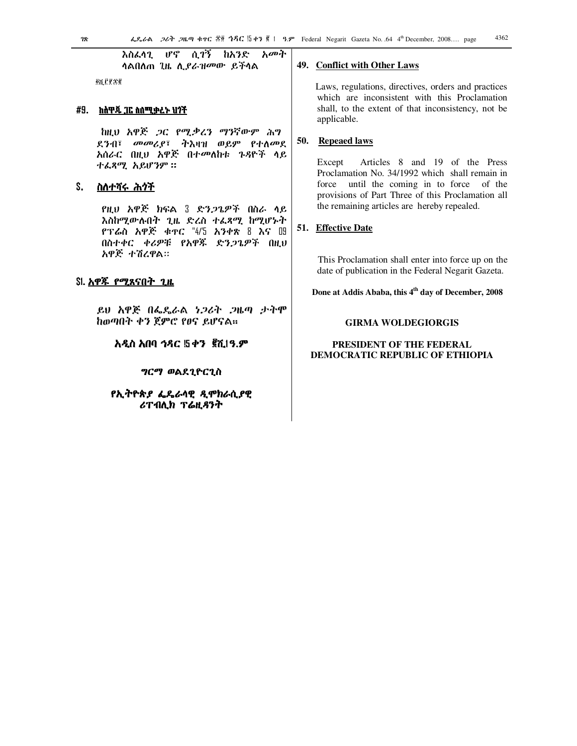እስፈላጊ ሆኖ ሲገኝ ከአንድ አመት ላልበለጠ ጊዜ ሊያራዝመው ይችላል

፬፲፫፻፷፪

**#፱. ከሌሎች ሕጎች ጋር ስለሚቃረኑ ህጎች**

ከዚህ አዋጅ ጋር የሚቃረን ማንኛውም ሕግ ደንብ፣ መመሪያ፣ ትእዛዝ ወይም የተለመደ አሰራር በዚህ አዋጅ በተመለከቱ ጉዳዮች ላይ ተፈጻሚ አይሆንም ፡፡

**፶. ስለተሻሩ ሕጎች**

የዚህ አዋጅ ክፍል 3 ድንጋጌዎች በስራ ላይ እስከሚውሉበት ጊዜ ድረስ ተፈጻሚ ከሚሆኑት የፕሬስ አዋጅ ቁጥር "4/'5 አንቀጽ 8 እና ፲፱ በስተቀር ቀሪዎቹ የአዋጁ ድንጋጌዎች በዚህ አዋጅ ተሽረዋል፡፡

**፶፩. አዋጁ የሚጸናበት ጊዜ**

ይህ አዋጅ በፌዴራል ነጋሪት ጋዜጣ ታትሞ ከወጣበት ቀን ጀምሮ የፀና ይሆናል፡፡

**አዲስ አበባ ኅዳር ፳፭ ቀን ፪ሺ፩ ዓ.ም**

**ግርማ ወልደጊዮርጊስ**

**የኢትዮጵያ ፌዴራላዊ ዲሞክራሲያዊ ሪፐብሊክ ፕሬዚዳንት**

**49. Conflict with Other Laws**

Laws, regulations, directives, orders and practices which are inconsistent with this Proclamation shall, to the extent of that inconsistency, not be applicable.

**50. Repeaed laws**

Except Articles 8 and 19 of the Press Proclamation No. 34/1992 which shall remain in force until the coming in to force of the provisions of Part Three of this Proclamation all the remaining articles are hereby repealed.

**51. Effective Date**

This Proclamation shall enter into force up on the date of publication in the Federal Negarit Gazeta.

**Done at Addis Ababa, this 4th day of December, 2008**

**GIRMA WOLDEGIORGIS**

**PRESIDENT OF THE FEDERAL DEMOCRATIC REPUBLIC OF ETHIOPIA**